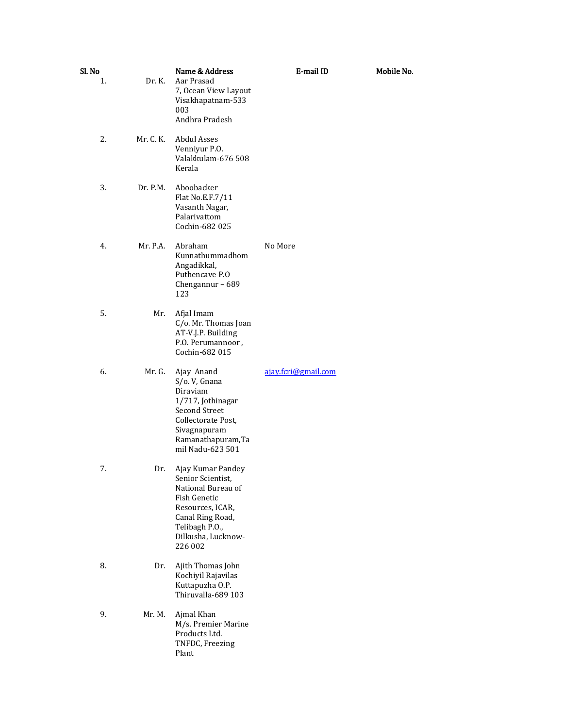| Sl. No | | Name & Address | E-mail ID | Mobile No. |
| --- | --- | --- | --- | --- |
| 1. | Dr. K. | Aar Prasad<br>7, Ocean View Layout<br>Visakhapatnam-533 003<br>Andhra Pradesh | | |
| 2. | Mr. C. K. | Abdul Asses<br>Venniyur P.O.<br>Valakkulam-676 508<br>Kerala | | |
| 3. | Dr. P.M. | Aboobacker<br>Flat No.E.F.7/11<br>Vasanth Nagar,<br>Palarivattom<br>Cochin-682 025 | | |
| 4. | Mr. P.A. | Abraham<br>Kunnathummadhom<br>Angadikkal,<br>Puthencave P.O<br>Chengannur – 689 123 | No More | |
| 5. | Mr. | Afjal Imam<br>C/o. Mr. Thomas Joan<br>AT-V.J.P. Building<br>P.O. Perumannoor ,<br>Cochin-682 015 | | |
| 6. | Mr. G. | Ajay Anand<br>S/o. V, Gnana Diraviam<br>1/717, Jothinagar<br>Second Street<br>Collectorate Post,<br>Sivagnapuram<br>Ramanathapuram,Tamil Nadu-623 501 | ajay.fcri@gmail.com | |
| 7. | Dr. | Ajay Kumar Pandey<br>Senior Scientist,<br>National Bureau of Fish Genetic Resources, ICAR,<br>Canal Ring Road,<br>Telibagh P.O.,<br>Dilkusha, Lucknow-226 002 | | |
| 8. | Dr. | Ajith Thomas John<br>Kochiyil Rajavilas<br>Kuttapuzha O.P.<br>Thiruvalla-689 103 | | |
| 9. | Mr. M. | Ajmal Khan<br>M/s. Premier Marine Products Ltd.<br>TNFDC, Freezing Plant | | |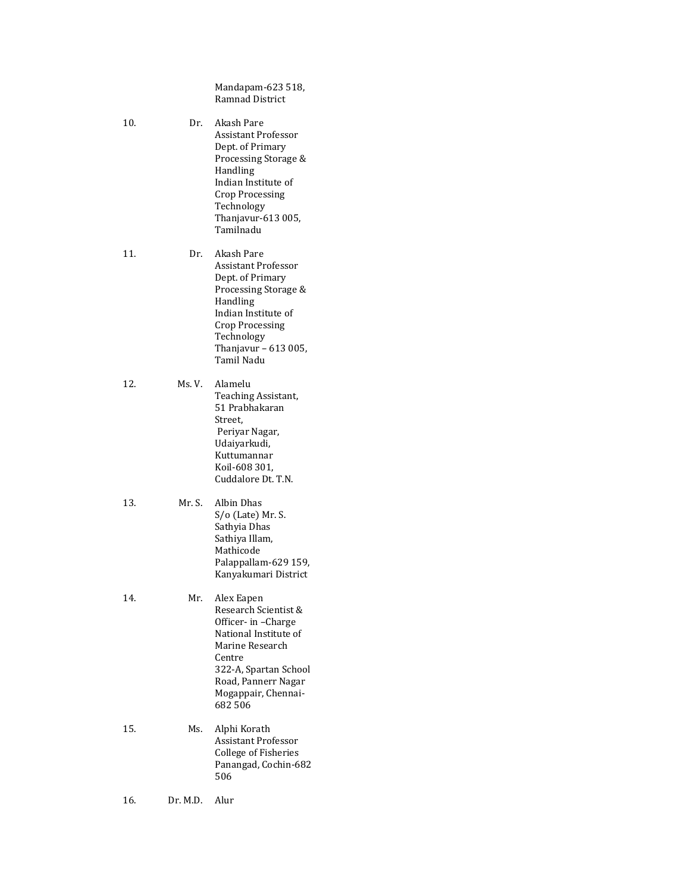| | | |
|---|---|---|
| | | Mandapam-623 518,<br>Ramnad District |
| 10. | Dr. | Akash Pare<br>Assistant Professor<br>Dept. of Primary Processing Storage & Handling<br>Indian Institute of Crop Processing Technology<br>Thanjavur-613 005,<br>Tamilnadu |
| 11. | Dr. | Akash Pare<br>Assistant Professor<br>Dept. of Primary Processing Storage & Handling<br>Indian Institute of Crop Processing Technology<br>Thanjavur – 613 005,<br>Tamil Nadu |
| 12. | Ms. V. | Alamelu<br>Teaching Assistant,<br>51 Prabhakaran Street,<br>Periyar Nagar,<br>Udaiyarkudi,<br>Kuttumannar Koil-608 301,<br>Cuddalore Dt. T.N. |
| 13. | Mr. S. | Albin Dhas<br>S/o (Late) Mr. S. Sathyia Dhas<br>Sathiya Illam,<br>Mathicode<br>Palappallam-629 159,<br>Kanyakumari District |
| 14. | Mr. | Alex Eapen<br>Research Scientist & Officer- in –Charge<br>National Institute of Marine Research Centre<br>322-A, Spartan School Road, Pannerr Nagar<br>Mogappair, Chennai-682 506 |
| 15. | Ms. | Alphi Korath<br>Assistant Professor<br>College of Fisheries<br>Panangad, Cochin-682 506 |
| 16. | Dr. M.D. | Alur |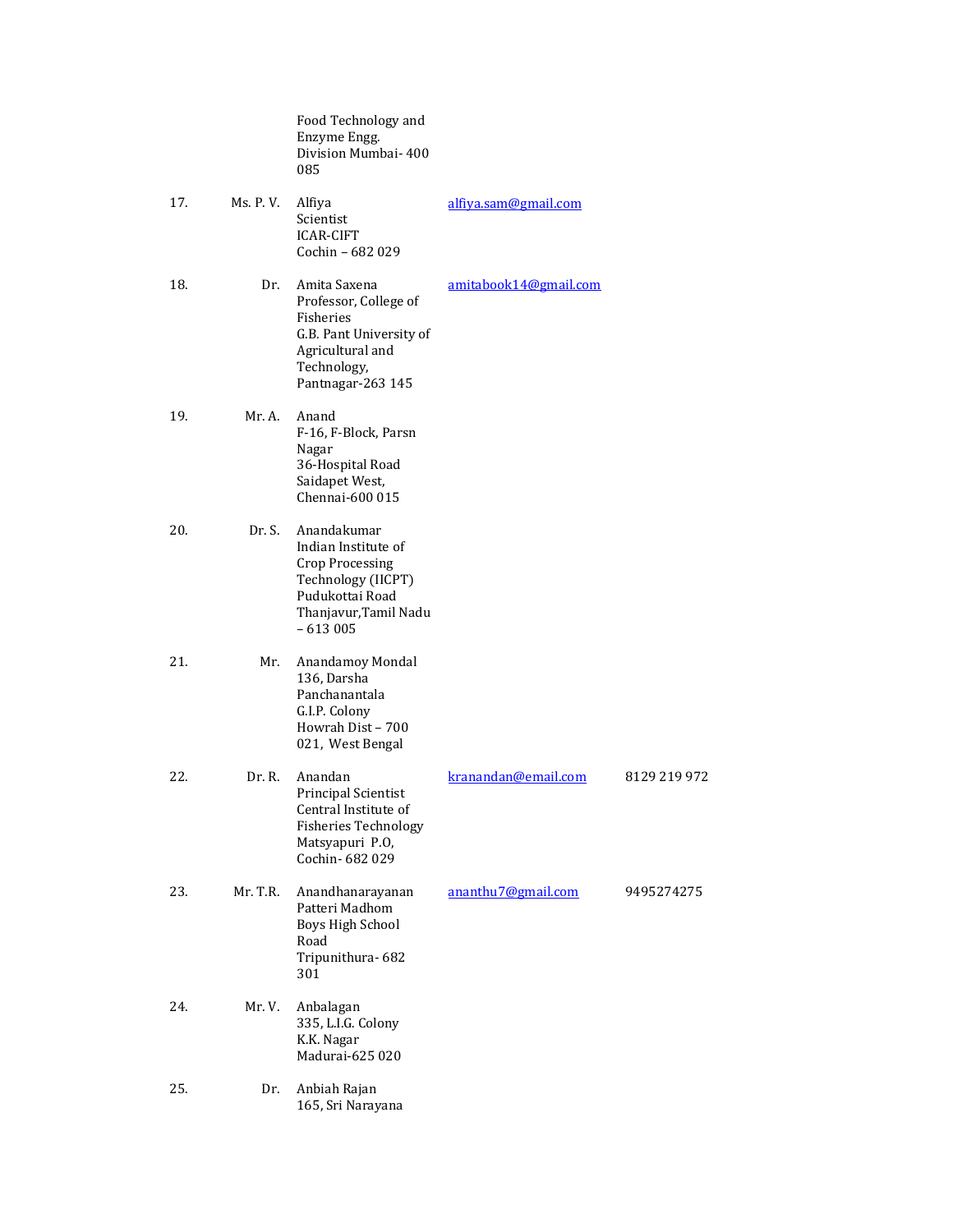| | | | | |
|---|---|---|---|---|
| | | Food Technology and Enzyme Engg. Division Mumbai- 400 085 | | |
| 17. | Ms. P. V. | Alfiya<br>Scientist<br>ICAR-CIFT<br>Cochin – 682 029 | alfiya.sam@gmail.com | |
| 18. | Dr. | Amita Saxena<br>Professor, College of Fisheries<br>G.B. Pant University of Agricultural and Technology,<br>Pantnagar-263 145 | amitabook14@gmail.com | |
| 19. | Mr. A. | Anand<br>F-16, F-Block, Parsn Nagar<br>36-Hospital Road<br>Saidapet West,<br>Chennai-600 015 | | |
| 20. | Dr. S. | Anandakumar<br>Indian Institute of Crop Processing Technology (IICPT)<br>Pudukottai Road<br>Thanjavur,Tamil Nadu – 613 005 | | |
| 21. | Mr. | Anandamoy Mondal<br>136, Darsha Panchanantala<br>G.I.P. Colony<br>Howrah Dist – 700 021, West Bengal | | |
| 22. | Dr. R. | Anandan<br>Principal Scientist<br>Central Institute of Fisheries Technology<br>Matsyapuri P.O,<br>Cochin- 682 029 | kranandan@email.com | 8129 219 972 |
| 23. | Mr. T.R. | Anandhanarayanan<br>Patteri Madhom<br>Boys High School Road<br>Tripunithura- 682 301 | ananthu7@gmail.com | 9495274275 |
| 24. | Mr. V. | Anbalagan<br>335, L.I.G. Colony<br>K.K. Nagar<br>Madurai-625 020 | | |
| 25. | Dr. | Anbiah Rajan<br>165, Sri Narayana | | |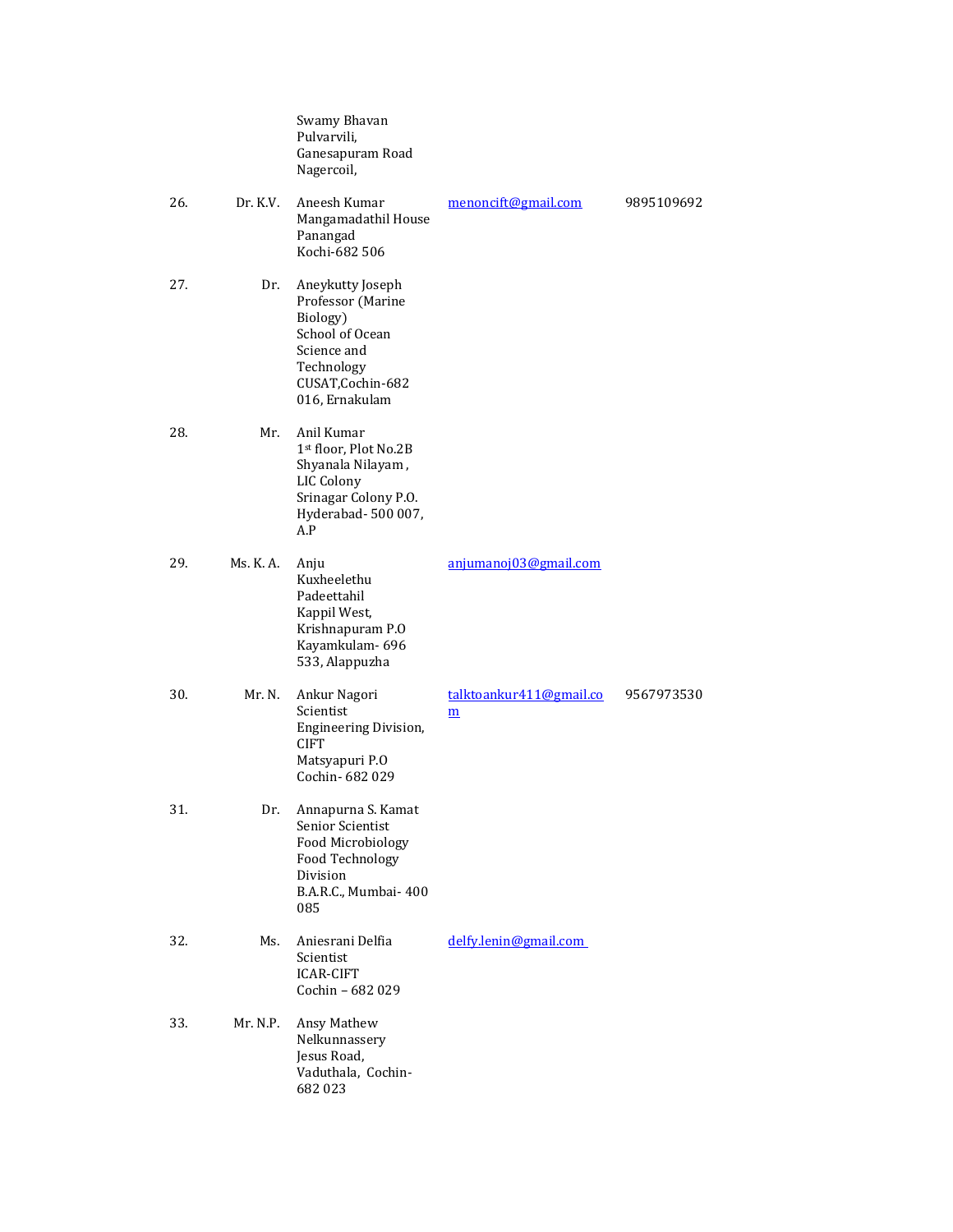| | | | | |
|---|---|---|---|---|
| | | Swamy Bhavan<br>Pulvarvili,<br>Ganesapuram Road<br>Nagercoil, | | |
| 26. | Dr. K.V. | Aneesh Kumar<br>Mangamadathil House<br>Panangad<br>Kochi-682 506 | menoncift@gmail.com | 9895109692 |
| 27. | Dr. | Aneykutty Joseph<br>Professor (Marine Biology)<br>School of Ocean Science and Technology<br>CUSAT,Cochin-682 016, Ernakulam | | |
| 28. | Mr. | Anil Kumar<br>1st floor, Plot No.2B<br>Shyanala Nilayam ,<br>LIC Colony<br>Srinagar Colony P.O.<br>Hyderabad- 500 007, A.P | | |
| 29. | Ms. K. A. | Anju<br>Kuxheelethu<br>Padeettahil<br>Kappil West,<br>Krishnapuram P.O<br>Kayamkulam- 696 533, Alappuzha | anjumanoj03@gmail.com | |
| 30. | Mr. N. | Ankur Nagori<br>Scientist<br>Engineering Division, CIFT<br>Matsyapuri P.O<br>Cochin- 682 029 | talktoankur411@gmail.com | 9567973530 |
| 31. | Dr. | Annapurna S. Kamat<br>Senior Scientist<br>Food Microbiology<br>Food Technology Division<br>B.A.R.C., Mumbai- 400 085 | | |
| 32. | Ms. | Aniesrani Delfia<br>Scientist<br>ICAR-CIFT<br>Cochin – 682 029 | delfy.lenin@gmail.com | |
| 33. | Mr. N.P. | Ansy Mathew<br>Nelkunnassery<br>Jesus Road,<br>Vaduthala, Cochin-682 023 | | |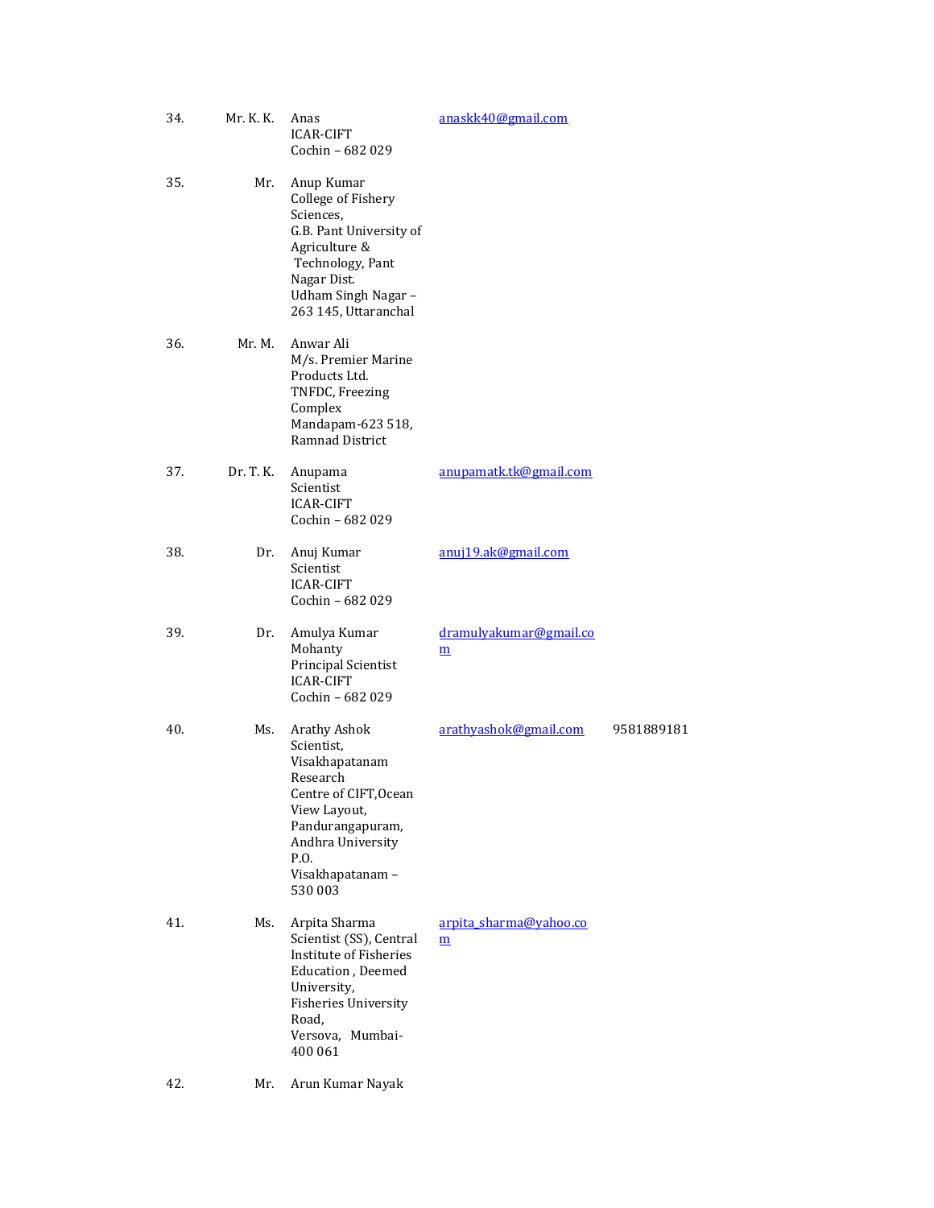| | | | | |
|---|---|---|---|---|
| 34. | Mr. K. K. | Anas<br>ICAR-CIFT<br>Cochin – 682 029 | anaskk40@gmail.com | |
| 35. | Mr. | Anup Kumar<br>College of Fishery Sciences,<br>G.B. Pant University of Agriculture & Technology, Pant Nagar Dist.<br>Udham Singh Nagar – 263 145, Uttaranchal | | |
| 36. | Mr. M. | Anwar Ali<br>M/s. Premier Marine Products Ltd.<br>TNFDC, Freezing Complex<br>Mandapam-623 518, Ramnad District | | |
| 37. | Dr. T. K. | Anupama<br>Scientist<br>ICAR-CIFT<br>Cochin – 682 029 | anupamatk.tk@gmail.com | |
| 38. | Dr. | Anuj Kumar<br>Scientist<br>ICAR-CIFT<br>Cochin – 682 029 | anuj19.ak@gmail.com | |
| 39. | Dr. | Amulya Kumar Mohanty<br>Principal Scientist<br>ICAR-CIFT<br>Cochin – 682 029 | dramulyakumar@gmail.com | |
| 40. | Ms. | Arathy Ashok<br>Scientist,<br>Visakhapatanam Research Centre of CIFT,Ocean View Layout,<br>Pandurangapuram,<br>Andhra University P.O.<br>Visakhapatanam – 530 003 | arathyashok@gmail.com | 9581889181 |
| 41. | Ms. | Arpita Sharma<br>Scientist (SS), Central Institute of Fisheries Education , Deemed University,<br>Fisheries University Road,<br>Versova, Mumbai- 400 061 | arpita_sharma@yahoo.com | |
| 42. | Mr. | Arun Kumar Nayak | | |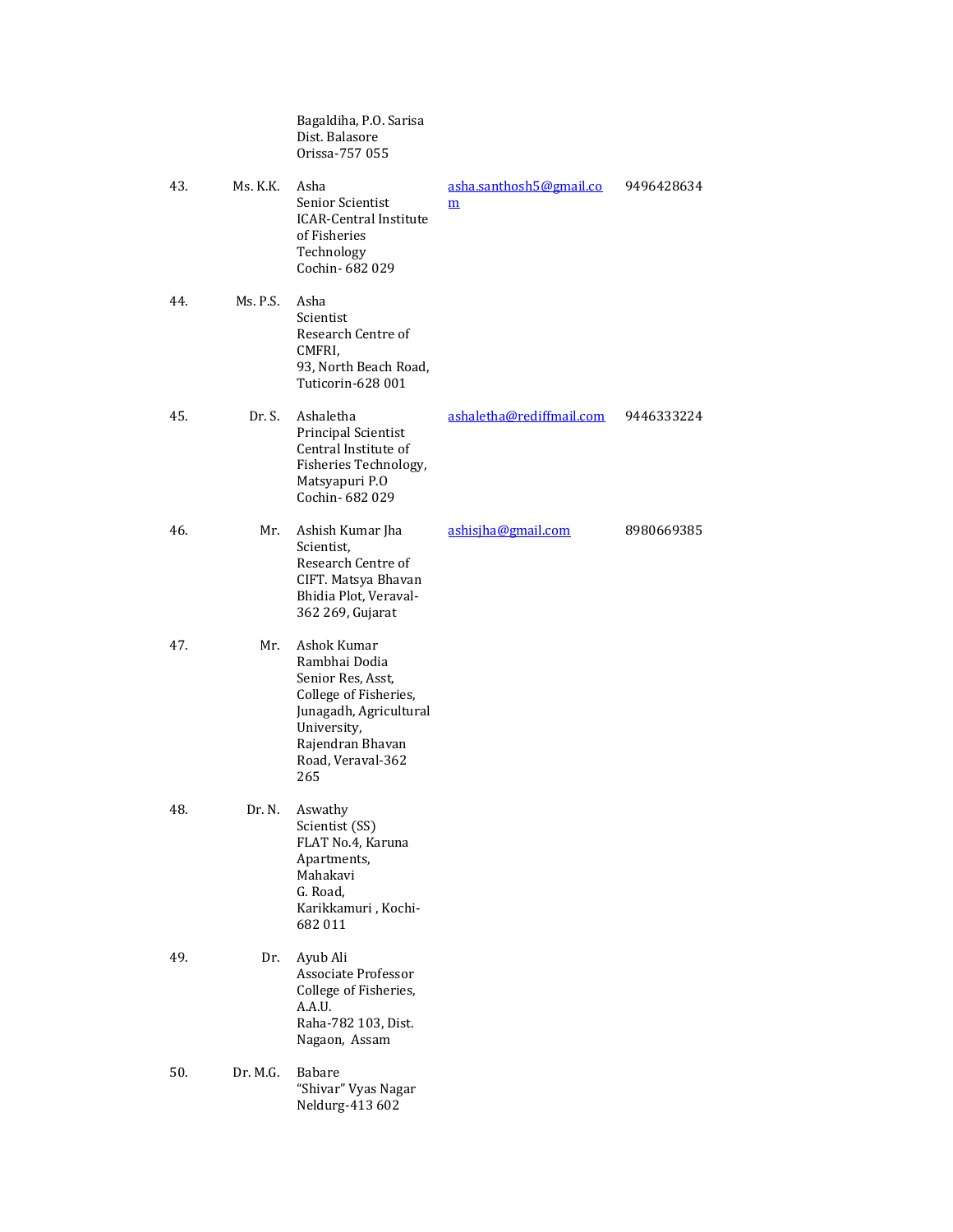|  |  | Bagaldiha, P.O. Sarisa<br>Dist. Balasore<br>Orissa-757 055 |  |  |
|---|---|---|---|---|
| 43. | Ms. K.K. | Asha<br>Senior Scientist<br>ICAR-Central Institute of Fisheries Technology<br>Cochin- 682 029 | asha.santhosh5@gmail.com | 9496428634 |
| 44. | Ms. P.S. | Asha<br>Scientist<br>Research Centre of CMFRI,<br>93, North Beach Road,<br>Tuticorin-628 001 |  |  |
| 45. | Dr. S. | Ashaletha<br>Principal Scientist<br>Central Institute of Fisheries Technology,<br>Matsyapuri P.O<br>Cochin- 682 029 | ashaletha@rediffmail.com | 9446333224 |
| 46. | Mr. | Ashish Kumar Jha<br>Scientist,<br>Research Centre of CIFT. Matsya Bhavan<br>Bhidia Plot, Veraval-362 269, Gujarat | ashisjha@gmail.com | 8980669385 |
| 47. | Mr. | Ashok Kumar Rambhai Dodia<br>Senior Res, Asst,<br>College of Fisheries,<br>Junagadh, Agricultural University,<br>Rajendran Bhavan Road, Veraval-362 265 |  |  |
| 48. | Dr. N. | Aswathy<br>Scientist (SS)<br>FLAT No.4, Karuna Apartments,<br>Mahakavi<br>G. Road,<br>Karikkamuri , Kochi-682 011 |  |  |
| 49. | Dr. | Ayub Ali<br>Associate Professor<br>College of Fisheries,<br>A.A.U.<br>Raha-782 103, Dist. Nagaon, Assam |  |  |
| 50. | Dr. M.G. | Babare<br>"Shivar" Vyas Nagar<br>Neldurg-413 602 |  |  |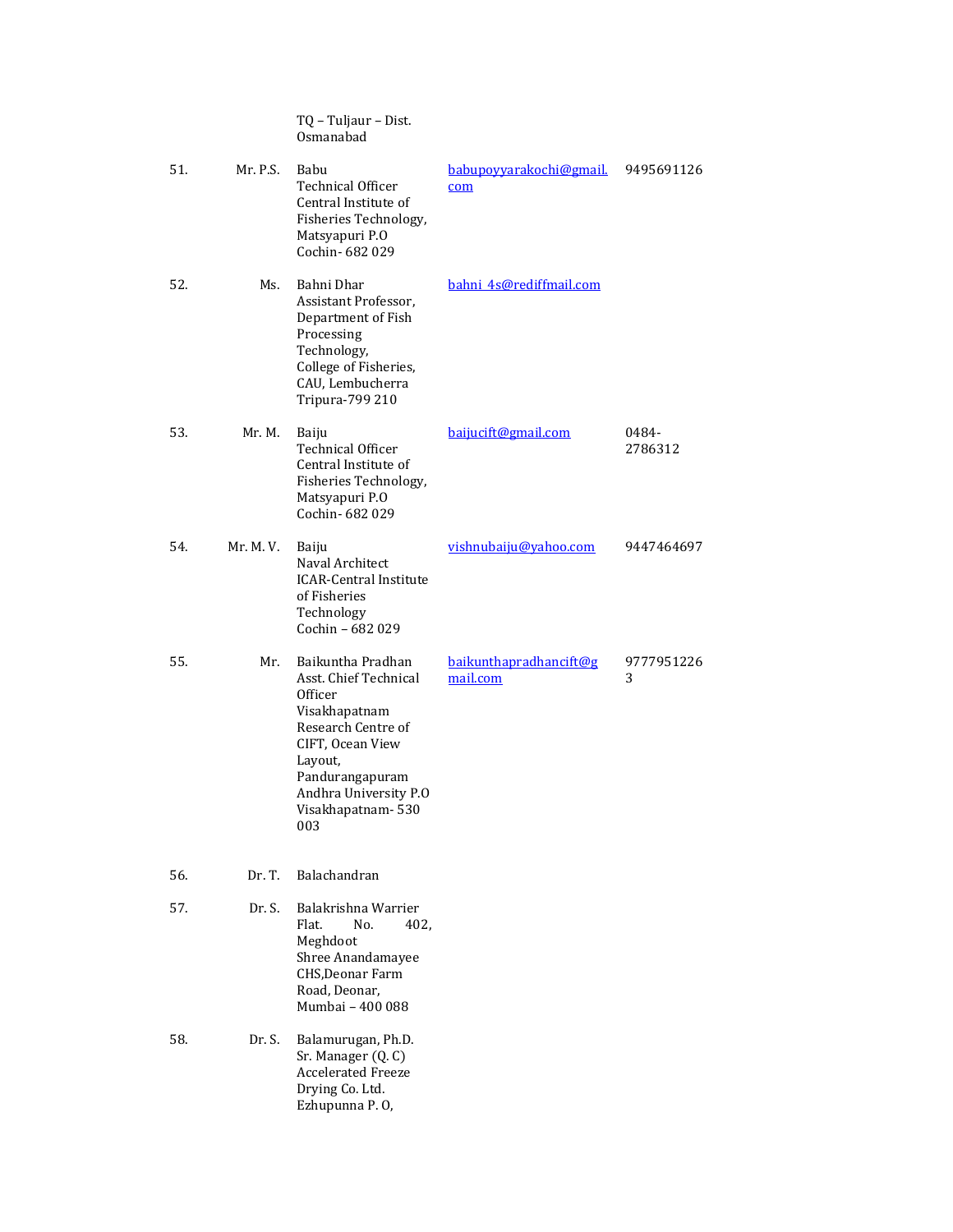| | | | | |
|---|---|---|---|---|
| | | TQ – Tuljaur – Dist. Osmanabad | | |
| 51. | Mr. P.S. | Babu<br>Technical Officer<br>Central Institute of Fisheries Technology, Matsyapuri P.O<br>Cochin- 682 029 | babupoyyarakochi@gmail.com | 9495691126 |
| 52. | Ms. | Bahni Dhar<br>Assistant Professor, Department of Fish Processing Technology,<br>College of Fisheries, CAU, Lembucherra<br>Tripura-799 210 | bahni_4s@rediffmail.com | |
| 53. | Mr. M. | Baiju<br>Technical Officer<br>Central Institute of Fisheries Technology, Matsyapuri P.O<br>Cochin- 682 029 | baijucift@gmail.com | 0484-2786312 |
| 54. | Mr. M. V. | Baiju<br>Naval Architect<br>ICAR-Central Institute of Fisheries Technology<br>Cochin – 682 029 | vishnubaiju@yahoo.com | 9447464697 |
| 55. | Mr. | Baikuntha Pradhan<br>Asst. Chief Technical Officer<br>Visakhapatnam Research Centre of CIFT, Ocean View Layout,<br>Pandurangapuram<br>Andhra University P.O<br>Visakhapatnam- 530 003 | baikunthapradhancift@gmail.com | 97779512263 |
| 56. | Dr. T. | Balachandran | | |
| 57. | Dr. S. | Balakrishna Warrier<br>Flat. No. 402, Meghdoot<br>Shree Anandamayee CHS,Deonar Farm Road, Deonar,<br>Mumbai – 400 088 | | |
| 58. | Dr. S. | Balamurugan, Ph.D.<br>Sr. Manager (Q. C)<br>Accelerated Freeze Drying Co. Ltd.<br>Ezhupunna P. O, | | |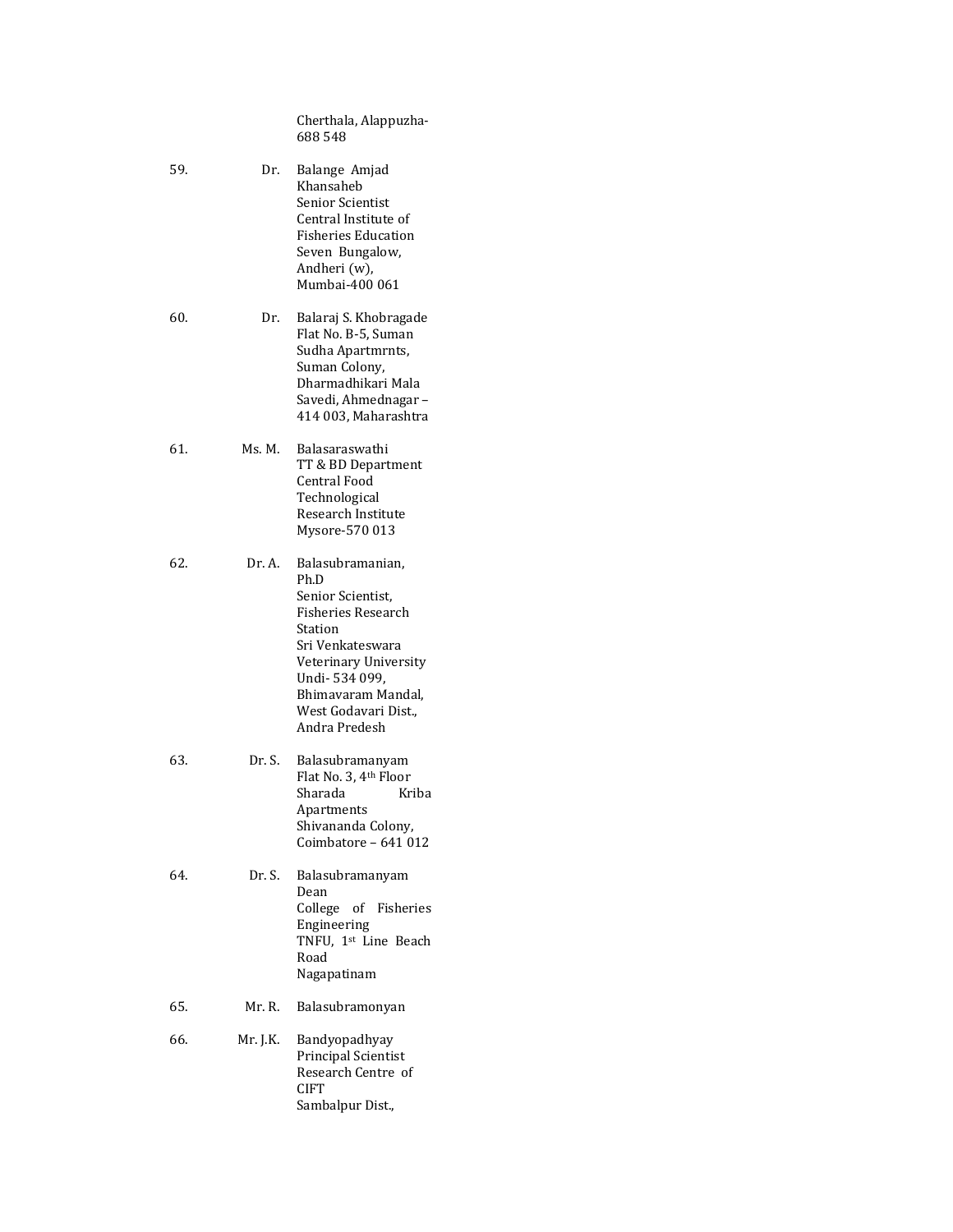| | | |
|---|---|---|
| | | Cherthala, Alappuzha-688 548 |
| 59. | Dr. | Balange Amjad Khansaheb<br>Senior Scientist<br>Central Institute of Fisheries Education<br>Seven Bungalow,<br>Andheri (w),<br>Mumbai-400 061 |
| 60. | Dr. | Balaraj S. Khobragade<br>Flat No. B-5, Suman Sudha Apartmrnts,<br>Suman Colony,<br>Dharmadhikari Mala<br>Savedi, Ahmednagar – 414 003, Maharashtra |
| 61. | Ms. M. | Balasaraswathi<br>TT & BD Department<br>Central Food Technological Research Institute<br>Mysore-570 013 |
| 62. | Dr. A. | Balasubramanian, Ph.D<br>Senior Scientist,<br>Fisheries Research Station<br>Sri Venkateswara Veterinary University<br>Undi- 534 099,<br>Bhimavaram Mandal,<br>West Godavari Dist.,<br>Andra Predesh |
| 63. | Dr. S. | Balasubramanyam<br>Flat No. 3, 4th Floor<br>Sharada Kriba Apartments<br>Shivananda Colony,<br>Coimbatore – 641 012 |
| 64. | Dr. S. | Balasubramanyam<br>Dean<br>College of Fisheries Engineering<br>TNFU, 1st Line Beach Road<br>Nagapatinam |
| 65. | Mr. R. | Balasubramonyan |
| 66. | Mr. J.K. | Bandyopadhyay<br>Principal Scientist<br>Research Centre of CIFT<br>Sambalpur Dist., |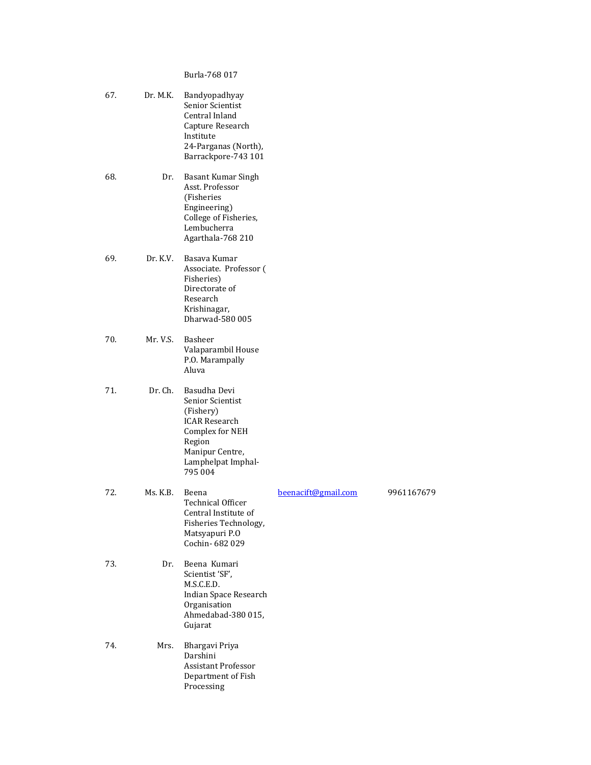| No. | Title | Name / Address | Email | Phone |
|---|---|---|---|---|
| | | Burla-768 017 | | |
| 67. | Dr. M.K. | Bandyopadhyay<br>Senior Scientist<br>Central Inland Capture Research Institute<br>24-Parganas (North),<br>Barrackpore-743 101 | | |
| 68. | Dr. | Basant Kumar Singh<br>Asst. Professor (Fisheries Engineering)<br>College of Fisheries, Lembucherra<br>Agarthala-768 210 | | |
| 69. | Dr. K.V. | Basava Kumar<br>Associate. Professor ( Fisheries)<br>Directorate of Research<br>Krishinagar,<br>Dharwad-580 005 | | |
| 70. | Mr. V.S. | Basheer<br>Valaparambil House<br>P.O. Marampally<br>Aluva | | |
| 71. | Dr. Ch. | Basudha Devi<br>Senior Scientist (Fishery)<br>ICAR Research Complex for NEH Region<br>Manipur Centre,<br>Lamphelpat Imphal-795 004 | | |
| 72. | Ms. K.B. | Beena<br>Technical Officer<br>Central Institute of Fisheries Technology,<br>Matsyapuri P.O<br>Cochin- 682 029 | beenacift@gmail.com | 9961167679 |
| 73. | Dr. | Beena Kumari<br>Scientist 'SF',<br>M.S.C.E.D.<br>Indian Space Research Organisation<br>Ahmedabad-380 015,<br>Gujarat | | |
| 74. | Mrs. | Bhargavi Priya Darshini<br>Assistant Professor<br>Department of Fish Processing | | |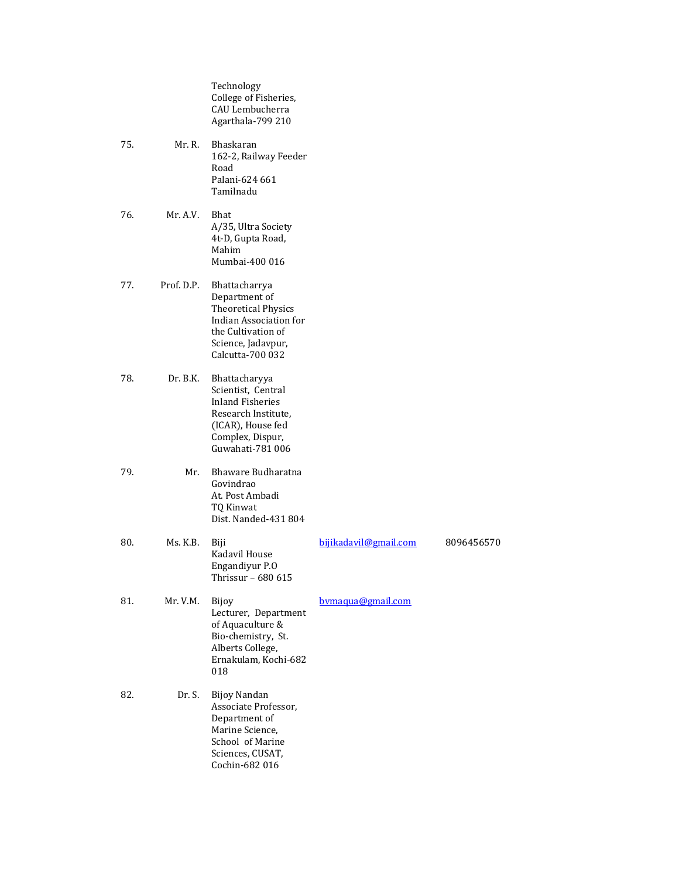| | | | | |
|---|---|---|---|---|
| | | Technology<br>College of Fisheries,<br>CAU Lembucherra<br>Agarthala-799 210 | | |
| 75. | Mr. R. | Bhaskaran<br>162-2, Railway Feeder Road<br>Palani-624 661<br>Tamilnadu | | |
| 76. | Mr. A.V. | Bhat<br>A/35, Ultra Society<br>4t-D, Gupta Road,<br>Mahim<br>Mumbai-400 016 | | |
| 77. | Prof. D.P. | Bhattacharrya<br>Department of Theoretical Physics<br>Indian Association for the Cultivation of Science, Jadavpur,<br>Calcutta-700 032 | | |
| 78. | Dr. B.K. | Bhattacharyya<br>Scientist, Central Inland Fisheries Research Institute, (ICAR), House fed Complex, Dispur,<br>Guwahati-781 006 | | |
| 79. | Mr. | Bhaware Budharatna Govindrao<br>At. Post Ambadi<br>TQ Kinwat<br>Dist. Nanded-431 804 | | |
| 80. | Ms. K.B. | Biji<br>Kadavil House<br>Engandiyur P.O<br>Thrissur – 680 615 | bijikadavil@gmail.com | 8096456570 |
| 81. | Mr. V.M. | Bijoy<br>Lecturer, Department of Aquaculture & Bio-chemistry, St. Alberts College,<br>Ernakulam, Kochi-682 018 | bvmaqua@gmail.com | |
| 82. | Dr. S. | Bijoy Nandan<br>Associate Professor, Department of Marine Science,<br>School of Marine Sciences, CUSAT,<br>Cochin-682 016 | | |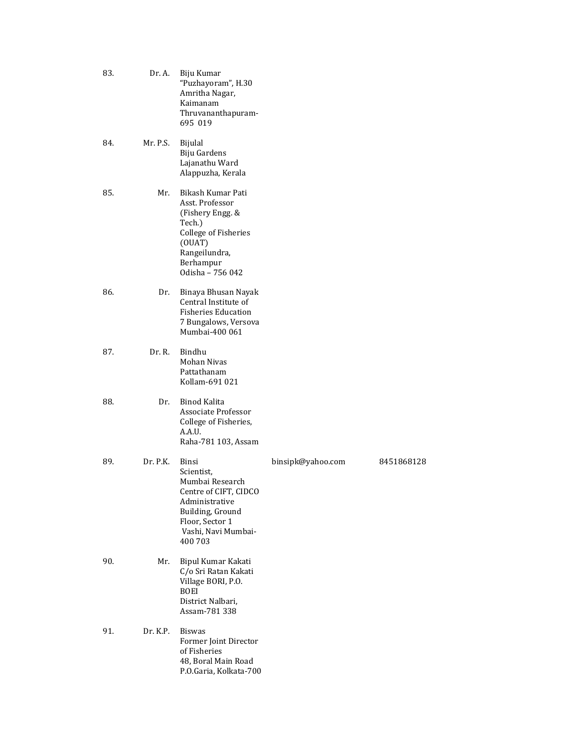| No. | Title | Name / Address | Email | Phone |
|---|---|---|---|---|
| 83. | Dr. A. | Biju Kumar<br>"Puzhayoram", H.30<br>Amritha Nagar,<br>Kaimanam<br>Thruvananthapuram-695 019 | | |
| 84. | Mr. P.S. | Bijulal<br>Biju Gardens<br>Lajanathu Ward<br>Alappuzha, Kerala | | |
| 85. | Mr. | Bikash Kumar Pati<br>Asst. Professor<br>(Fishery Engg. & Tech.)<br>College of Fisheries (OUAT)<br>Rangeilundra, Berhampur<br>Odisha – 756 042 | | |
| 86. | Dr. | Binaya Bhusan Nayak<br>Central Institute of Fisheries Education<br>7 Bungalows, Versova<br>Mumbai-400 061 | | |
| 87. | Dr. R. | Bindhu<br>Mohan Nivas<br>Pattathanam<br>Kollam-691 021 | | |
| 88. | Dr. | Binod Kalita<br>Associate Professor<br>College of Fisheries, A.A.U.<br>Raha-781 103, Assam | | |
| 89. | Dr. P.K. | Binsi<br>Scientist,<br>Mumbai Research Centre of CIFT, CIDCO Administrative Building, Ground Floor, Sector 1<br>Vashi, Navi Mumbai-400 703 | binsipk@yahoo.com | 8451868128 |
| 90. | Mr. | Bipul Kumar Kakati<br>C/o Sri Ratan Kakati<br>Village BORI, P.O. BOEI<br>District Nalbari,<br>Assam-781 338 | | |
| 91. | Dr. K.P. | Biswas<br>Former Joint Director of Fisheries<br>48, Boral Main Road<br>P.O.Garia, Kolkata-700 | | |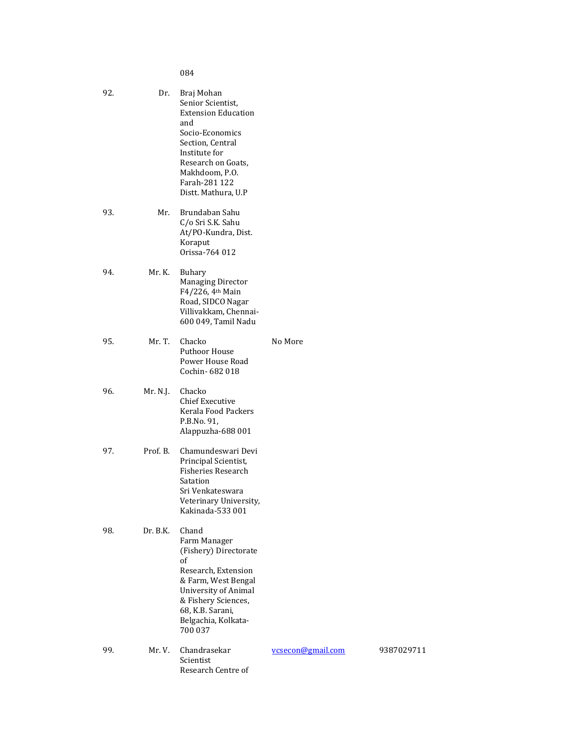| | | | | |
|---|---|---|---|---|
| | | 084 | | |
| 92. | Dr. | Braj Mohan<br>Senior Scientist,<br>Extension Education and<br>Socio-Economics Section, Central Institute for Research on Goats,<br>Makhdoom, P.O.<br>Farah-281 122<br>Distt. Mathura, U.P | | |
| 93. | Mr. | Brundaban Sahu<br>C/o Sri S.K. Sahu<br>At/PO-Kundra, Dist. Koraput<br>Orissa-764 012 | | |
| 94. | Mr. K. | Buhary<br>Managing Director<br>F4/226, 4th Main Road, SIDCO Nagar<br>Villivakkam, Chennai-600 049, Tamil Nadu | | |
| 95. | Mr. T. | Chacko<br>Puthoor House<br>Power House Road<br>Cochin- 682 018 | No More | |
| 96. | Mr. N.J. | Chacko<br>Chief Executive<br>Kerala Food Packers<br>P.B.No. 91,<br>Alappuzha-688 001 | | |
| 97. | Prof. B. | Chamundeswari Devi<br>Principal Scientist,<br>Fisheries Research Satation<br>Sri Venkateswara Veterinary University,<br>Kakinada-533 001 | | |
| 98. | Dr. B.K. | Chand<br>Farm Manager (Fishery) Directorate of<br>Research, Extension & Farm, West Bengal University of Animal & Fishery Sciences,<br>68, K.B. Sarani,<br>Belgachia, Kolkata-700 037 | | |
| 99. | Mr. V. | Chandrasekar<br>Scientist<br>Research Centre of | vcsecon@gmail.com | 9387029711 |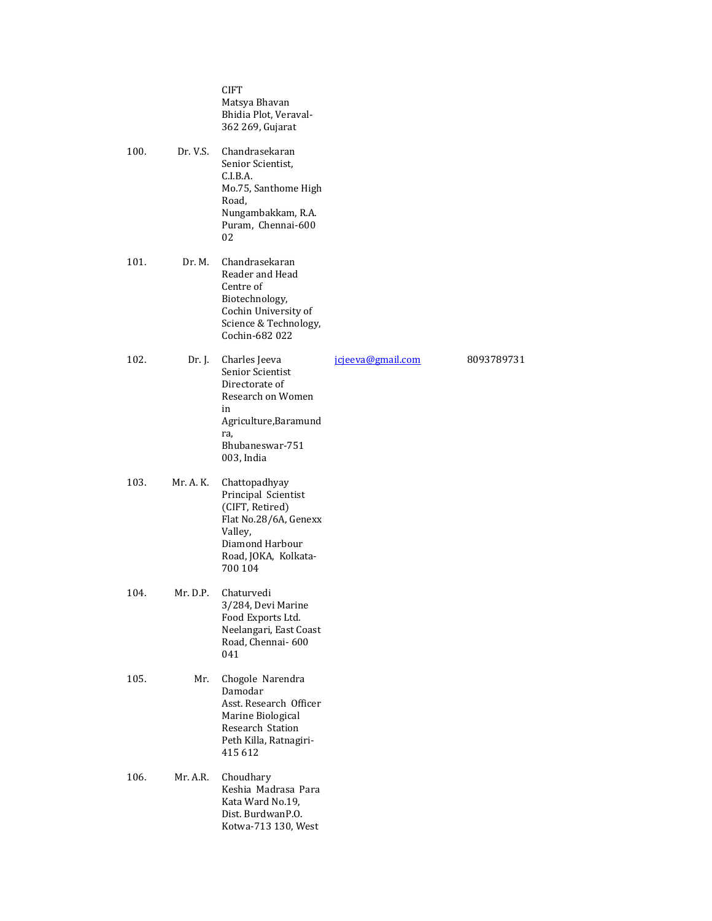| | | | | |
|---|---|---|---|---|
| | | CIFT<br>Matsya Bhavan<br>Bhidia Plot, Veraval-362 269, Gujarat | | |
| 100. | Dr. V.S. | Chandrasekaran<br>Senior Scientist,<br>C.I.B.A.<br>Mo.75, Santhome High Road,<br>Nungambakkam, R.A. Puram, Chennai-600 02 | | |
| 101. | Dr. M. | Chandrasekaran<br>Reader and Head<br>Centre of Biotechnology,<br>Cochin University of Science & Technology,<br>Cochin-682 022 | | |
| 102. | Dr. J. | Charles Jeeva<br>Senior Scientist<br>Directorate of Research on Women in Agriculture,Baramundra,<br>Bhubaneswar-751 003, India | jcjeeva@gmail.com | 8093789731 |
| 103. | Mr. A. K. | Chattopadhyay<br>Principal Scientist<br>(CIFT, Retired)<br>Flat No.28/6A, Genexx Valley,<br>Diamond Harbour Road, JOKA, Kolkata-700 104 | | |
| 104. | Mr. D.P. | Chaturvedi<br>3/284, Devi Marine Food Exports Ltd.<br>Neelangari, East Coast Road, Chennai- 600 041 | | |
| 105. | Mr. | Chogole Narendra Damodar<br>Asst. Research Officer<br>Marine Biological Research Station<br>Peth Killa, Ratnagiri-415 612 | | |
| 106. | Mr. A.R. | Choudhary<br>Keshia Madrasa Para<br>Kata Ward No.19,<br>Dist. BurdwanP.O.<br>Kotwa-713 130, West | | |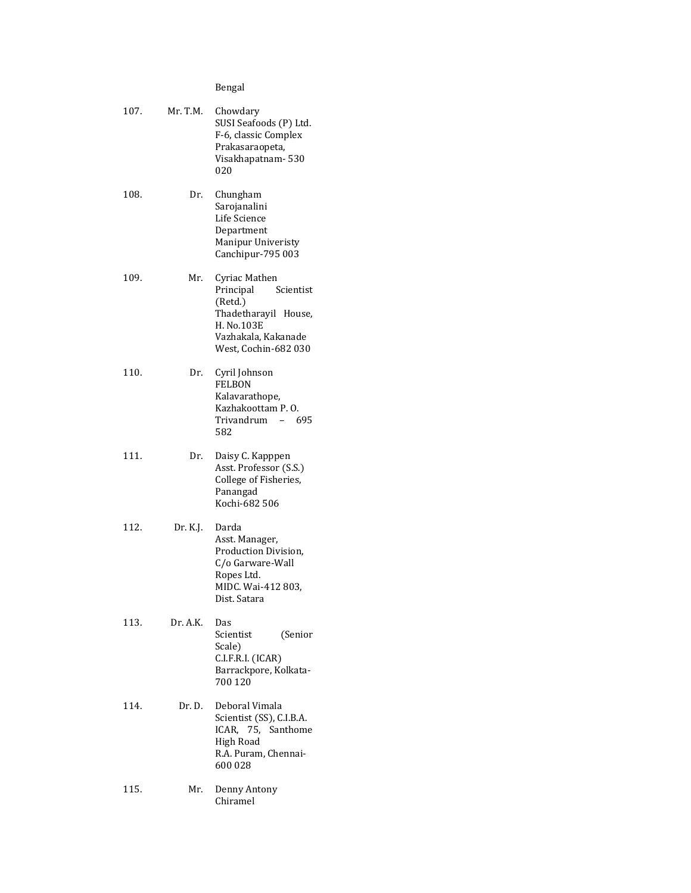Bengal

107. Mr. T.M. Chowdary
SUSI Seafoods (P) Ltd.
F-6, classic Complex
Prakasaraopeta,
Visakhapatnam- 530 020

108. Dr. Chungham Sarojanalini
Life Science Department
Manipur Univeristy
Canchipur-795 003

109. Mr. Cyriac Mathen
Principal Scientist (Retd.)
Thadetharayil House, H. No.103E
Vazhakala, Kakanade West, Cochin-682 030

110. Dr. Cyril Johnson
FELBON
Kalavarathope,
Kazhakoottam P. O.
Trivandrum – 695 582

111. Dr. Daisy C. Kapppen
Asst. Professor (S.S.)
College of Fisheries,
Panangad
Kochi-682 506

112. Dr. K.J. Darda
Asst. Manager,
Production Division,
C/o Garware-Wall Ropes Ltd.
MIDC. Wai-412 803,
Dist. Satara

113. Dr. A.K. Das
Scientist (Senior Scale)
C.I.F.R.I. (ICAR)
Barrackpore, Kolkata-700 120

114. Dr. D. Deboral Vimala
Scientist (SS), C.I.B.A.
ICAR, 75, Santhome High Road
R.A. Puram, Chennai-600 028

115. Mr. Denny Antony Chiramel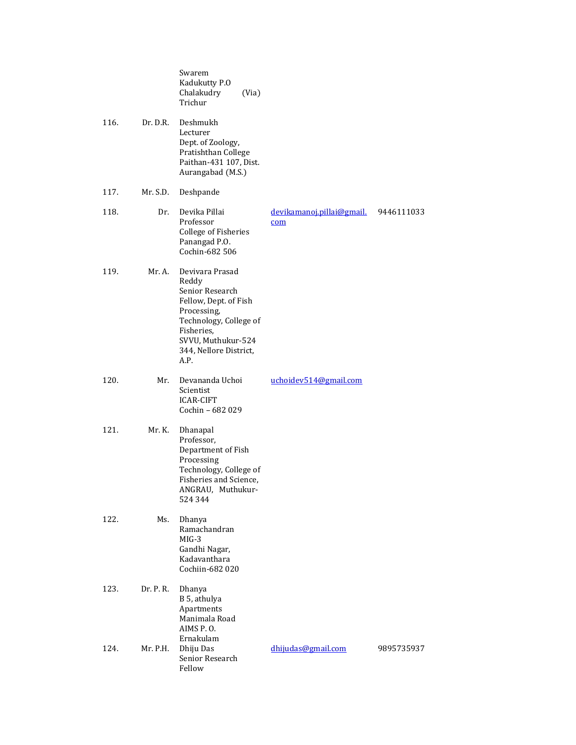| | | | | |
|---|---|---|---|---|
| | | Swarem<br>Kadukutty P.O<br>Chalakudry (Via)<br>Trichur | | |
| 116. | Dr. D.R. | Deshmukh<br>Lecturer<br>Dept. of Zoology,<br>Pratishthan College<br>Paithan-431 107, Dist.<br>Aurangabad (M.S.) | | |
| 117. | Mr. S.D. | Deshpande | | |
| 118. | Dr. | Devika Pillai<br>Professor<br>College of Fisheries<br>Panangad P.O.<br>Cochin-682 506 | devikamanoj.pillai@gmail.com | 9446111033 |
| 119. | Mr. A. | Devivara Prasad Reddy<br>Senior Research Fellow, Dept. of Fish Processing, Technology, College of Fisheries,<br>SVVU, Muthukur-524 344, Nellore District, A.P. | | |
| 120. | Mr. | Devananda Uchoi<br>Scientist<br>ICAR-CIFT<br>Cochin – 682 029 | uchoidev514@gmail.com | |
| 121. | Mr. K. | Dhanapal<br>Professor,<br>Department of Fish Processing Technology, College of Fisheries and Science, ANGRAU, Muthukur-524 344 | | |
| 122. | Ms. | Dhanya Ramachandran<br>MIG-3<br>Gandhi Nagar,<br>Kadavanthara<br>Cochiin-682 020 | | |
| 123. | Dr. P. R. | Dhanya<br>B 5, athulya Apartments<br>Manimala Road<br>AIMS P. O.<br>Ernakulam | | |
| 124. | Mr. P.H. | Dhiju Das<br>Senior Research Fellow | dhijudas@gmail.com | 9895735937 |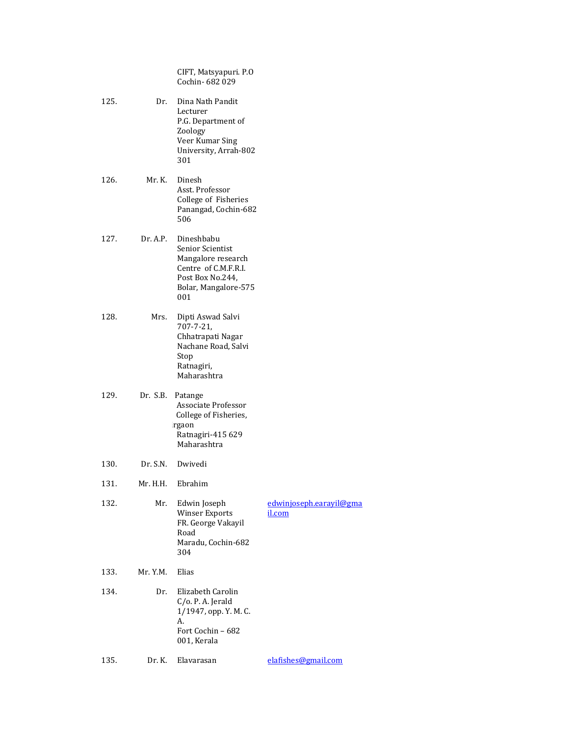| | | | |
|---|---|---|---|
| | | CIFT, Matsyapuri. P.O<br>Cochin- 682 029 | |
| 125. | Dr. | Dina Nath Pandit<br>Lecturer<br>P.G. Department of Zoology<br>Veer Kumar Sing University, Arrah-802 301 | |
| 126. | Mr. K. | Dinesh<br>Asst. Professor<br>College of Fisheries<br>Panangad, Cochin-682 506 | |
| 127. | Dr. A.P. | Dineshbabu<br>Senior Scientist<br>Mangalore research Centre of C.M.F.R.I.<br>Post Box No.244,<br>Bolar, Mangalore-575 001 | |
| 128. | Mrs. | Dipti Aswad Salvi<br>707-7-21,<br>Chhatrapati Nagar<br>Nachane Road, Salvi Stop<br>Ratnagiri,<br>Maharashtra | |
| 129. | Dr. S.B. | Patange<br>Associate Professor<br>College of Fisheries,<br>rgaon<br>Ratnagiri-415 629<br>Maharashtra | |
| 130. | Dr. S.N. | Dwivedi | |
| 131. | Mr. H.H. | Ebrahim | |
| 132. | Mr. | Edwin Joseph<br>Winser Exports<br>FR. George Vakayil Road<br>Maradu, Cochin-682 304 | edwinjoseph.earayil@gmail.com |
| 133. | Mr. Y.M. | Elias | |
| 134. | Dr. | Elizabeth Carolin<br>C/o. P. A. Jerald<br>1/1947, opp. Y. M. C. A.<br>Fort Cochin – 682 001, Kerala | |
| 135. | Dr. K. | Elavarasan | elafishes@gmail.com |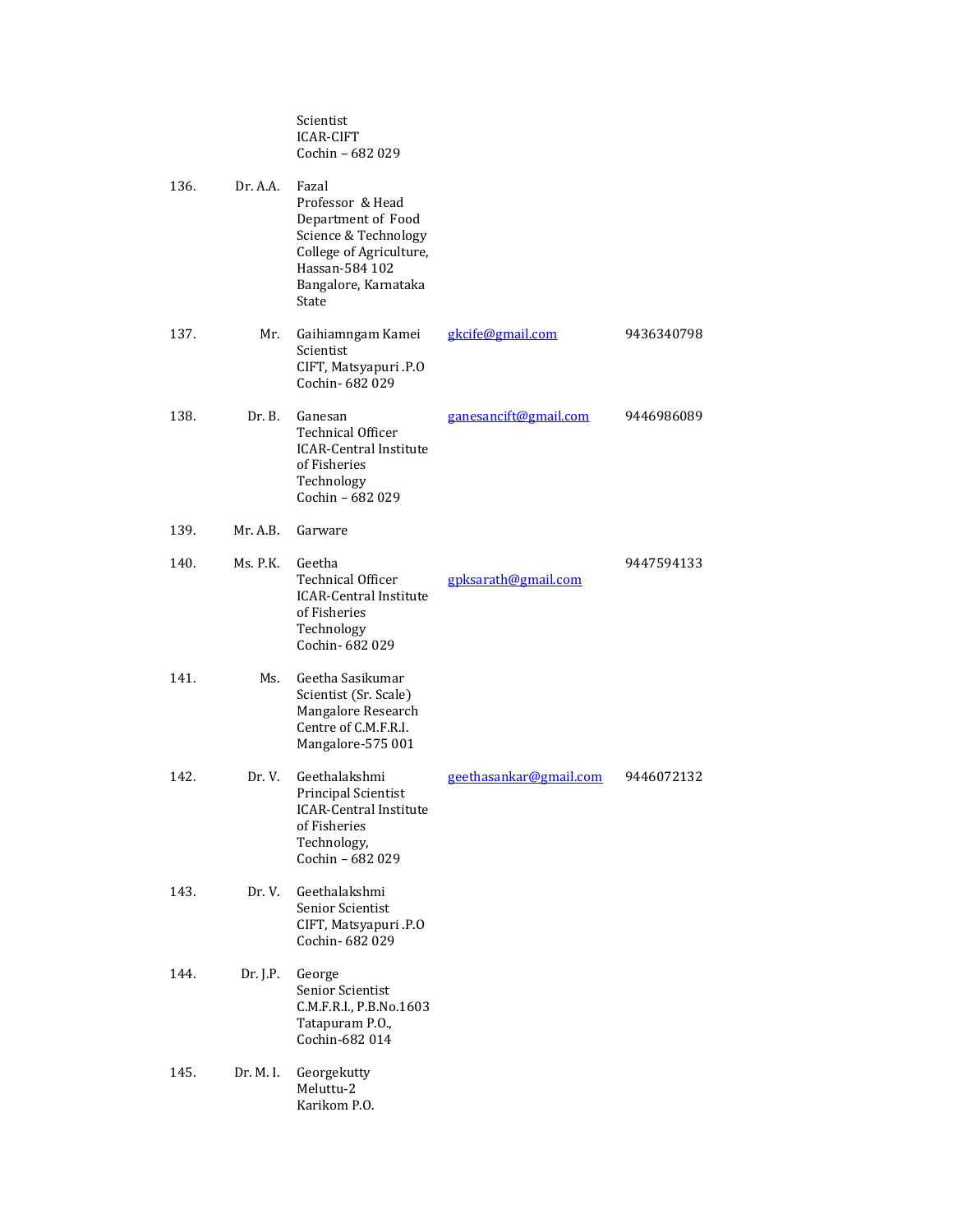| | | | | |
|---|---|---|---|---|
| | | Scientist<br>ICAR-CIFT<br>Cochin – 682 029 | | |
| 136. | Dr. A.A. | Fazal<br>Professor & Head<br>Department of Food Science & Technology<br>College of Agriculture, Hassan-584 102<br>Bangalore, Karnataka State | | |
| 137. | Mr. | Gaihiamngam Kamei<br>Scientist<br>CIFT, Matsyapuri .P.O<br>Cochin- 682 029 | gkcife@gmail.com | 9436340798 |
| 138. | Dr. B. | Ganesan<br>Technical Officer<br>ICAR-Central Institute of Fisheries Technology<br>Cochin – 682 029 | ganesancift@gmail.com | 9446986089 |
| 139. | Mr. A.B. | Garware | | |
| 140. | Ms. P.K. | Geetha<br>Technical Officer<br>ICAR-Central Institute of Fisheries Technology<br>Cochin- 682 029 | gpksarath@gmail.com | 9447594133 |
| 141. | Ms. | Geetha Sasikumar<br>Scientist (Sr. Scale)<br>Mangalore Research Centre of C.M.F.R.I.<br>Mangalore-575 001 | | |
| 142. | Dr. V. | Geethalakshmi<br>Principal Scientist<br>ICAR-Central Institute of Fisheries Technology,<br>Cochin – 682 029 | geethasankar@gmail.com | 9446072132 |
| 143. | Dr. V. | Geethalakshmi<br>Senior Scientist<br>CIFT, Matsyapuri .P.O<br>Cochin- 682 029 | | |
| 144. | Dr. J.P. | George<br>Senior Scientist<br>C.M.F.R.I., P.B.No.1603<br>Tatapuram P.O.,<br>Cochin-682 014 | | |
| 145. | Dr. M. I. | Georgekutty<br>Meluttu-2<br>Karikom P.O. | | |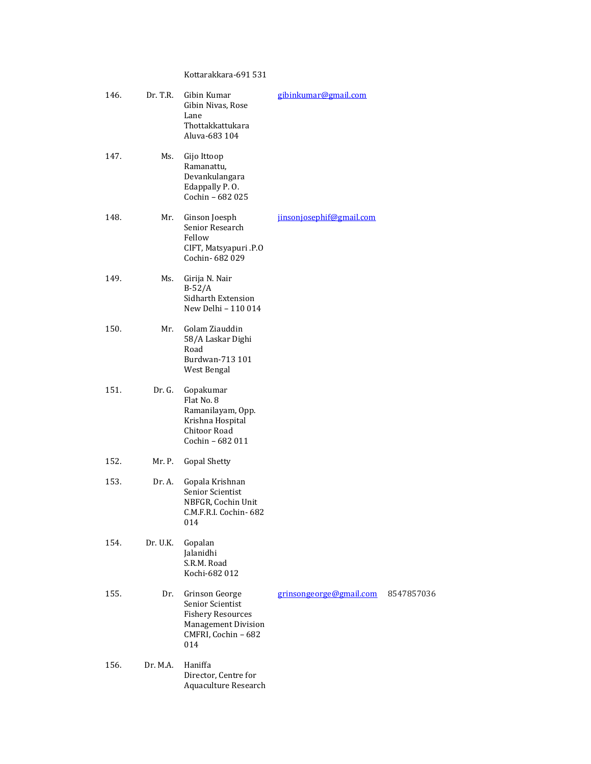|  |  | Kottarakkara-691 531 |  |  |
|---|---|---|---|---|
| 146. | Dr. T.R. | Gibin Kumar<br>Gibin Nivas, Rose Lane<br>Thottakkattukara<br>Aluva-683 104 | gibinkumar@gmail.com |  |
| 147. | Ms. | Gijo Ittoop<br>Ramanattu,<br>Devankulangara<br>Edappally P. O.<br>Cochin – 682 025 |  |  |
| 148. | Mr. | Ginson Joesph<br>Senior Research Fellow<br>CIFT, Matsyapuri .P.O<br>Cochin- 682 029 | jinsonjosephif@gmail.com |  |
| 149. | Ms. | Girija N. Nair<br>B-52/A<br>Sidharth Extension<br>New Delhi – 110 014 |  |  |
| 150. | Mr. | Golam Ziauddin<br>58/A Laskar Dighi Road<br>Burdwan-713 101<br>West Bengal |  |  |
| 151. | Dr. G. | Gopakumar<br>Flat No. 8<br>Ramanilayam, Opp. Krishna Hospital<br>Chitoor Road<br>Cochin – 682 011 |  |  |
| 152. | Mr. P. | Gopal Shetty |  |  |
| 153. | Dr. A. | Gopala Krishnan<br>Senior Scientist<br>NBFGR, Cochin Unit<br>C.M.F.R.I. Cochin- 682 014 |  |  |
| 154. | Dr. U.K. | Gopalan<br>Jalanidhi<br>S.R.M. Road<br>Kochi-682 012 |  |  |
| 155. | Dr. | Grinson George<br>Senior Scientist<br>Fishery Resources Management Division<br>CMFRI, Cochin – 682 014 | grinsongeorge@gmail.com | 8547857036 |
| 156. | Dr. M.A. | Haniffa<br>Director, Centre for Aquaculture Research |  |  |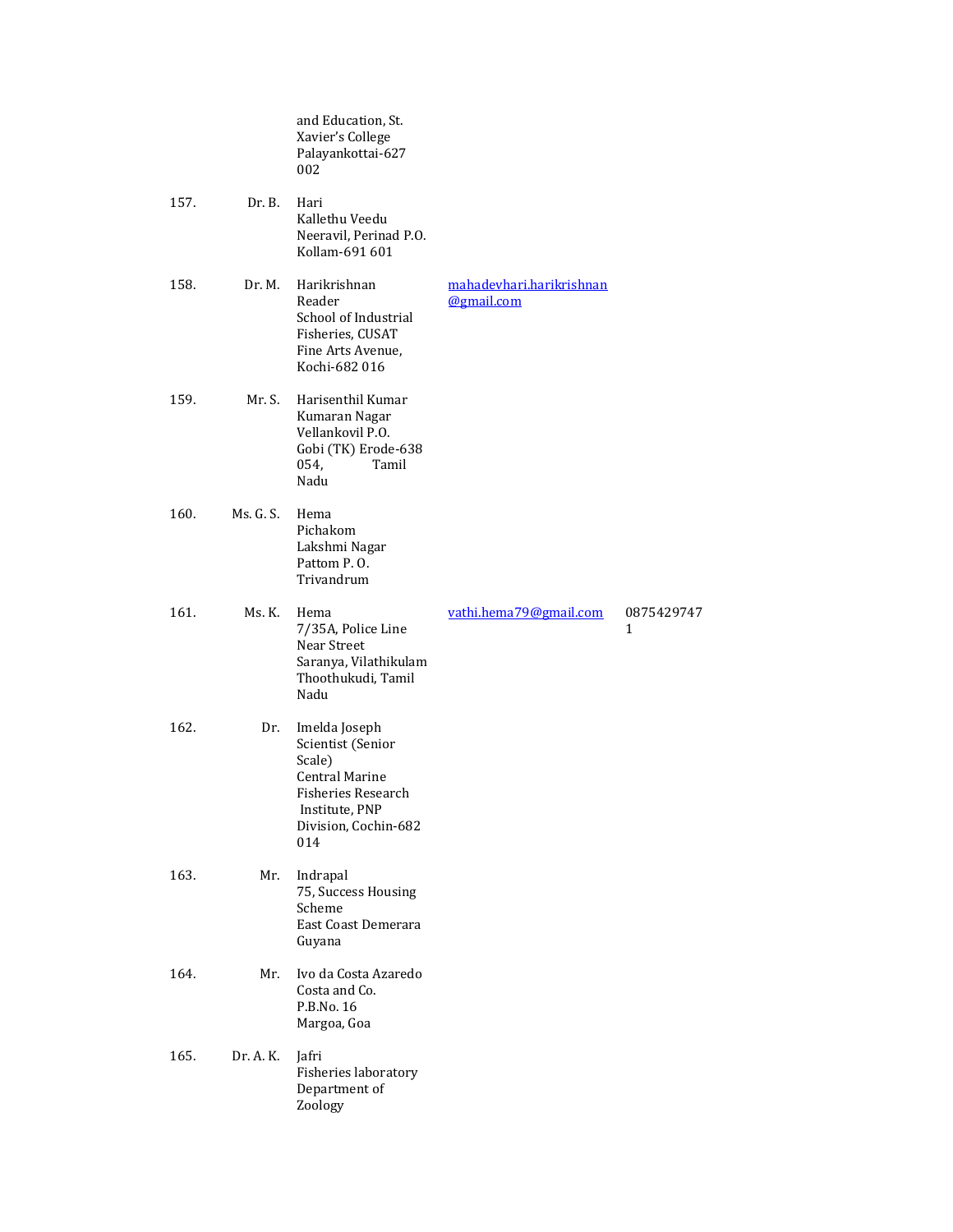| | | | | |
|---|---|---|---|---|
| | | and Education, St. Xavier's College Palayankottai-627 002 | | |
| 157. | Dr. B. | Hari<br>Kallethu Veedu<br>Neeravil, Perinad P.O.<br>Kollam-691 601 | | |
| 158. | Dr. M. | Harikrishnan<br>Reader<br>School of Industrial Fisheries, CUSAT<br>Fine Arts Avenue, Kochi-682 016 | mahadevhari.harikrishnan@gmail.com | |
| 159. | Mr. S. | Harisenthil Kumar<br>Kumaran Nagar<br>Vellankovil P.O.<br>Gobi (TK) Erode-638 054, Tamil Nadu | | |
| 160. | Ms. G. S. | Hema<br>Pichakom<br>Lakshmi Nagar<br>Pattom P. O.<br>Trivandrum | | |
| 161. | Ms. K. | Hema<br>7/35A, Police Line Near Street<br>Saranya, Vilathikulam<br>Thoothukudi, Tamil Nadu | vathi.hema79@gmail.com | 08754297471 |
| 162. | Dr. | Imelda Joseph<br>Scientist (Senior Scale)<br>Central Marine Fisheries Research Institute, PNP Division, Cochin-682 014 | | |
| 163. | Mr. | Indrapal<br>75, Success Housing Scheme<br>East Coast Demerara<br>Guyana | | |
| 164. | Mr. | Ivo da Costa Azaredo<br>Costa and Co.<br>P.B.No. 16<br>Margoa, Goa | | |
| 165. | Dr. A. K. | Jafri<br>Fisheries laboratory<br>Department of Zoology | | |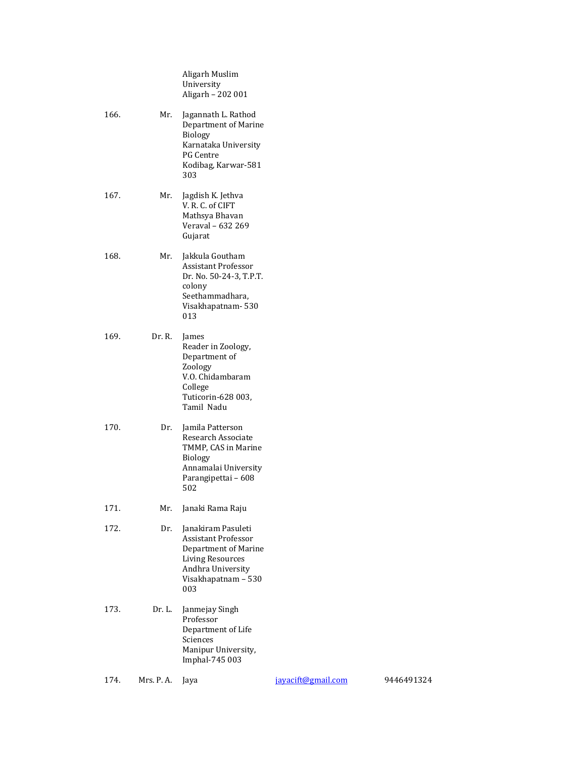| No. | Title | Name / Address | Email | Phone |
|---|---|---|---|---|
| | | Aligarh Muslim University<br>Aligarh – 202 001 | | |
| 166. | Mr. | Jagannath L. Rathod<br>Department of Marine Biology<br>Karnataka University<br>PG Centre<br>Kodibag, Karwar-581 303 | | |
| 167. | Mr. | Jagdish K. Jethva<br>V. R. C. of CIFT<br>Mathsya Bhavan<br>Veraval – 632 269<br>Gujarat | | |
| 168. | Mr. | Jakkula Goutham<br>Assistant Professor<br>Dr. No. 50-24-3, T.P.T. colony<br>Seethammadhara, Visakhapatnam- 530 013 | | |
| 169. | Dr. R. | James<br>Reader in Zoology,<br>Department of Zoology<br>V.O. Chidambaram College<br>Tuticorin-628 003,<br>Tamil Nadu | | |
| 170. | Dr. | Jamila Patterson<br>Research Associate<br>TMMP, CAS in Marine Biology<br>Annamalai University<br>Parangipettai – 608 502 | | |
| 171. | Mr. | Janaki Rama Raju | | |
| 172. | Dr. | Janakiram Pasuleti<br>Assistant Professor<br>Department of Marine Living Resources<br>Andhra University<br>Visakhapatnam – 530 003 | | |
| 173. | Dr. L. | Janmejay Singh<br>Professor<br>Department of Life Sciences<br>Manipur University,<br>Imphal-745 003 | | |
| 174. | Mrs. P. A. | Jaya | jayacift@gmail.com | 9446491324 |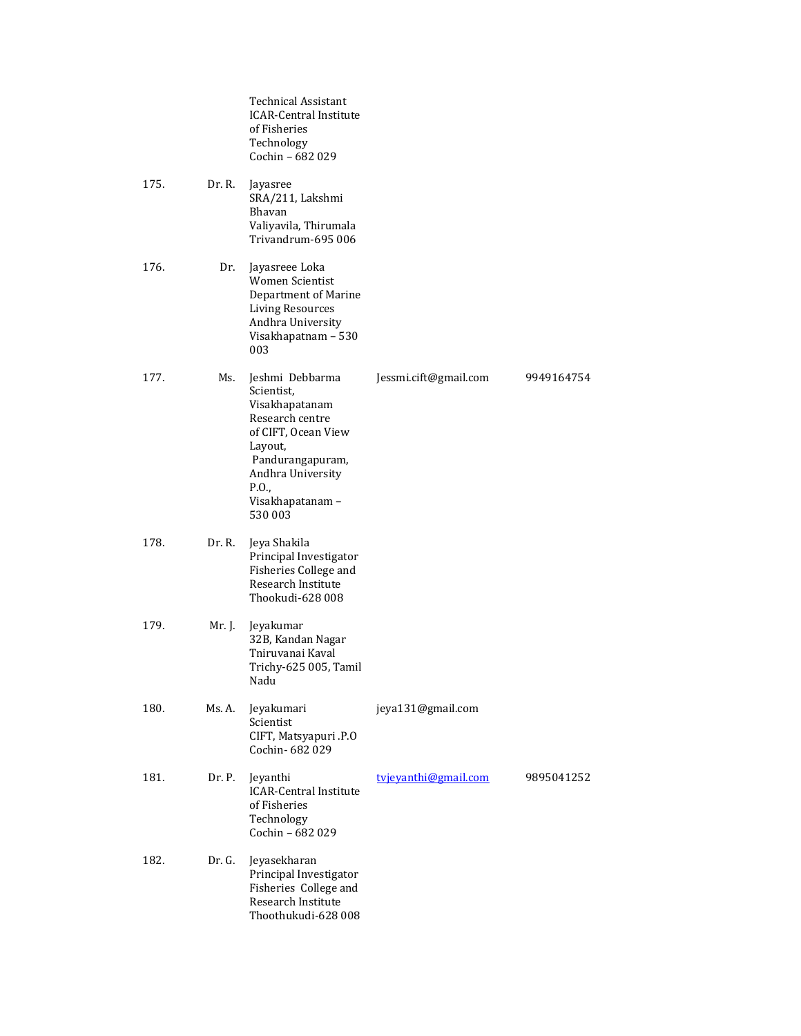| | | | | |
|---|---|---|---|---|
| | | Technical Assistant<br>ICAR-Central Institute of Fisheries Technology<br>Cochin – 682 029 | | |
| 175. | Dr. R. | Jayasree<br>SRA/211, Lakshmi Bhavan<br>Valiyavila, Thirumala<br>Trivandrum-695 006 | | |
| 176. | Dr. | Jayasreee Loka<br>Women Scientist<br>Department of Marine Living Resources<br>Andhra University<br>Visakhapatnam – 530 003 | | |
| 177. | Ms. | Jeshmi Debbarma<br>Scientist,<br>Visakhapatanam Research centre of CIFT, Ocean View Layout,<br>Pandurangapuram,<br>Andhra University P.O.,<br>Visakhapatanam – 530 003 | Jessmi.cift@gmail.com | 9949164754 |
| 178. | Dr. R. | Jeya Shakila<br>Principal Investigator<br>Fisheries College and Research Institute<br>Thookudi-628 008 | | |
| 179. | Mr. J. | Jeyakumar<br>32B, Kandan Nagar<br>Tniruvanai Kaval<br>Trichy-625 005, Tamil Nadu | | |
| 180. | Ms. A. | Jeyakumari<br>Scientist<br>CIFT, Matsyapuri .P.O<br>Cochin- 682 029 | jeya131@gmail.com | |
| 181. | Dr. P. | Jeyanthi<br>ICAR-Central Institute of Fisheries Technology<br>Cochin – 682 029 | tvjeyanthi@gmail.com | 9895041252 |
| 182. | Dr. G. | Jeyasekharan<br>Principal Investigator<br>Fisheries College and Research Institute<br>Thoothukudi-628 008 | | |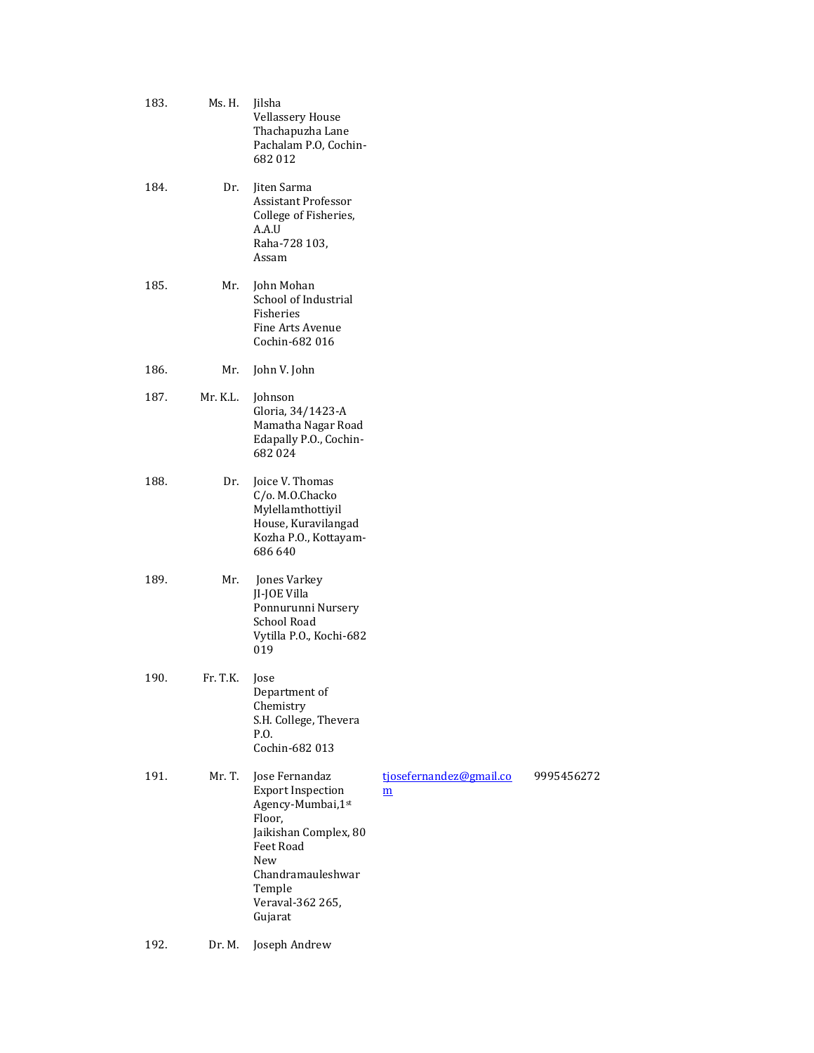| | | | | |
|---|---|---|---|---|
| 183. | Ms. H. | Jilsha<br>Vellassery House<br>Thachapuzha Lane<br>Pachalam P.O, Cochin-682 012 | | |
| 184. | Dr. | Jiten Sarma<br>Assistant Professor<br>College of Fisheries, A.A.U<br>Raha-728 103, Assam | | |
| 185. | Mr. | John Mohan<br>School of Industrial Fisheries<br>Fine Arts Avenue<br>Cochin-682 016 | | |
| 186. | Mr. | John V. John | | |
| 187. | Mr. K.L. | Johnson<br>Gloria, 34/1423-A<br>Mamatha Nagar Road<br>Edapally P.O., Cochin-682 024 | | |
| 188. | Dr. | Joice V. Thomas<br>C/o. M.O.Chacko<br>Mylellamthottiyil<br>House, Kuravilangad<br>Kozha P.O., Kottayam-686 640 | | |
| 189. | Mr. | Jones Varkey<br>JI-JOE Villa<br>Ponnurunni Nursery School Road<br>Vytilla P.O., Kochi-682 019 | | |
| 190. | Fr. T.K. | Jose<br>Department of Chemistry<br>S.H. College, Thevera P.O.<br>Cochin-682 013 | | |
| 191. | Mr. T. | Jose Fernandaz<br>Export Inspection Agency-Mumbai,1st Floor,<br>Jaikishan Complex, 80 Feet Road<br>New Chandramauleshwar Temple<br>Veraval-362 265, Gujarat | tjosefernandez@gmail.com | 9995456272 |
| 192. | Dr. M. | Joseph Andrew | | |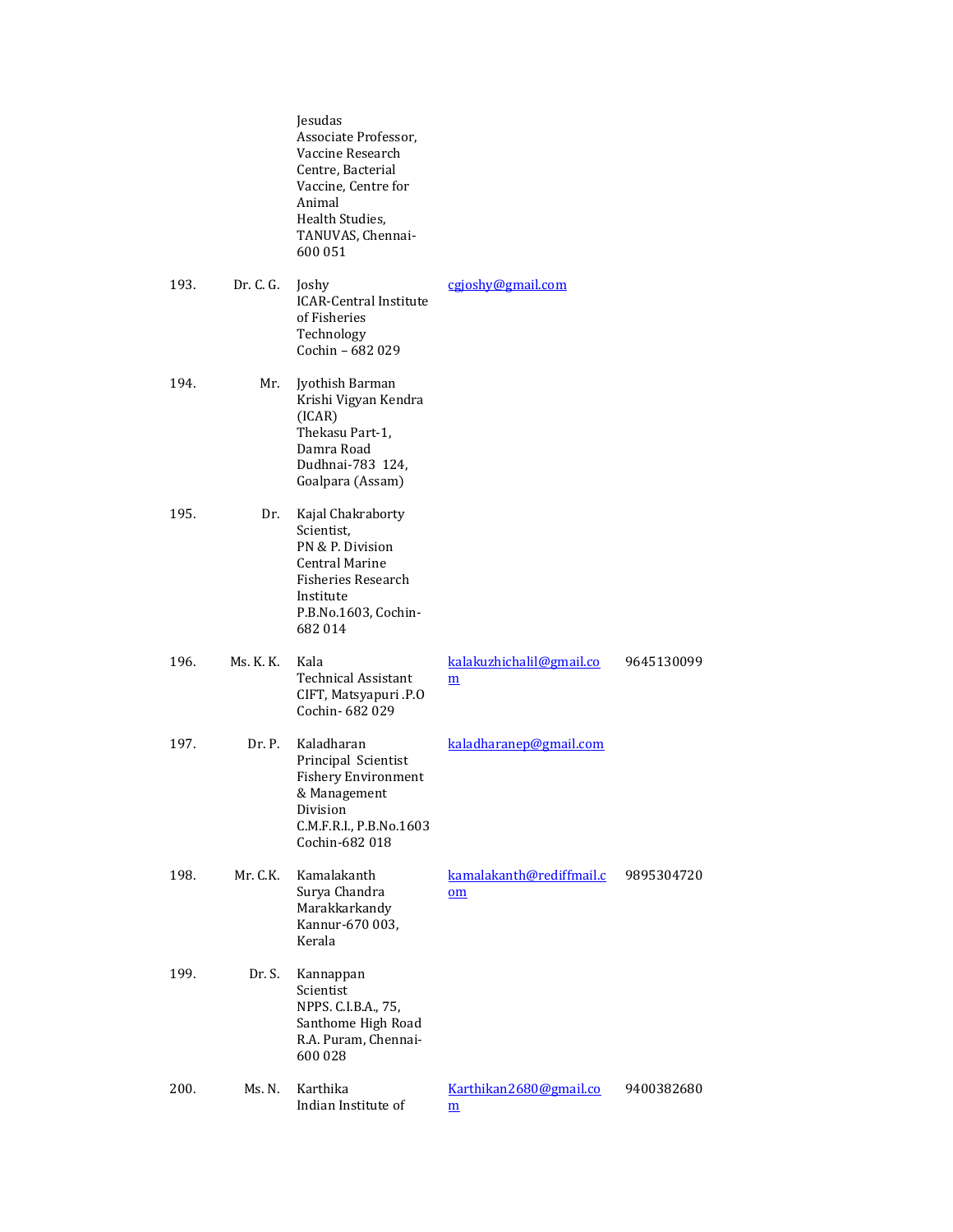| | | | | |
|---|---|---|---|---|
| | | Jesudas<br>Associate Professor,<br>Vaccine Research Centre, Bacterial Vaccine, Centre for Animal<br>Health Studies,<br>TANUVAS, Chennai-600 051 | | |
| 193. | Dr. C. G. | Joshy<br>ICAR-Central Institute of Fisheries Technology<br>Cochin – 682 029 | cgjoshy@gmail.com | |
| 194. | Mr. | Jyothish Barman<br>Krishi Vigyan Kendra (ICAR)<br>Thekasu Part-1, Damra Road<br>Dudhnai-783 124,<br>Goalpara (Assam) | | |
| 195. | Dr. | Kajal Chakraborty<br>Scientist,<br>PN & P. Division<br>Central Marine Fisheries Research Institute<br>P.B.No.1603, Cochin-682 014 | | |
| 196. | Ms. K. K. | Kala<br>Technical Assistant<br>CIFT, Matsyapuri .P.O<br>Cochin- 682 029 | kalakuzhichalil@gmail.com | 9645130099 |
| 197. | Dr. P. | Kaladharan<br>Principal Scientist<br>Fishery Environment & Management Division<br>C.M.F.R.I., P.B.No.1603<br>Cochin-682 018 | kaladharanep@gmail.com | |
| 198. | Mr. C.K. | Kamalakanth<br>Surya Chandra<br>Marakkarkandy<br>Kannur-670 003, Kerala | kamalakanth@rediffmail.com | 9895304720 |
| 199. | Dr. S. | Kannappan<br>Scientist<br>NPPS. C.I.B.A., 75, Santhome High Road<br>R.A. Puram, Chennai-600 028 | | |
| 200. | Ms. N. | Karthika<br>Indian Institute of | Karthikan2680@gmail.com | 9400382680 |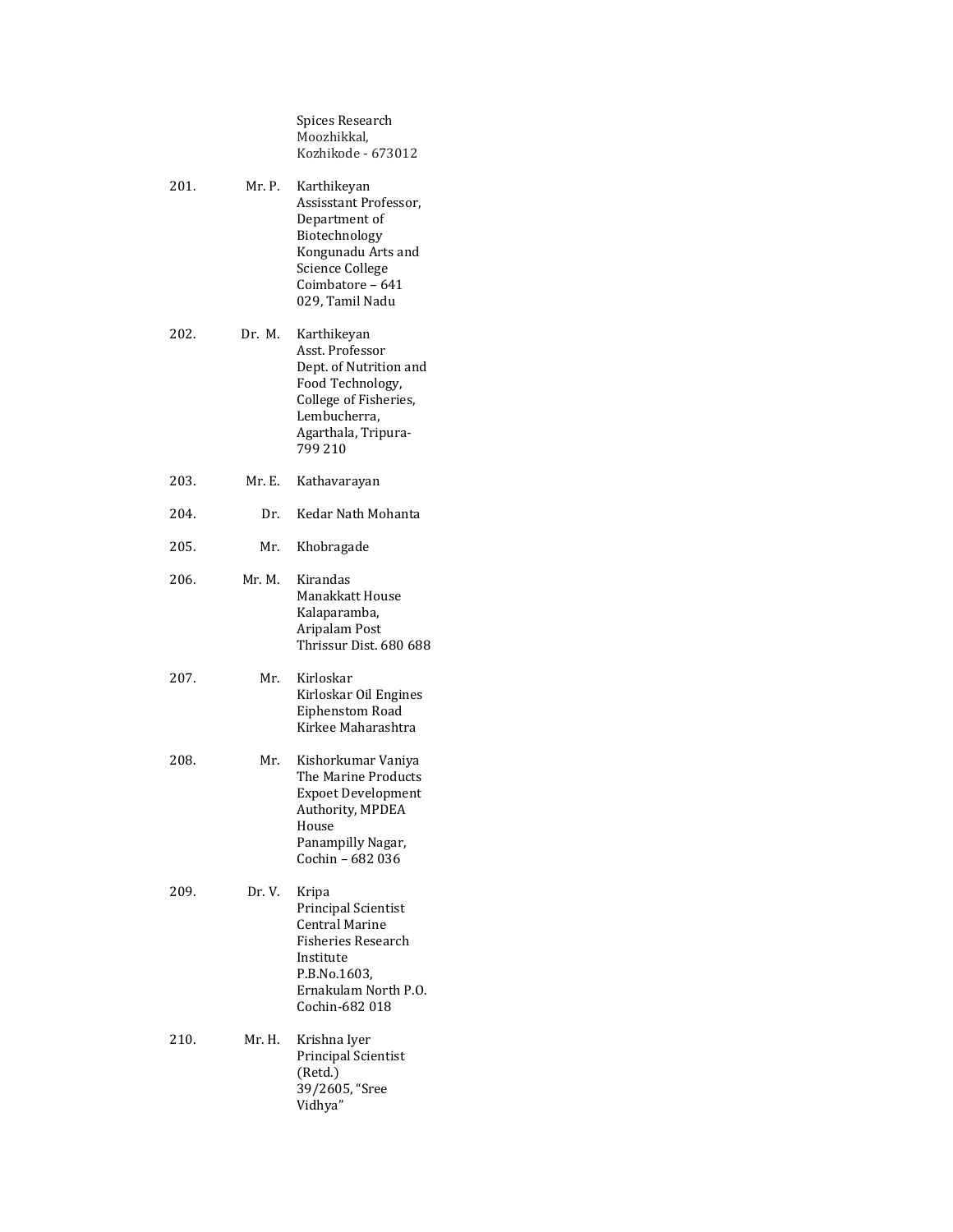Spices Research
Moozhikkal,
Kozhikode - 673012

201. Mr. P. Karthikeyan
Assisstant Professor,
Department of Biotechnology
Kongunadu Arts and Science College
Coimbatore – 641 029, Tamil Nadu

202. Dr. M. Karthikeyan
Asst. Professor
Dept. of Nutrition and Food Technology,
College of Fisheries,
Lembucherra,
Agarthala, Tripura- 799 210

203. Mr. E. Kathavarayan

204. Dr. Kedar Nath Mohanta

205. Mr. Khobragade

206. Mr. M. Kirandas
Manakkatt House
Kalaparamba,
Aripalam Post
Thrissur Dist. 680 688

207. Mr. Kirloskar
Kirloskar Oil Engines
Eiphenstom Road
Kirkee Maharashtra

208. Mr. Kishorkumar Vaniya
The Marine Products Expoet Development Authority, MPDEA House
Panampilly Nagar,
Cochin – 682 036

209. Dr. V. Kripa
Principal Scientist
Central Marine Fisheries Research Institute
P.B.No.1603,
Ernakulam North P.O.
Cochin-682 018

210. Mr. H. Krishna Iyer
Principal Scientist (Retd.)
39/2605, "Sree Vidhya"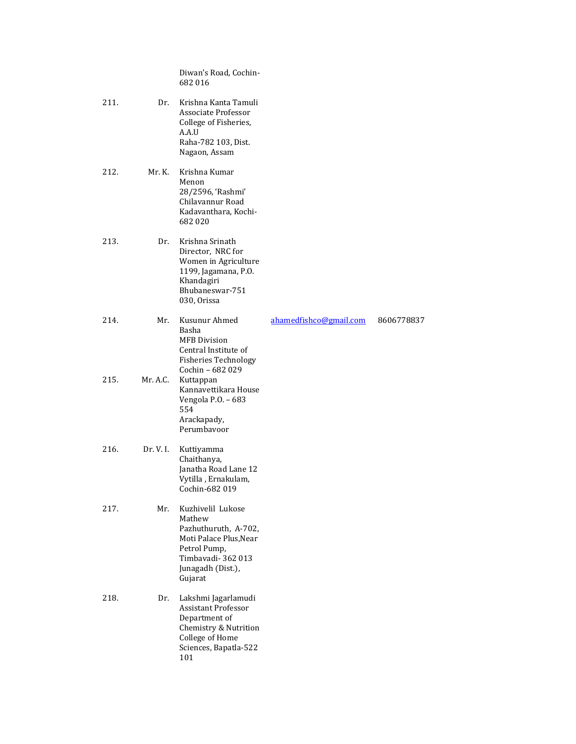| | | | | |
|---|---|---|---|---|
| | | Diwan's Road, Cochin-682 016 | | |
| 211. | Dr. | Krishna Kanta Tamuli<br>Associate Professor<br>College of Fisheries, A.A.U<br>Raha-782 103, Dist. Nagaon, Assam | | |
| 212. | Mr. K. | Krishna Kumar Menon<br>28/2596, 'Rashmi'<br>Chilavannur Road<br>Kadavanthara, Kochi-682 020 | | |
| 213. | Dr. | Krishna Srinath<br>Director, NRC for Women in Agriculture<br>1199, Jagamana, P.O. Khandagiri<br>Bhubaneswar-751 030, Orissa | | |
| 214. | Mr. | Kusunur Ahmed Basha<br>MFB Division<br>Central Institute of Fisheries Technology<br>Cochin – 682 029 | ahamedfishco@gmail.com | 8606778837 |
| 215. | Mr. A.C. | Kuttappan<br>Kannavettikara House<br>Vengola P.O. – 683 554<br>Arackapady, Perumbavoor | | |
| 216. | Dr. V. I. | Kuttiyamma<br>Chaithanya,<br>Janatha Road Lane 12<br>Vytilla , Ernakulam, Cochin-682 019 | | |
| 217. | Mr. | Kuzhivelil Lukose Mathew<br>Pazhuthuruth, A-702, Moti Palace Plus,Near Petrol Pump,<br>Timbavadi- 362 013<br>Junagadh (Dist.), Gujarat | | |
| 218. | Dr. | Lakshmi Jagarlamudi<br>Assistant Professor<br>Department of Chemistry & Nutrition<br>College of Home Sciences, Bapatla-522 101 | | |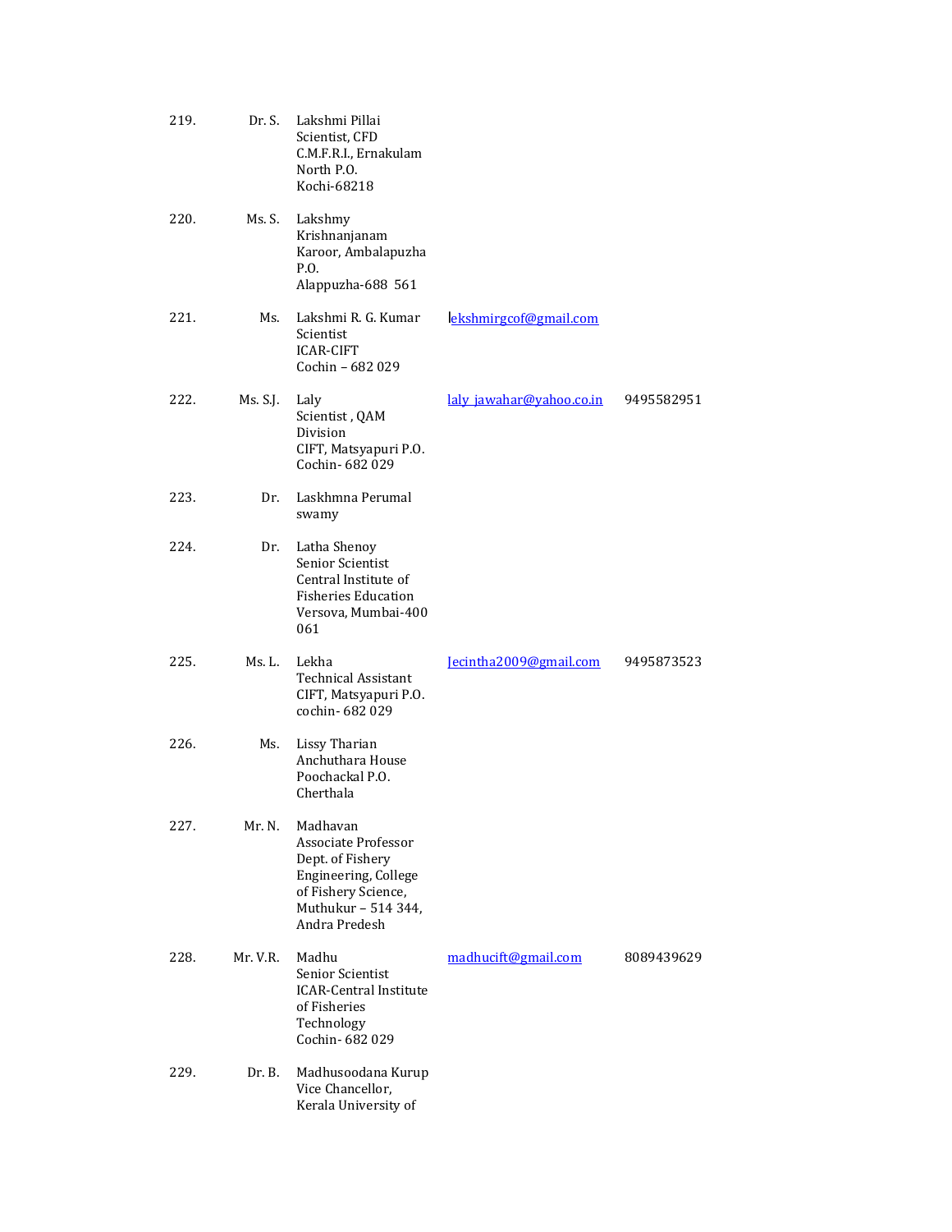| | | | | |
|---|---|---|---|---|
| 219. | Dr. S. | Lakshmi Pillai<br>Scientist, CFD<br>C.M.F.R.I., Ernakulam North P.O.<br>Kochi-68218 | | |
| 220. | Ms. S. | Lakshmy<br>Krishnanjanam<br>Karoor, Ambalapuzha P.O.<br>Alappuzha-688 561 | | |
| 221. | Ms. | Lakshmi R. G. Kumar<br>Scientist<br>ICAR-CIFT<br>Cochin – 682 029 | lekshmirgcof@gmail.com | |
| 222. | Ms. S.J. | Laly<br>Scientist , QAM Division<br>CIFT, Matsyapuri P.O.<br>Cochin- 682 029 | laly_jawahar@yahoo.co.in | 9495582951 |
| 223. | Dr. | Laskhmna Perumal swamy | | |
| 224. | Dr. | Latha Shenoy<br>Senior Scientist<br>Central Institute of Fisheries Education<br>Versova, Mumbai-400 061 | | |
| 225. | Ms. L. | Lekha<br>Technical Assistant<br>CIFT, Matsyapuri P.O.<br>cochin- 682 029 | Jecintha2009@gmail.com | 9495873523 |
| 226. | Ms. | Lissy Tharian<br>Anchuthara House<br>Poochackal P.O.<br>Cherthala | | |
| 227. | Mr. N. | Madhavan<br>Associate Professor<br>Dept. of Fishery Engineering, College of Fishery Science,<br>Muthukur – 514 344,<br>Andra Predesh | | |
| 228. | Mr. V.R. | Madhu<br>Senior Scientist<br>ICAR-Central Institute of Fisheries Technology<br>Cochin- 682 029 | madhucift@gmail.com | 8089439629 |
| 229. | Dr. B. | Madhusoodana Kurup<br>Vice Chancellor,<br>Kerala University of | | |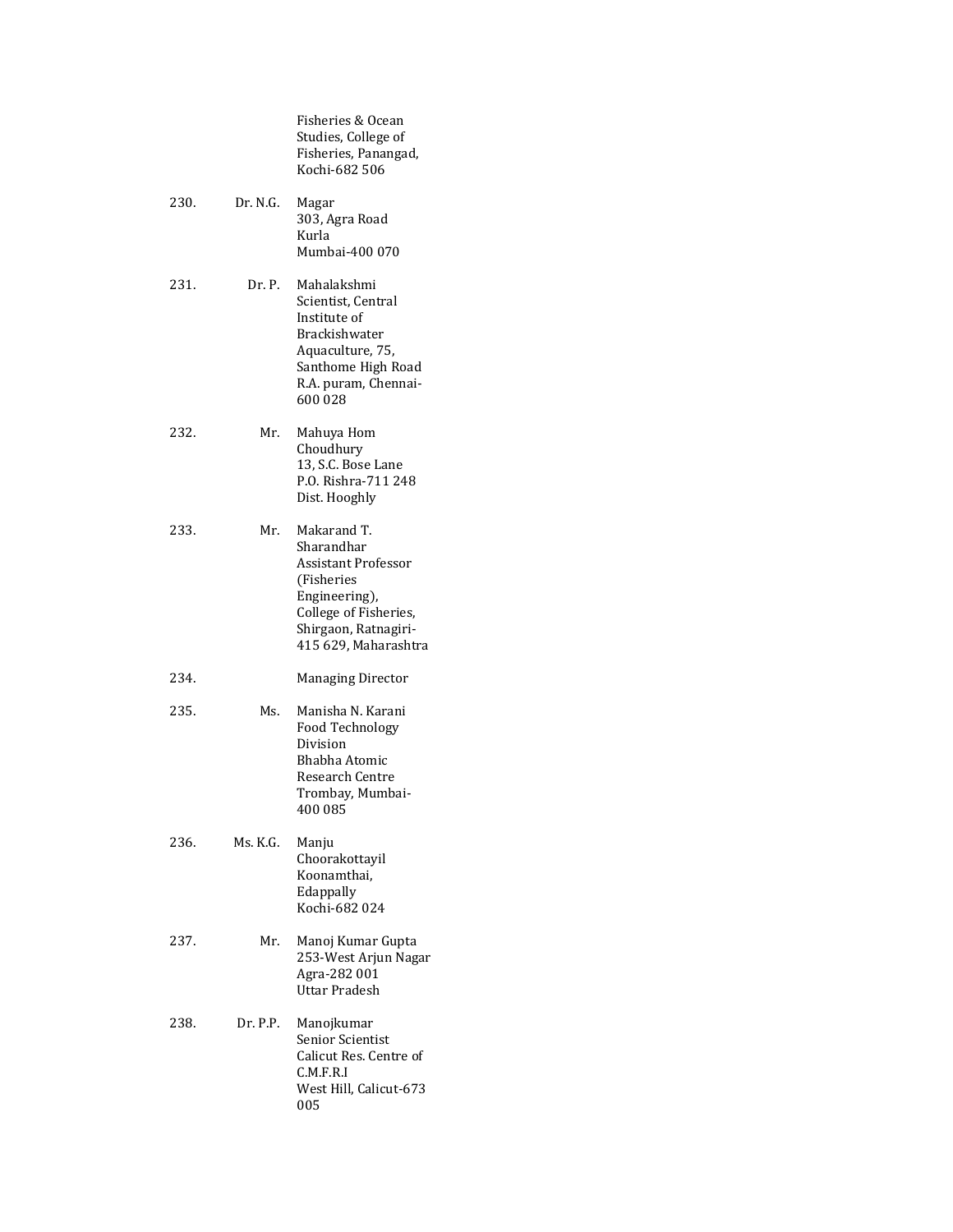Fisheries & Ocean Studies, College of Fisheries, Panangad, Kochi-682 506

230. Dr. N.G. Magar
303, Agra Road
Kurla
Mumbai-400 070

231. Dr. P. Mahalakshmi
Scientist, Central Institute of Brackishwater Aquaculture, 75, Santhome High Road
R.A. puram, Chennai-600 028

232. Mr. Mahuya Hom Choudhury
13, S.C. Bose Lane
P.O. Rishra-711 248
Dist. Hooghly

233. Mr. Makarand T. Sharandhar
Assistant Professor (Fisheries Engineering),
College of Fisheries, Shirgaon, Ratnagiri-415 629, Maharashtra

234. Managing Director

235. Ms. Manisha N. Karani
Food Technology Division
Bhabha Atomic Research Centre
Trombay, Mumbai-400 085

236. Ms. K.G. Manju
Choorakottayil
Koonamthai,
Edappally
Kochi-682 024

237. Mr. Manoj Kumar Gupta
253-West Arjun Nagar
Agra-282 001
Uttar Pradesh

238. Dr. P.P. Manojkumar
Senior Scientist
Calicut Res. Centre of C.M.F.R.I
West Hill, Calicut-673 005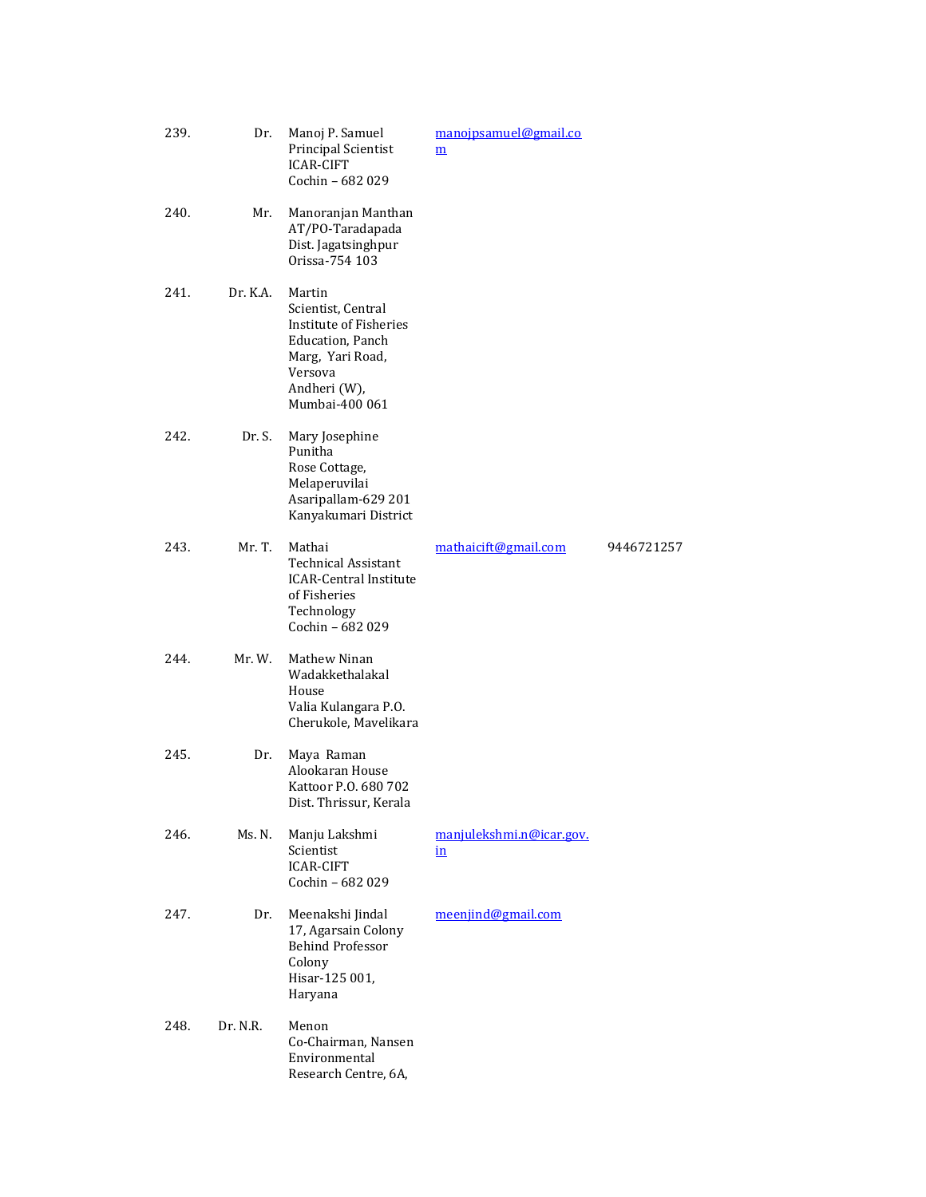| No. | Title | Name & Address | Email | Phone |
|---|---|---|---|---|
| 239. | Dr. | Manoj P. Samuel<br>Principal Scientist<br>ICAR-CIFT<br>Cochin – 682 029 | manojpsamuel@gmail.com | |
| 240. | Mr. | Manoranjan Manthan<br>AT/PO-Taradapada<br>Dist. Jagatsinghpur<br>Orissa-754 103 | | |
| 241. | Dr. K.A. | Martin<br>Scientist, Central Institute of Fisheries Education, Panch Marg, Yari Road, Versova<br>Andheri (W),<br>Mumbai-400 061 | | |
| 242. | Dr. S. | Mary Josephine Punitha<br>Rose Cottage,<br>Melaperuvilai<br>Asaripallam-629 201<br>Kanyakumari District | | |
| 243. | Mr. T. | Mathai<br>Technical Assistant<br>ICAR-Central Institute of Fisheries Technology<br>Cochin – 682 029 | mathaicift@gmail.com | 9446721257 |
| 244. | Mr. W. | Mathew Ninan<br>Wadakkethalakal House<br>Valia Kulangara P.O.<br>Cherukole, Mavelikara | | |
| 245. | Dr. | Maya Raman<br>Alookaran House<br>Kattoor P.O. 680 702<br>Dist. Thrissur, Kerala | | |
| 246. | Ms. N. | Manju Lakshmi<br>Scientist<br>ICAR-CIFT<br>Cochin – 682 029 | manjulekshmi.n@icar.gov.in | |
| 247. | Dr. | Meenakshi Jindal<br>17, Agarsain Colony<br>Behind Professor Colony<br>Hisar-125 001,<br>Haryana | meenjind@gmail.com | |
| 248. | Dr. N.R. | Menon<br>Co-Chairman, Nansen Environmental Research Centre, 6A, | | |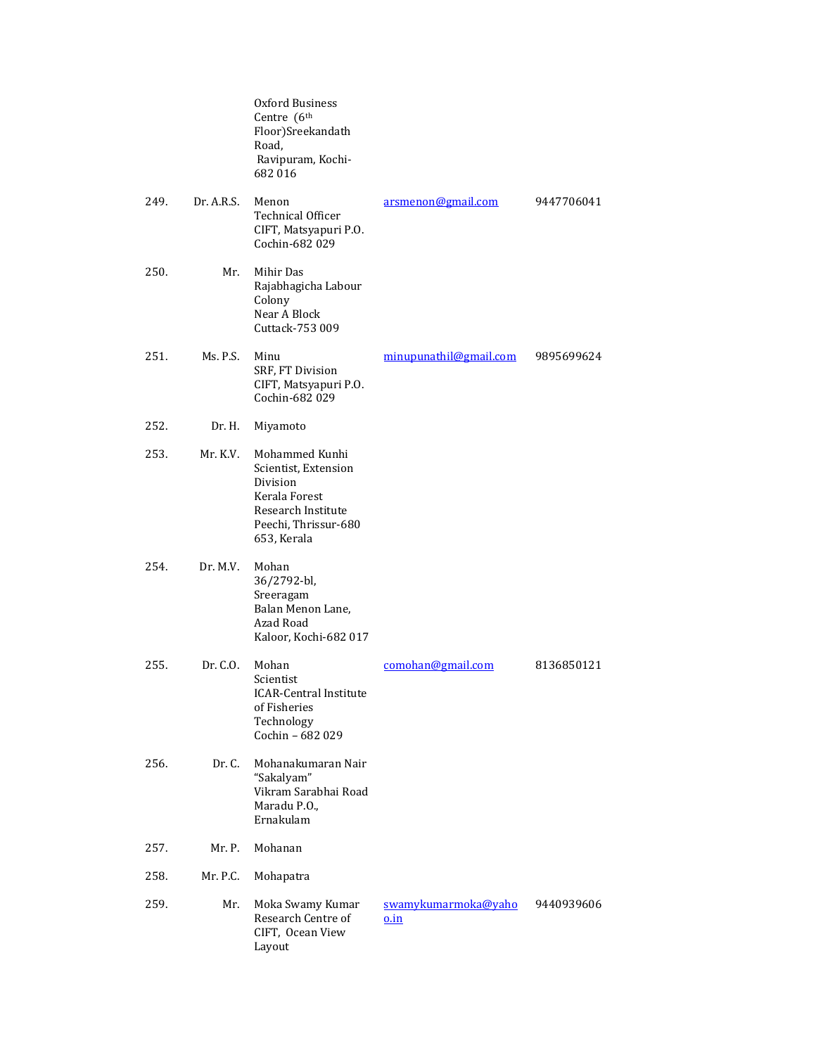| | | | | |
|---|---|---|---|---|
| | | Oxford Business Centre (6th Floor)Sreekandath Road, Ravipuram, Kochi-682 016 | | |
| 249. | Dr. A.R.S. | Menon<br>Technical Officer<br>CIFT, Matsyapuri P.O.<br>Cochin-682 029 | arsmenon@gmail.com | 9447706041 |
| 250. | Mr. | Mihir Das<br>Rajabhagicha Labour Colony<br>Near A Block<br>Cuttack-753 009 | | |
| 251. | Ms. P.S. | Minu<br>SRF, FT Division<br>CIFT, Matsyapuri P.O.<br>Cochin-682 029 | minupunathil@gmail.com | 9895699624 |
| 252. | Dr. H. | Miyamoto | | |
| 253. | Mr. K.V. | Mohammed Kunhi<br>Scientist, Extension Division<br>Kerala Forest Research Institute<br>Peechi, Thrissur-680 653, Kerala | | |
| 254. | Dr. M.V. | Mohan<br>36/2792-bl, Sreeragam<br>Balan Menon Lane, Azad Road<br>Kaloor, Kochi-682 017 | | |
| 255. | Dr. C.O. | Mohan<br>Scientist<br>ICAR-Central Institute of Fisheries Technology<br>Cochin – 682 029 | comohan@gmail.com | 8136850121 |
| 256. | Dr. C. | Mohanakumaran Nair<br>"Sakalyam"<br>Vikram Sarabhai Road<br>Maradu P.O., Ernakulam | | |
| 257. | Mr. P. | Mohanan | | |
| 258. | Mr. P.C. | Mohapatra | | |
| 259. | Mr. | Moka Swamy Kumar<br>Research Centre of CIFT, Ocean View Layout | swamykumarmoka@yahoo.in | 9440939606 |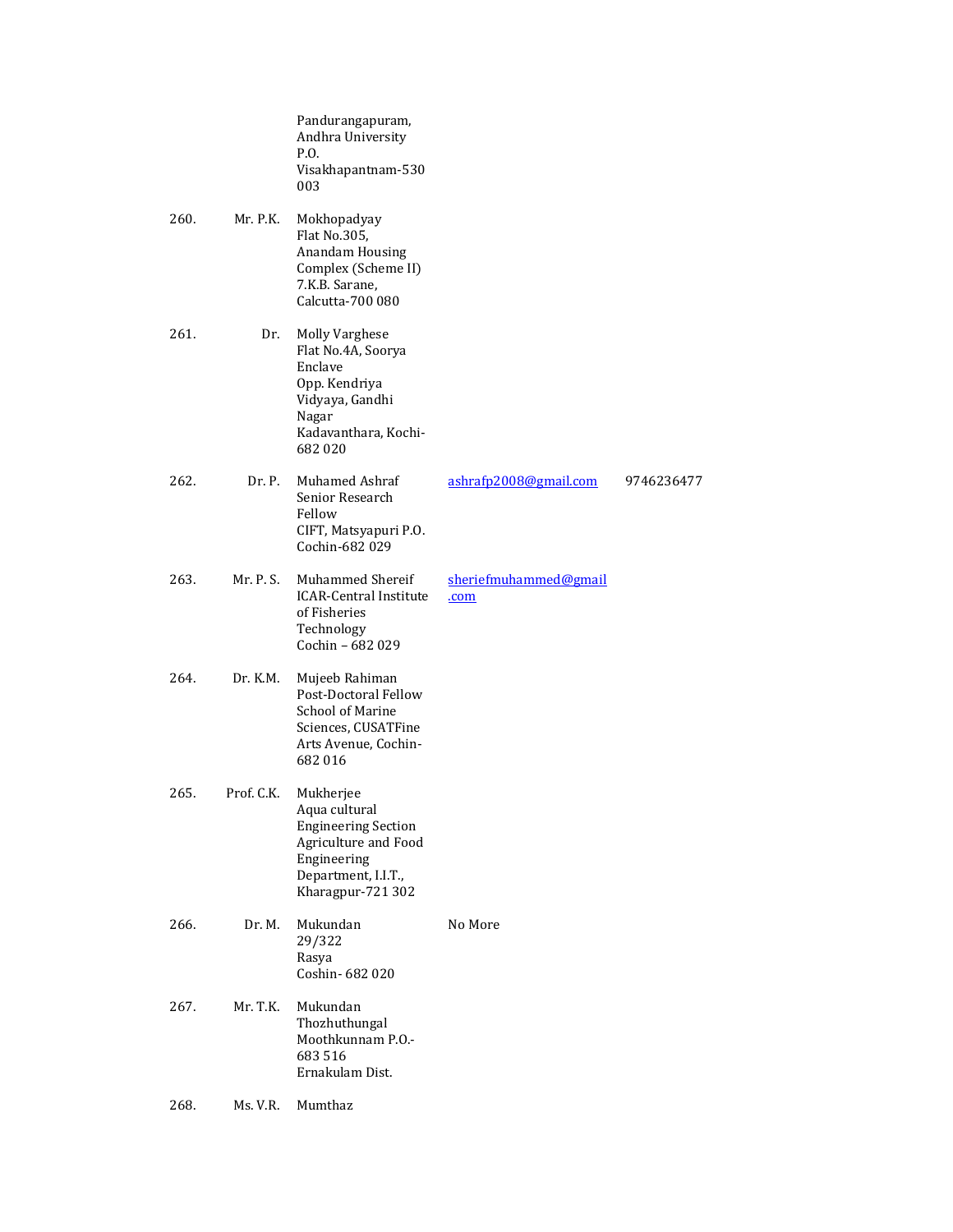| | | | | |
|---|---|---|---|---|
| | | Pandurangapuram, Andhra University P.O. Visakhapantnam-530 003 | | |
| 260. | Mr. P.K. | Mokhopadyay Flat No.305, Anandam Housing Complex (Scheme II) 7.K.B. Sarane, Calcutta-700 080 | | |
| 261. | Dr. | Molly Varghese Flat No.4A, Soorya Enclave Opp. Kendriya Vidyaya, Gandhi Nagar Kadavanthara, Kochi-682 020 | | |
| 262. | Dr. P. | Muhamed Ashraf Senior Research Fellow CIFT, Matsyapuri P.O. Cochin-682 029 | ashrafp2008@gmail.com | 9746236477 |
| 263. | Mr. P. S. | Muhammed Shereif ICAR-Central Institute of Fisheries Technology Cochin – 682 029 | sheriefmuhammed@gmail.com | |
| 264. | Dr. K.M. | Mujeeb Rahiman Post-Doctoral Fellow School of Marine Sciences, CUSATFine Arts Avenue, Cochin-682 016 | | |
| 265. | Prof. C.K. | Mukherjee Aqua cultural Engineering Section Agriculture and Food Engineering Department, I.I.T., Kharagpur-721 302 | | |
| 266. | Dr. M. | Mukundan 29/322 Rasya Coshin- 682 020 | No More | |
| 267. | Mr. T.K. | Mukundan Thozhuthungal Moothkunnam P.O.-683 516 Ernakulam Dist. | | |
| 268. | Ms. V.R. | Mumthaz | | |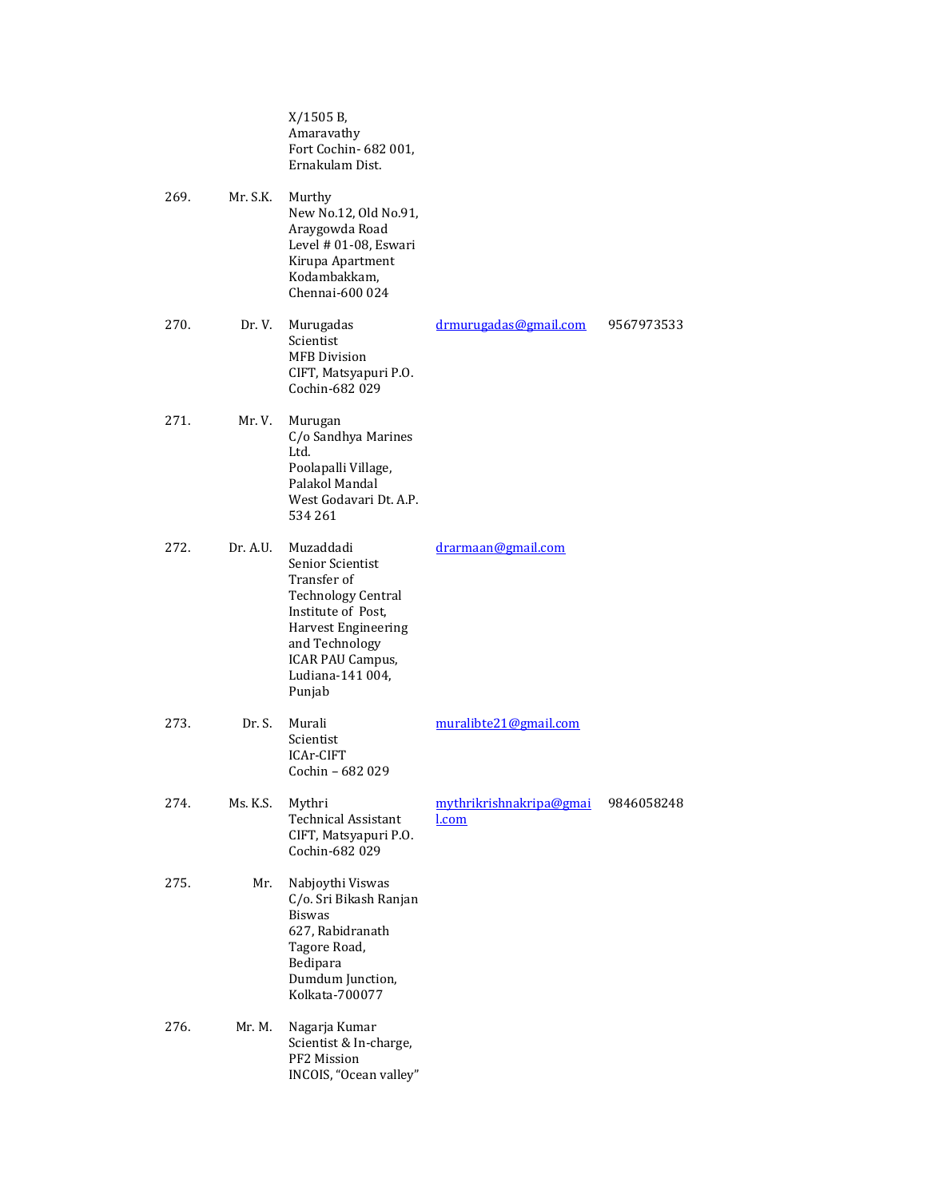|  |  | X/1505 B,<br>Amaravathy<br>Fort Cochin- 682 001,<br>Ernakulam Dist. |  |  |
|---|---|---|---|---|
| 269. | Mr. S.K. | Murthy<br>New No.12, Old No.91,<br>Araygowda Road<br>Level # 01-08, Eswari<br>Kirupa Apartment<br>Kodambakkam,<br>Chennai-600 024 |  |  |
| 270. | Dr. V. | Murugadas<br>Scientist<br>MFB Division<br>CIFT, Matsyapuri P.O.<br>Cochin-682 029 | drmurugadas@gmail.com | 9567973533 |
| 271. | Mr. V. | Murugan<br>C/o Sandhya Marines<br>Ltd.<br>Poolapalli Village,<br>Palakol Mandal<br>West Godavari Dt. A.P.<br>534 261 |  |  |
| 272. | Dr. A.U. | Muzaddadi<br>Senior Scientist<br>Transfer of<br>Technology Central<br>Institute of Post,<br>Harvest Engineering<br>and Technology<br>ICAR PAU Campus,<br>Ludiana-141 004,<br>Punjab | drarmaan@gmail.com |  |
| 273. | Dr. S. | Murali<br>Scientist<br>ICAr-CIFT<br>Cochin – 682 029 | muralibte21@gmail.com |  |
| 274. | Ms. K.S. | Mythri<br>Technical Assistant<br>CIFT, Matsyapuri P.O.<br>Cochin-682 029 | mythrikrishnakripa@gmail.com | 9846058248 |
| 275. | Mr. | Nabjoythi Viswas<br>C/o. Sri Bikash Ranjan<br>Biswas<br>627, Rabidranath<br>Tagore Road,<br>Bedipara<br>Dumdum Junction,<br>Kolkata-700077 |  |  |
| 276. | Mr. M. | Nagarja Kumar<br>Scientist & In-charge,<br>PF2 Mission<br>INCOIS, "Ocean valley" |  |  |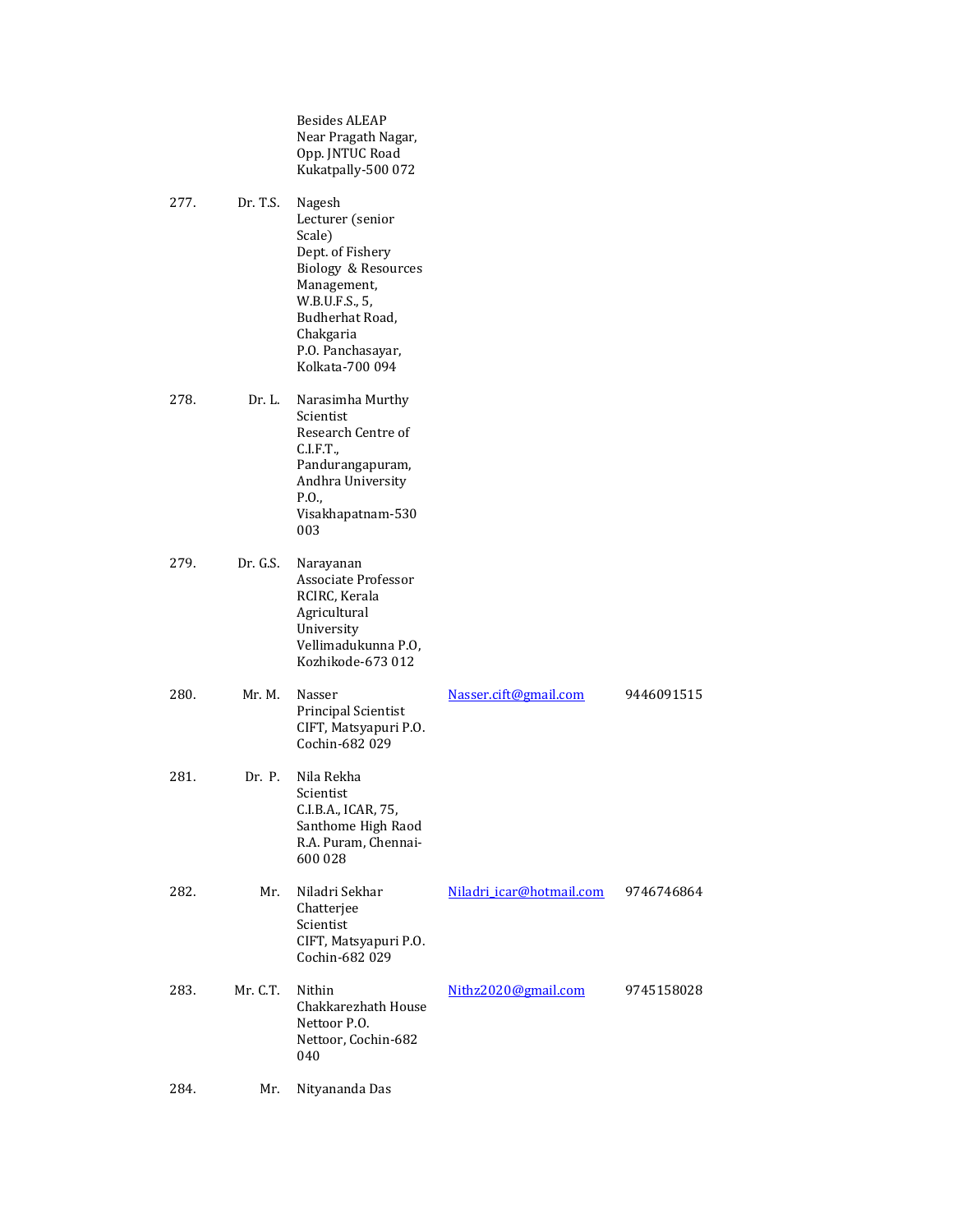| | | | | |
|---|---|---|---|---|
| | | Besides ALEAP<br>Near Pragath Nagar,<br>Opp. JNTUC Road<br>Kukatpally-500 072 | | |
| 277. | Dr. T.S. | Nagesh<br>Lecturer (senior Scale)<br>Dept. of Fishery Biology & Resources Management,<br>W.B.U.F.S., 5, Budherhat Road, Chakgaria<br>P.O. Panchasayar, Kolkata-700 094 | | |
| 278. | Dr. L. | Narasimha Murthy<br>Scientist<br>Research Centre of C.I.F.T., Pandurangapuram, Andhra University P.O., Visakhapatnam-530 003 | | |
| 279. | Dr. G.S. | Narayanan<br>Associate Professor<br>RCIRC, Kerala Agricultural University<br>Vellimadukunna P.O, Kozhikode-673 012 | | |
| 280. | Mr. M. | Nasser<br>Principal Scientist<br>CIFT, Matsyapuri P.O.<br>Cochin-682 029 | Nasser.cift@gmail.com | 9446091515 |
| 281. | Dr. P. | Nila Rekha<br>Scientist<br>C.I.B.A., ICAR, 75, Santhome High Raod<br>R.A. Puram, Chennai-600 028 | | |
| 282. | Mr. | Niladri Sekhar Chatterjee<br>Scientist<br>CIFT, Matsyapuri P.O.<br>Cochin-682 029 | Niladri_icar@hotmail.com | 9746746864 |
| 283. | Mr. C.T. | Nithin<br>Chakkarezhath House<br>Nettoor P.O.<br>Nettoor, Cochin-682 040 | Nithz2020@gmail.com | 9745158028 |
| 284. | Mr. | Nityananda Das | | |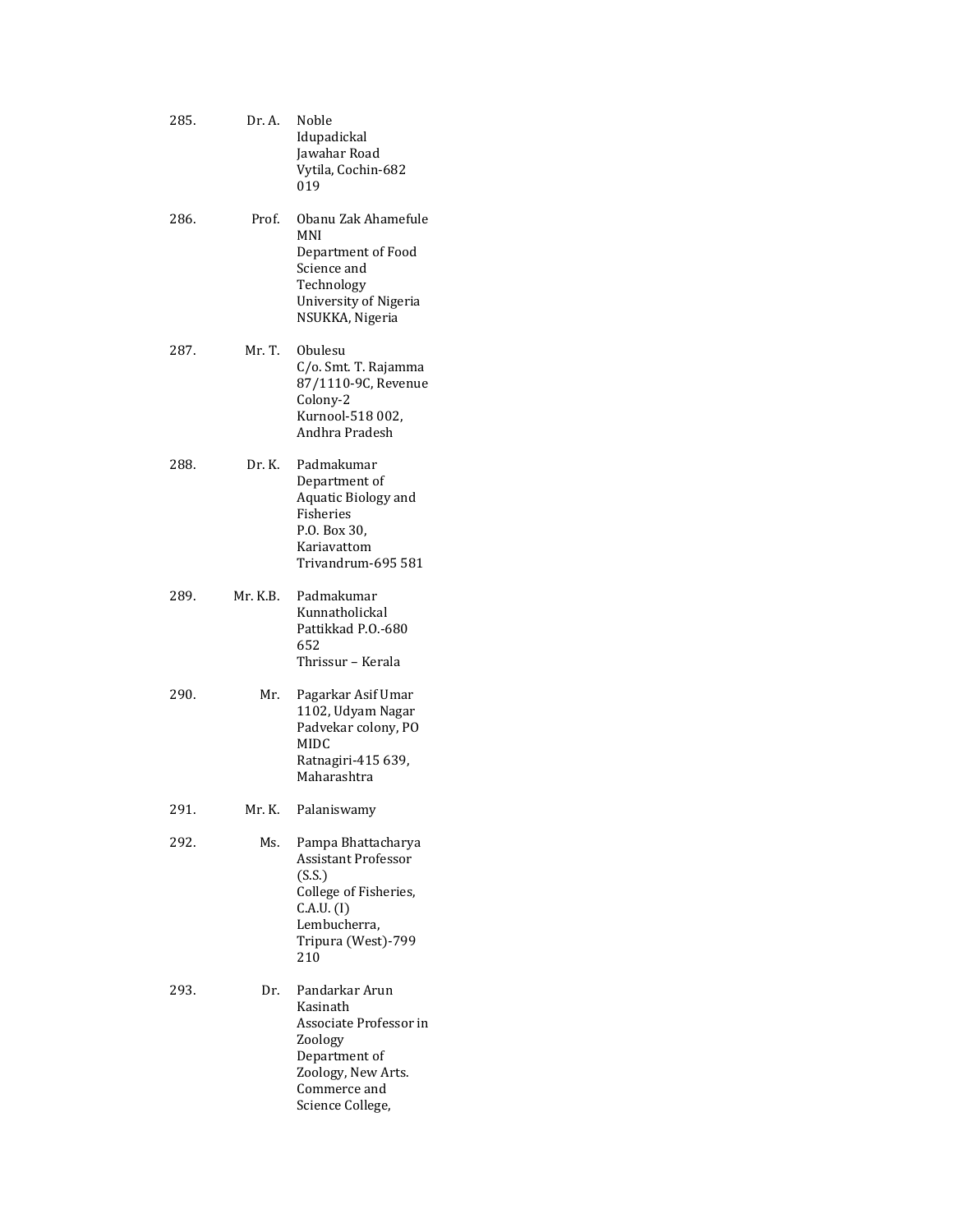285. Dr. A. Noble
Idupadickal
Jawahar Road
Vytila, Cochin-682 019

286. Prof. Obanu Zak Ahamefule MNI
Department of Food Science and Technology
University of Nigeria
NSUKKA, Nigeria

287. Mr. T. Obulesu
C/o. Smt. T. Rajamma
87/1110-9C, Revenue Colony-2
Kurnool-518 002,
Andhra Pradesh

288. Dr. K. Padmakumar
Department of Aquatic Biology and Fisheries
P.O. Box 30,
Kariavattom
Trivandrum-695 581

289. Mr. K.B. Padmakumar
Kunnatholickal
Pattikkad P.O.-680 652
Thrissur – Kerala

290. Mr. Pagarkar Asif Umar
1102, Udyam Nagar
Padvekar colony, PO MIDC
Ratnagiri-415 639,
Maharashtra

291. Mr. K. Palaniswamy

292. Ms. Pampa Bhattacharya
Assistant Professor (S.S.)
College of Fisheries, C.A.U. (I)
Lembucherra,
Tripura (West)-799 210

293. Dr. Pandarkar Arun Kasinath
Associate Professor in Zoology
Department of Zoology, New Arts. Commerce and Science College,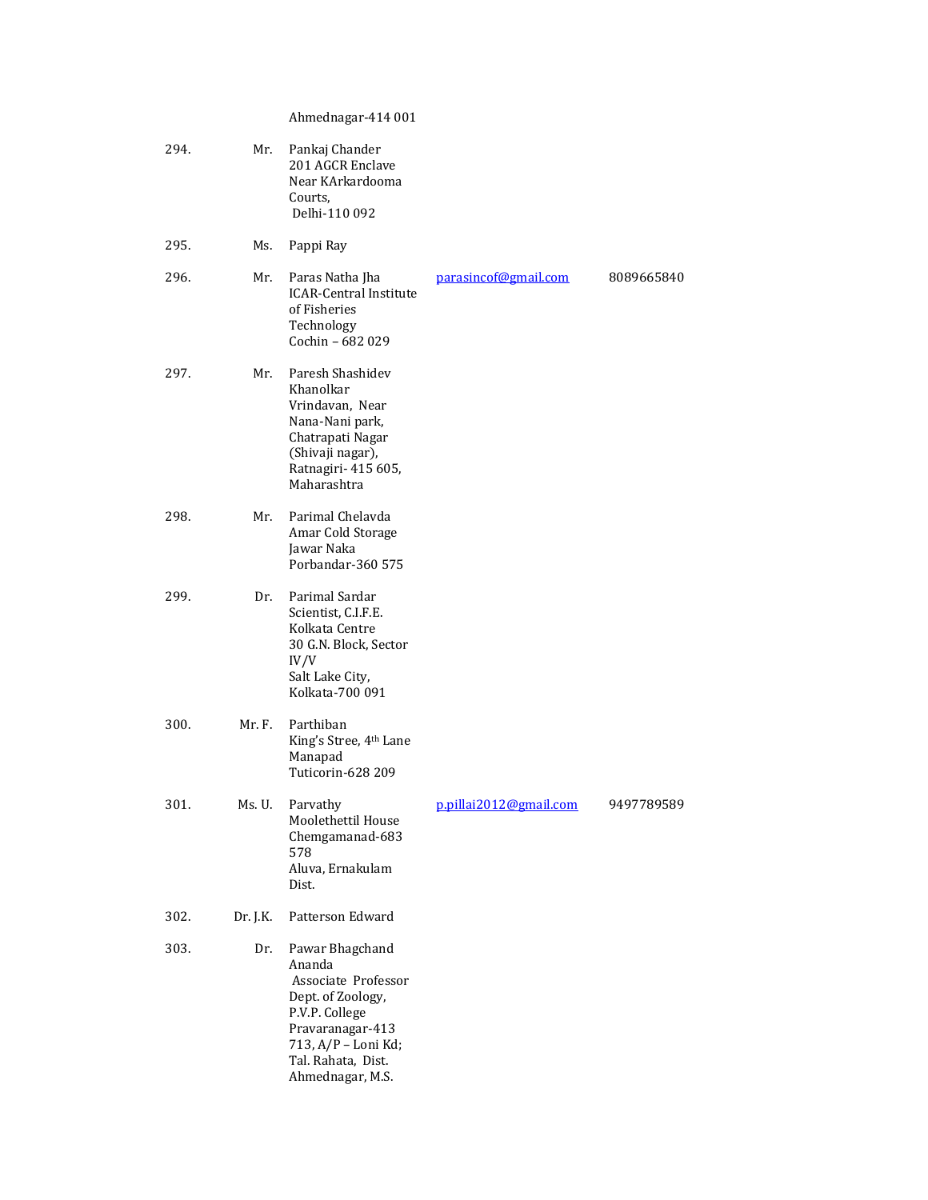| No. | Title | Name & Address | Email | Phone |
|---|---|---|---|---|
| | | Ahmednagar-414 001 | | |
| 294. | Mr. | Pankaj Chander<br>201 AGCR Enclave<br>Near KArkardooma Courts,<br>Delhi-110 092 | | |
| 295. | Ms. | Pappi Ray | | |
| 296. | Mr. | Paras Natha Jha<br>ICAR-Central Institute of Fisheries Technology<br>Cochin – 682 029 | parasincof@gmail.com | 8089665840 |
| 297. | Mr. | Paresh Shashidev Khanolkar<br>Vrindavan, Near Nana-Nani park,<br>Chatrapati Nagar (Shivaji nagar),<br>Ratnagiri- 415 605,<br>Maharashtra | | |
| 298. | Mr. | Parimal Chelavda<br>Amar Cold Storage<br>Jawar Naka<br>Porbandar-360 575 | | |
| 299. | Dr. | Parimal Sardar<br>Scientist, C.I.F.E.<br>Kolkata Centre<br>30 G.N. Block, Sector IV/V<br>Salt Lake City,<br>Kolkata-700 091 | | |
| 300. | Mr. F. | Parthiban<br>King's Stree, 4th Lane<br>Manapad<br>Tuticorin-628 209 | | |
| 301. | Ms. U. | Parvathy<br>Moolethettil House<br>Chemgamanad-683 578<br>Aluva, Ernakulam Dist. | p.pillai2012@gmail.com | 9497789589 |
| 302. | Dr. J.K. | Patterson Edward | | |
| 303. | Dr. | Pawar Bhagchand Ananda<br>Associate Professor<br>Dept. of Zoology,<br>P.V.P. College<br>Pravaranagar-413 713, A/P – Loni Kd;<br>Tal. Rahata, Dist. Ahmednagar, M.S. | | |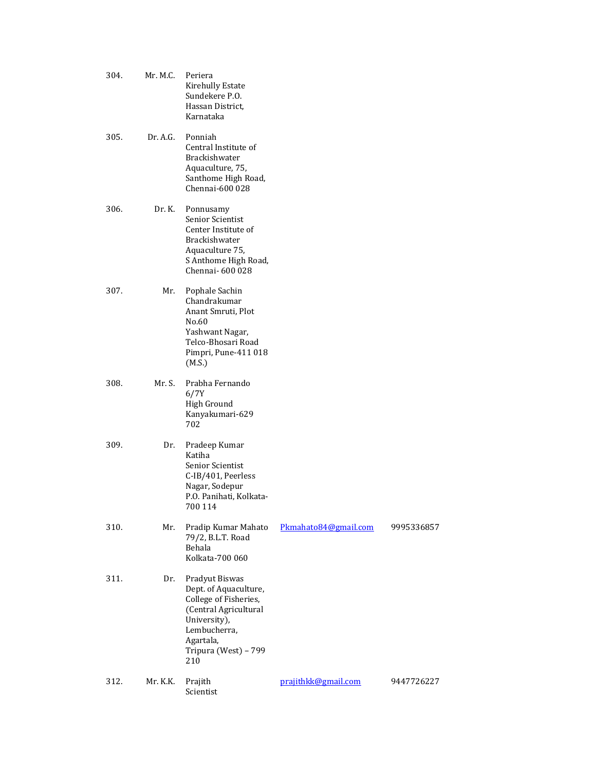| | | | | |
|---|---|---|---|---|
| 304. | Mr. M.C. | Periera<br>Kirehully Estate<br>Sundekere P.O.<br>Hassan District,<br>Karnataka | | |
| 305. | Dr. A.G. | Ponniah<br>Central Institute of Brackishwater Aquaculture, 75,<br>Santhome High Road,<br>Chennai-600 028 | | |
| 306. | Dr. K. | Ponnusamy<br>Senior Scientist<br>Center Institute of Brackishwater Aquaculture 75,<br>S Anthome High Road,<br>Chennai- 600 028 | | |
| 307. | Mr. | Pophale Sachin Chandrakumar<br>Anant Smruti, Plot No.60<br>Yashwant Nagar,<br>Telco-Bhosari Road<br>Pimpri, Pune-411 018 (M.S.) | | |
| 308. | Mr. S. | Prabha Fernando<br>6/7Y<br>High Ground<br>Kanyakumari-629 702 | | |
| 309. | Dr. | Pradeep Kumar Katiha<br>Senior Scientist<br>C-IB/401, Peerless Nagar, Sodepur<br>P.O. Panihati, Kolkata-700 114 | | |
| 310. | Mr. | Pradip Kumar Mahato<br>79/2, B.L.T. Road<br>Behala<br>Kolkata-700 060 | Pkmahato84@gmail.com | 9995336857 |
| 311. | Dr. | Pradyut Biswas<br>Dept. of Aquaculture,<br>College of Fisheries,<br>(Central Agricultural University),<br>Lembucherra,<br>Agartala,<br>Tripura (West) – 799 210 | | |
| 312. | Mr. K.K. | Prajith<br>Scientist | prajithkk@gmail.com | 9447726227 |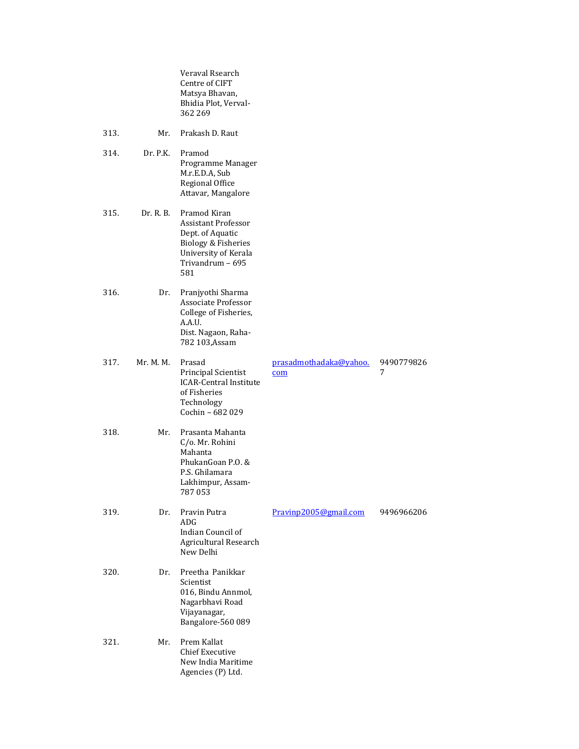| | | | | |
|---|---|---|---|---|
| | | Veraval Rsearch Centre of CIFT Matsya Bhavan, Bhidia Plot, Verval-362 269 | | |
| 313. | Mr. | Prakash D. Raut | | |
| 314. | Dr. P.K. | Pramod Programme Manager M.r.E.D.A, Sub Regional Office Attavar, Mangalore | | |
| 315. | Dr. R. B. | Pramod Kiran Assistant Professor Dept. of Aquatic Biology & Fisheries University of Kerala Trivandrum – 695 581 | | |
| 316. | Dr. | Pranjyothi Sharma Associate Professor College of Fisheries, A.A.U. Dist. Nagaon, Raha-782 103,Assam | | |
| 317. | Mr. M. M. | Prasad Principal Scientist ICAR-Central Institute of Fisheries Technology Cochin – 682 029 | prasadmothadaka@yahoo.com | 94907798267 |
| 318. | Mr. | Prasanta Mahanta C/o. Mr. Rohini Mahanta PhukanGoan P.O. & P.S. Ghilamara Lakhimpur, Assam-787 053 | | |
| 319. | Dr. | Pravin Putra ADG Indian Council of Agricultural Research New Delhi | Pravinp2005@gmail.com | 9496966206 |
| 320. | Dr. | Preetha Panikkar Scientist 016, Bindu Annmol, Nagarbhavi Road Vijayanagar, Bangalore-560 089 | | |
| 321. | Mr. | Prem Kallat Chief Executive New India Maritime Agencies (P) Ltd. | | |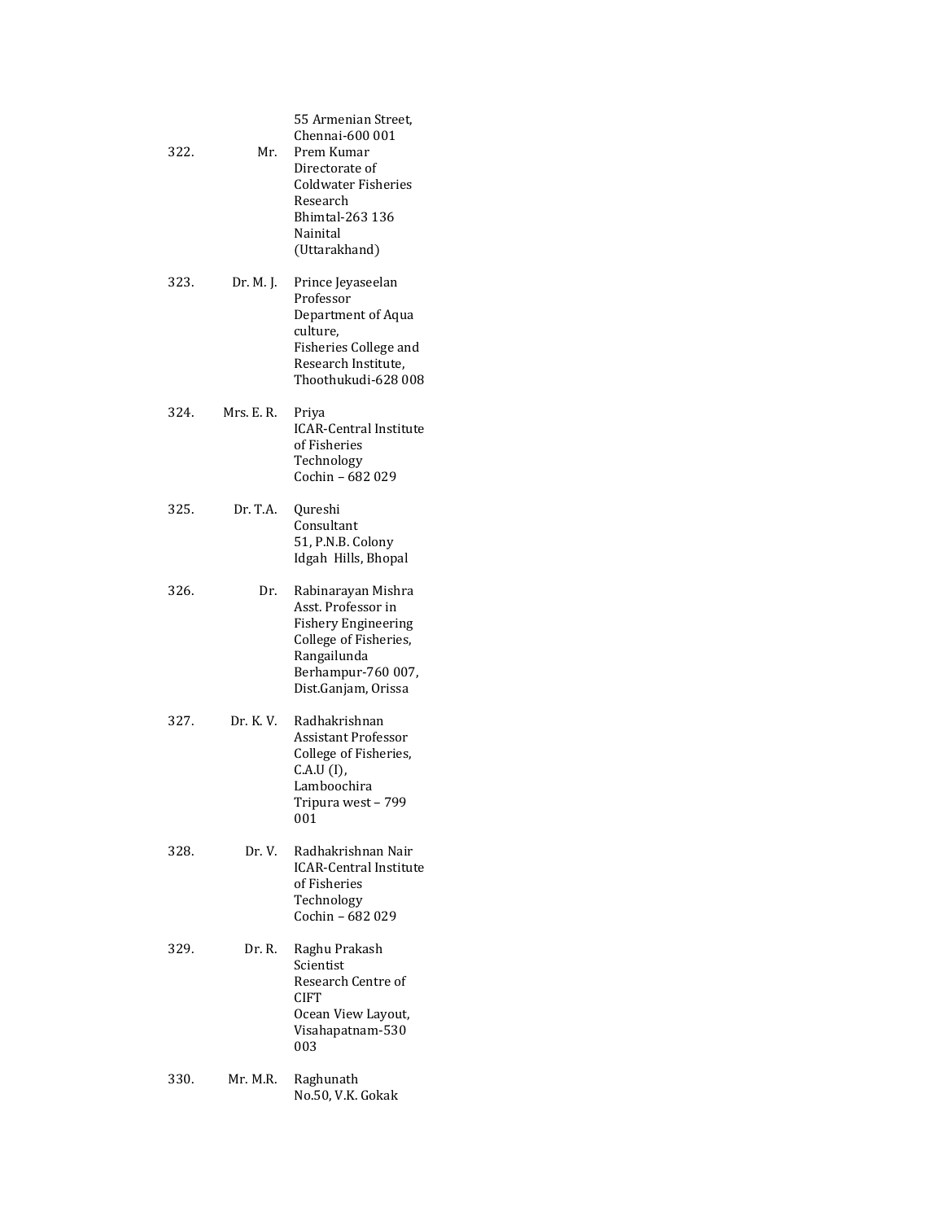55 Armenian Street,
Chennai-600 001

| | | |
|---|---|---|
| 322. | Mr. | Prem Kumar<br>Directorate of Coldwater Fisheries Research<br>Bhimtal-263 136<br>Nainital<br>(Uttarakhand) |
| 323. | Dr. M. J. | Prince Jeyaseelan<br>Professor<br>Department of Aqua culture,<br>Fisheries College and Research Institute,<br>Thoothukudi-628 008 |
| 324. | Mrs. E. R. | Priya<br>ICAR-Central Institute of Fisheries Technology<br>Cochin – 682 029 |
| 325. | Dr. T.A. | Qureshi<br>Consultant<br>51, P.N.B. Colony<br>Idgah Hills, Bhopal |
| 326. | Dr. | Rabinarayan Mishra<br>Asst. Professor in Fishery Engineering<br>College of Fisheries,<br>Rangailunda<br>Berhampur-760 007,<br>Dist.Ganjam, Orissa |
| 327. | Dr. K. V. | Radhakrishnan<br>Assistant Professor<br>College of Fisheries,<br>C.A.U (I),<br>Lamboochira<br>Tripura west – 799 001 |
| 328. | Dr. V. | Radhakrishnan Nair<br>ICAR-Central Institute of Fisheries Technology<br>Cochin – 682 029 |
| 329. | Dr. R. | Raghu Prakash<br>Scientist<br>Research Centre of CIFT<br>Ocean View Layout,<br>Visahapatnam-530 003 |
| 330. | Mr. M.R. | Raghunath<br>No.50, V.K. Gokak |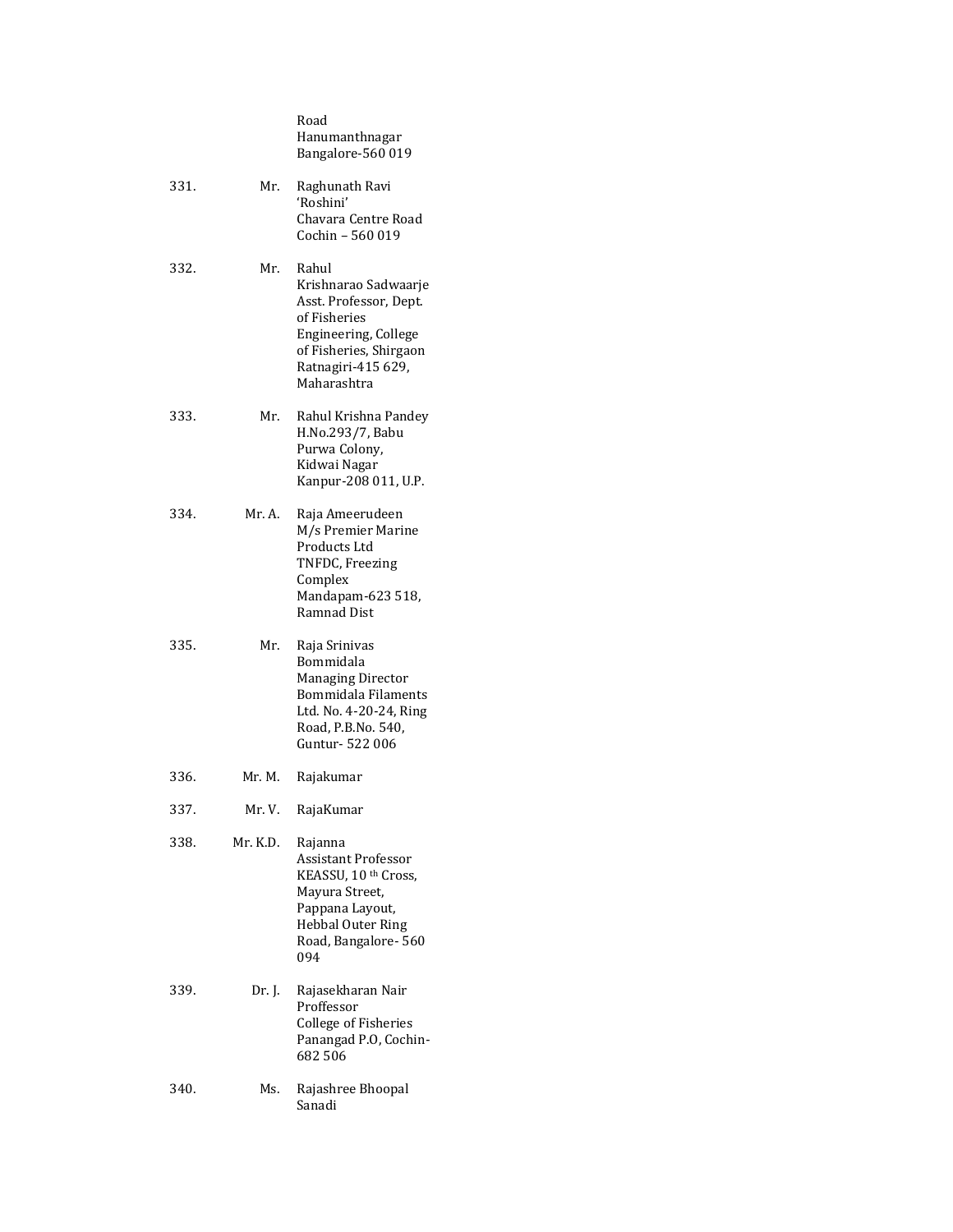| | | |
|---|---|---|
| | | Road<br>Hanumanthnagar<br>Bangalore-560 019 |
| 331. | Mr. | Raghunath Ravi<br>'Roshini'<br>Chavara Centre Road<br>Cochin – 560 019 |
| 332. | Mr. | Rahul<br>Krishnarao Sadwaarje<br>Asst. Professor, Dept. of Fisheries Engineering, College of Fisheries, Shirgaon<br>Ratnagiri-415 629, Maharashtra |
| 333. | Mr. | Rahul Krishna Pandey<br>H.No.293/7, Babu Purwa Colony,<br>Kidwai Nagar<br>Kanpur-208 011, U.P. |
| 334. | Mr. A. | Raja Ameerudeen<br>M/s Premier Marine Products Ltd<br>TNFDC, Freezing Complex<br>Mandapam-623 518, Ramnad Dist |
| 335. | Mr. | Raja Srinivas<br>Bommidala<br>Managing Director<br>Bommidala Filaments Ltd. No. 4-20-24, Ring Road, P.B.No. 540,<br>Guntur- 522 006 |
| 336. | Mr. M. | Rajakumar |
| 337. | Mr. V. | RajaKumar |
| 338. | Mr. K.D. | Rajanna<br>Assistant Professor<br>KEASSU, 10 th Cross, Mayura Street,<br>Pappana Layout,<br>Hebbal Outer Ring Road, Bangalore- 560 094 |
| 339. | Dr. J. | Rajasekharan Nair<br>Proffessor<br>College of Fisheries<br>Panangad P.O, Cochin- 682 506 |
| 340. | Ms. | Rajashree Bhoopal<br>Sanadi |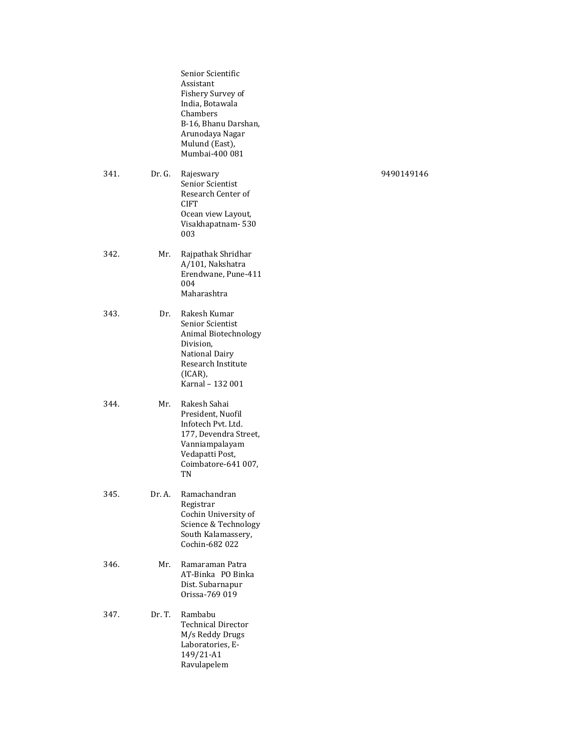|  |  | Senior Scientific Assistant<br>Fishery Survey of India, Botawala Chambers<br>B-16, Bhanu Darshan, Arunodaya Nagar<br>Mulund (East),<br>Mumbai-400 081 |  |
|---|---|---|---|
| 341. | Dr. G. | Rajeswary<br>Senior Scientist<br>Research Center of CIFT<br>Ocean view Layout,<br>Visakhapatnam- 530 003 | 9490149146 |
| 342. | Mr. | Rajpathak Shridhar<br>A/101, Nakshatra<br>Erendwane, Pune-411 004<br>Maharashtra |  |
| 343. | Dr. | Rakesh Kumar<br>Senior Scientist<br>Animal Biotechnology Division,<br>National Dairy Research Institute (ICAR),<br>Karnal – 132 001 |  |
| 344. | Mr. | Rakesh Sahai<br>President, Nuofil Infotech Pvt. Ltd.<br>177, Devendra Street,<br>Vanniampalayam<br>Vedapatti Post,<br>Coimbatore-641 007, TN |  |
| 345. | Dr. A. | Ramachandran<br>Registrar<br>Cochin University of Science & Technology<br>South Kalamassery,<br>Cochin-682 022 |  |
| 346. | Mr. | Ramaraman Patra<br>AT-Binka PO Binka<br>Dist. Subarnapur<br>Orissa-769 019 |  |
| 347. | Dr. T. | Rambabu<br>Technical Director<br>M/s Reddy Drugs Laboratories, E-149/21-A1<br>Ravulapelem |  |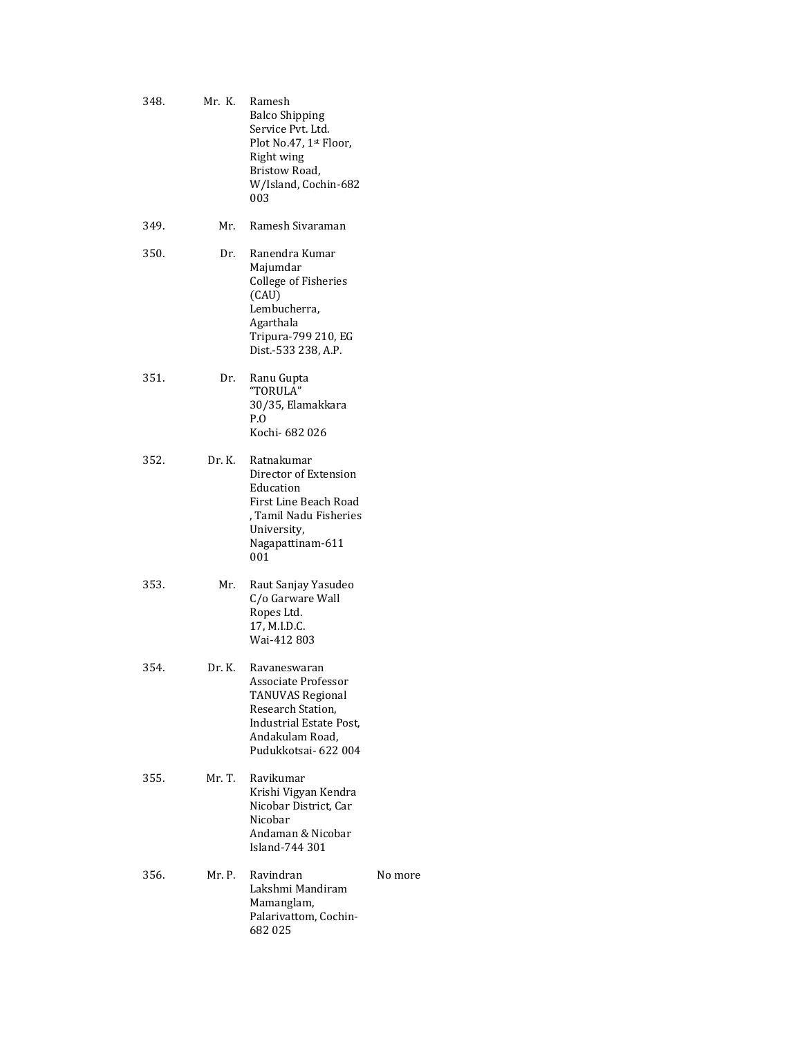| No. | Title | Name & Address | Remarks |
|---|---|---|---|
| 348. | Mr. K. | Ramesh<br>Balco Shipping Service Pvt. Ltd.<br>Plot No.47, 1st Floor, Right wing<br>Bristow Road,<br>W/Island, Cochin-682 003 | |
| 349. | Mr. | Ramesh Sivaraman | |
| 350. | Dr. | Ranendra Kumar Majumdar<br>College of Fisheries (CAU)<br>Lembucherra, Agarthala<br>Tripura-799 210, EG Dist.-533 238, A.P. | |
| 351. | Dr. | Ranu Gupta<br>"TORULA"<br>30/35, Elamakkara P.O<br>Kochi- 682 026 | |
| 352. | Dr. K. | Ratnakumar<br>Director of Extension Education<br>First Line Beach Road , Tamil Nadu Fisheries University,<br>Nagapattinam-611 001 | |
| 353. | Mr. | Raut Sanjay Yasudeo<br>C/o Garware Wall Ropes Ltd.<br>17, M.I.D.C.<br>Wai-412 803 | |
| 354. | Dr. K. | Ravaneswaran<br>Associate Professor<br>TANUVAS Regional Research Station,<br>Industrial Estate Post,<br>Andakulam Road,<br>Pudukkotsai- 622 004 | |
| 355. | Mr. T. | Ravikumar<br>Krishi Vigyan Kendra<br>Nicobar District, Car Nicobar<br>Andaman & Nicobar Island-744 301 | |
| 356. | Mr. P. | Ravindran<br>Lakshmi Mandiram<br>Mamanglam,<br>Palarivattom, Cochin-682 025 | No more |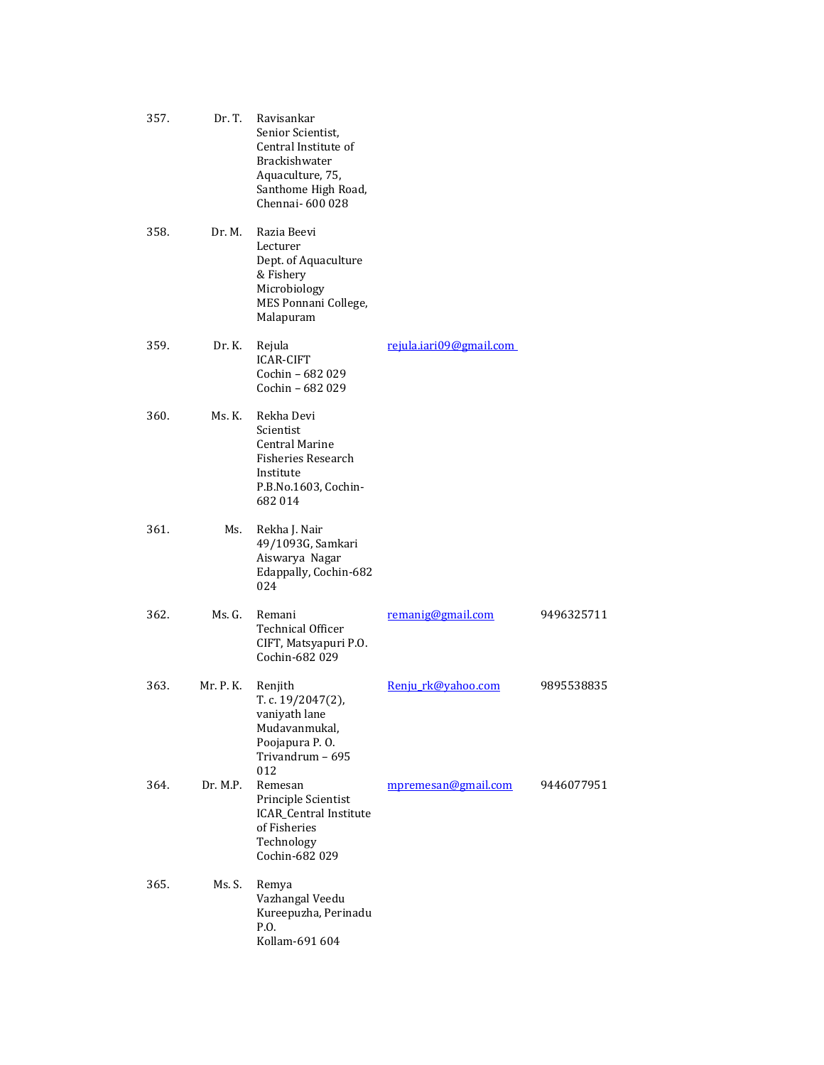| | | | | |
|---|---|---|---|---|
| 357. | Dr. T. | Ravisankar<br>Senior Scientist,<br>Central Institute of<br>Brackishwater<br>Aquaculture, 75,<br>Santhome High Road,<br>Chennai- 600 028 | | |
| 358. | Dr. M. | Razia Beevi<br>Lecturer<br>Dept. of Aquaculture<br>& Fishery<br>Microbiology<br>MES Ponnani College,<br>Malapuram | | |
| 359. | Dr. K. | Rejula<br>ICAR-CIFT<br>Cochin – 682 029<br>Cochin – 682 029 | rejula.iari09@gmail.com | |
| 360. | Ms. K. | Rekha Devi<br>Scientist<br>Central Marine<br>Fisheries Research<br>Institute<br>P.B.No.1603, Cochin-<br>682 014 | | |
| 361. | Ms. | Rekha J. Nair<br>49/1093G, Samkari<br>Aiswarya Nagar<br>Edappally, Cochin-682<br>024 | | |
| 362. | Ms. G. | Remani<br>Technical Officer<br>CIFT, Matsyapuri P.O.<br>Cochin-682 029 | remanig@gmail.com | 9496325711 |
| 363. | Mr. P. K. | Renjith<br>T. c. 19/2047(2),<br>vaniyath lane<br>Mudavanmukal,<br>Poojapura P. O.<br>Trivandrum – 695<br>012 | Renju_rk@yahoo.com | 9895538835 |
| 364. | Dr. M.P. | Remesan<br>Principle Scientist<br>ICAR_Central Institute<br>of Fisheries<br>Technology<br>Cochin-682 029 | mpremesan@gmail.com | 9446077951 |
| 365. | Ms. S. | Remya<br>Vazhangal Veedu<br>Kureepuzha, Perinadu<br>P.O.<br>Kollam-691 604 | | |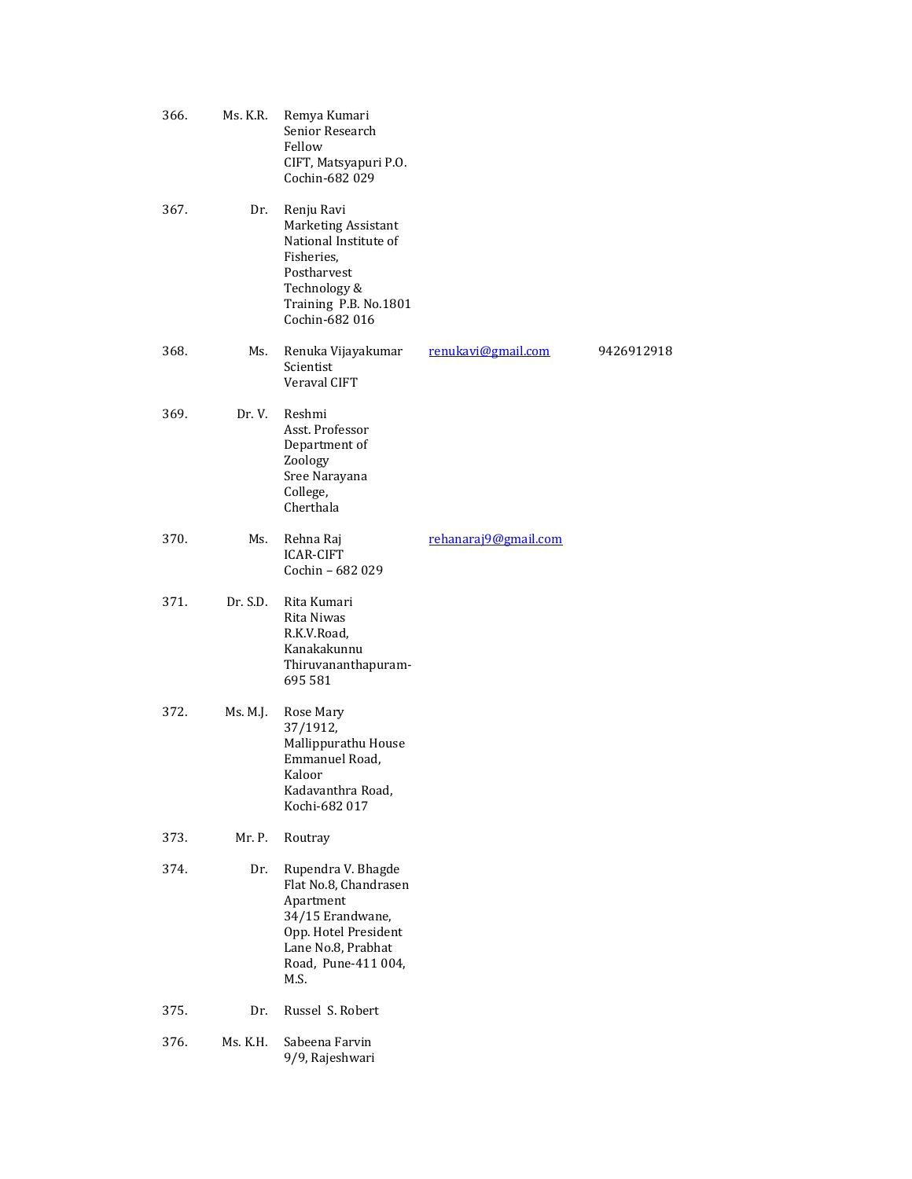| | | | | |
|---|---|---|---|---|
| 366. | Ms. K.R. | Remya Kumari<br>Senior Research Fellow<br>CIFT, Matsyapuri P.O.<br>Cochin-682 029 | | |
| 367. | Dr. | Renju Ravi<br>Marketing Assistant<br>National Institute of Fisheries,<br>Postharvest Technology &<br>Training P.B. No.1801<br>Cochin-682 016 | | |
| 368. | Ms. | Renuka Vijayakumar<br>Scientist<br>Veraval CIFT | renukavi@gmail.com | 9426912918 |
| 369. | Dr. V. | Reshmi<br>Asst. Professor<br>Department of Zoology<br>Sree Narayana College,<br>Cherthala | | |
| 370. | Ms. | Rehna Raj<br>ICAR-CIFT<br>Cochin – 682 029 | rehanaraj9@gmail.com | |
| 371. | Dr. S.D. | Rita Kumari<br>Rita Niwas<br>R.K.V.Road,<br>Kanakakunnu<br>Thiruvananthapuram-695 581 | | |
| 372. | Ms. M.J. | Rose Mary<br>37/1912,<br>Mallippurathu House<br>Emmanuel Road,<br>Kaloor<br>Kadavanthra Road,<br>Kochi-682 017 | | |
| 373. | Mr. P. | Routray | | |
| 374. | Dr. | Rupendra V. Bhagde<br>Flat No.8, Chandrasen Apartment<br>34/15 Erandwane,<br>Opp. Hotel President<br>Lane No.8, Prabhat Road, Pune-411 004,<br>M.S. | | |
| 375. | Dr. | Russel S. Robert | | |
| 376. | Ms. K.H. | Sabeena Farvin<br>9/9, Rajeshwari | | |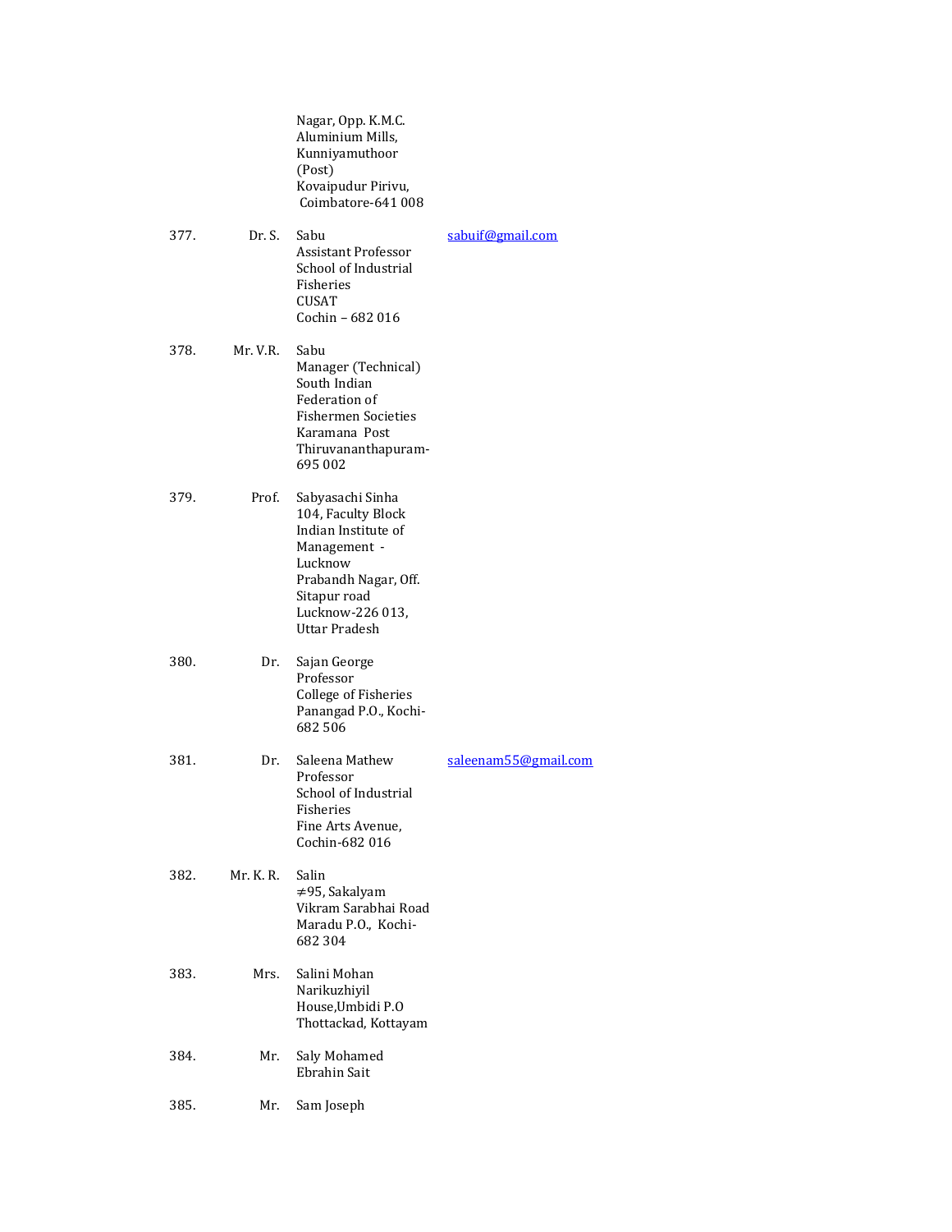| | | | |
|---|---|---|---|
| | | Nagar, Opp. K.M.C. Aluminium Mills, Kunniyamuthoor (Post) Kovaipudur Pirivu, Coimbatore-641 008 | |
| 377. | Dr. S. | Sabu<br>Assistant Professor<br>School of Industrial Fisheries<br>CUSAT<br>Cochin – 682 016 | sabuif@gmail.com |
| 378. | Mr. V.R. | Sabu<br>Manager (Technical)<br>South Indian Federation of Fishermen Societies<br>Karamana Post<br>Thiruvananthapuram-695 002 | |
| 379. | Prof. | Sabyasachi Sinha<br>104, Faculty Block<br>Indian Institute of Management - Lucknow<br>Prabandh Nagar, Off. Sitapur road<br>Lucknow-226 013, Uttar Pradesh | |
| 380. | Dr. | Sajan George<br>Professor<br>College of Fisheries<br>Panangad P.O., Kochi-682 506 | |
| 381. | Dr. | Saleena Mathew<br>Professor<br>School of Industrial Fisheries<br>Fine Arts Avenue, Cochin-682 016 | saleenam55@gmail.com |
| 382. | Mr. K. R. | Salin<br>≠95, Sakalyam<br>Vikram Sarabhai Road<br>Maradu P.O., Kochi-682 304 | |
| 383. | Mrs. | Salini Mohan<br>Narikuzhiyil House,Umbidi P.O<br>Thottackad, Kottayam | |
| 384. | Mr. | Saly Mohamed Ebrahin Sait | |
| 385. | Mr. | Sam Joseph | |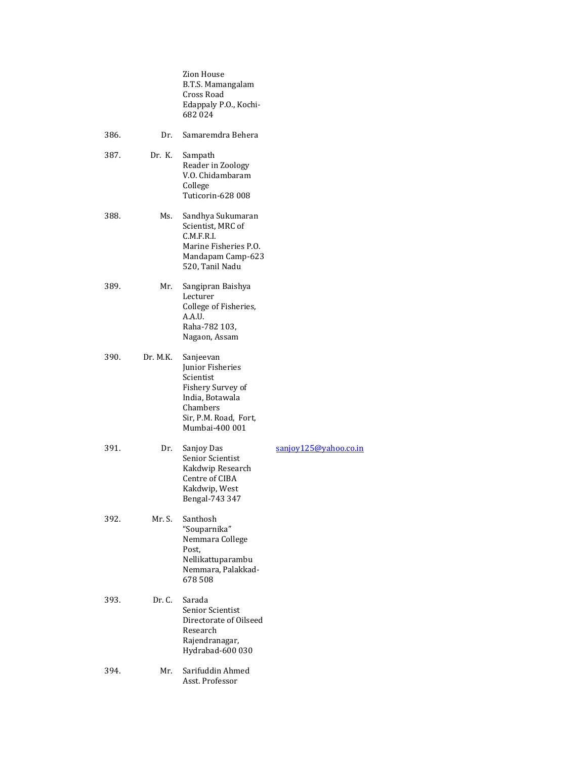| | | | |
|---|---|---|---|
| | | Zion House<br>B.T.S. Mamangalam<br>Cross Road<br>Edappaly P.O., Kochi-682 024 | |
| 386. | Dr. | Samaremdra Behera | |
| 387. | Dr. K. | Sampath<br>Reader in Zoology<br>V.O. Chidambaram College<br>Tuticorin-628 008 | |
| 388. | Ms. | Sandhya Sukumaran<br>Scientist, MRC of C.M.F.R.I.<br>Marine Fisheries P.O.<br>Mandapam Camp-623 520, Tanil Nadu | |
| 389. | Mr. | Sangipran Baishya<br>Lecturer<br>College of Fisheries, A.A.U.<br>Raha-782 103,<br>Nagaon, Assam | |
| 390. | Dr. M.K. | Sanjeevan<br>Junior Fisheries Scientist<br>Fishery Survey of India, Botawala Chambers<br>Sir, P.M. Road, Fort,<br>Mumbai-400 001 | |
| 391. | Dr. | Sanjoy Das<br>Senior Scientist<br>Kakdwip Research Centre of CIBA<br>Kakdwip, West Bengal-743 347 | sanjoy125@yahoo.co.in |
| 392. | Mr. S. | Santhosh<br>"Souparnika"<br>Nemmara College Post,<br>Nellikattuparambu<br>Nemmara, Palakkad-678 508 | |
| 393. | Dr. C. | Sarada<br>Senior Scientist<br>Directorate of Oilseed Research<br>Rajendranagar,<br>Hydrabad-600 030 | |
| 394. | Mr. | Sarifuddin Ahmed<br>Asst. Professor | |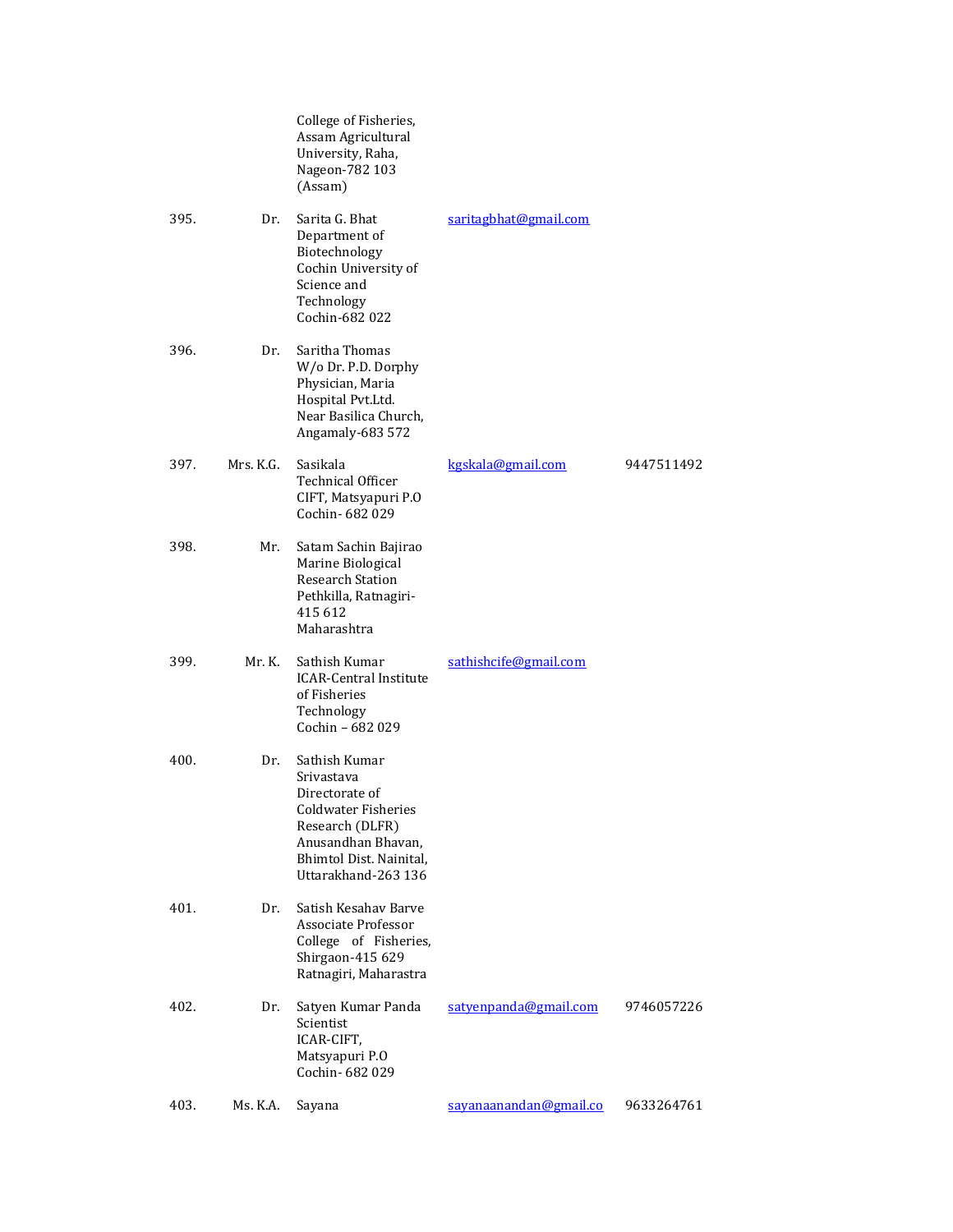| | | | | |
|---|---|---|---|---|
| | | College of Fisheries, Assam Agricultural University, Raha, Nageon-782 103 (Assam) | | |
| 395. | Dr. | Sarita G. Bhat Department of Biotechnology Cochin University of Science and Technology Cochin-682 022 | saritagbhat@gmail.com | |
| 396. | Dr. | Saritha Thomas W/o Dr. P.D. Dorphy Physician, Maria Hospital Pvt.Ltd. Near Basilica Church, Angamaly-683 572 | | |
| 397. | Mrs. K.G. | Sasikala Technical Officer CIFT, Matsyapuri P.O Cochin- 682 029 | kgskala@gmail.com | 9447511492 |
| 398. | Mr. | Satam Sachin Bajirao Marine Biological Research Station Pethkilla, Ratnagiri- 415 612 Maharashtra | | |
| 399. | Mr. K. | Sathish Kumar ICAR-Central Institute of Fisheries Technology Cochin – 682 029 | sathishcife@gmail.com | |
| 400. | Dr. | Sathish Kumar Srivastava Directorate of Coldwater Fisheries Research (DLFR) Anusandhan Bhavan, Bhimtol Dist. Nainital, Uttarakhand-263 136 | | |
| 401. | Dr. | Satish Kesahav Barve Associate Professor College of Fisheries, Shirgaon-415 629 Ratnagiri, Maharastra | | |
| 402. | Dr. | Satyen Kumar Panda Scientist ICAR-CIFT, Matsyapuri P.O Cochin- 682 029 | satyenpanda@gmail.com | 9746057226 |
| 403. | Ms. K.A. | Sayana | sayanaanandan@gmail.co | 9633264761 |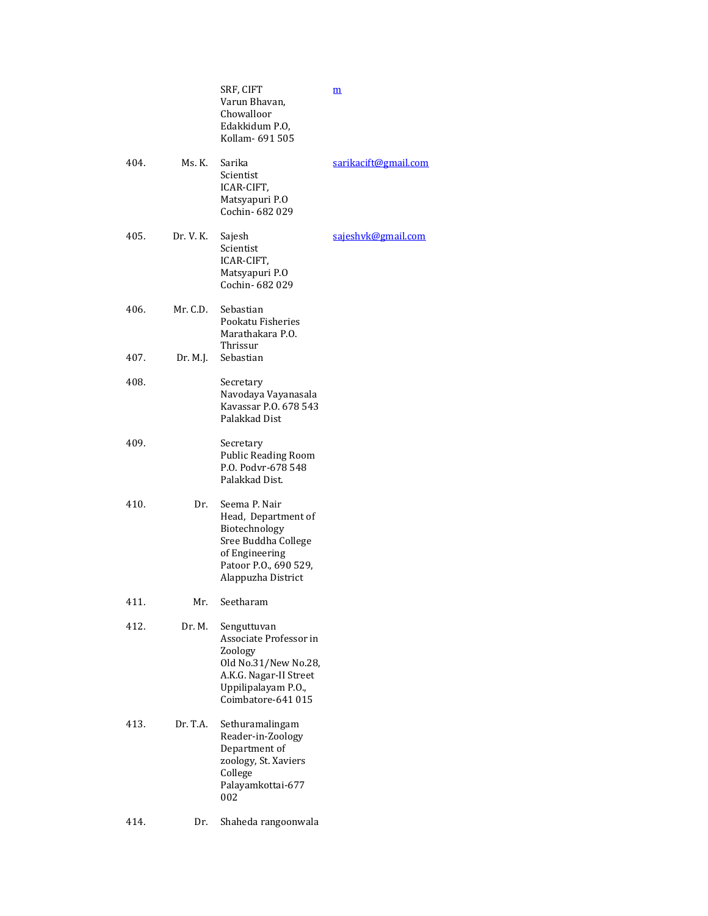| | | | |
|---|---|---|---|
| | | SRF, CIFT<br>Varun Bhavan,<br>Chowalloor<br>Edakkidum P.O,<br>Kollam- 691 505 | m |
| 404. | Ms. K. | Sarika<br>Scientist<br>ICAR-CIFT,<br>Matsyapuri P.O<br>Cochin- 682 029 | sarikacift@gmail.com |
| 405. | Dr. V. K. | Sajesh<br>Scientist<br>ICAR-CIFT,<br>Matsyapuri P.O<br>Cochin- 682 029 | sajeshvk@gmail.com |
| 406. | Mr. C.D. | Sebastian<br>Pookatu Fisheries<br>Marathakara P.O.<br>Thrissur | |
| 407. | Dr. M.J. | Sebastian | |
| 408. | | Secretary<br>Navodaya Vayanasala<br>Kavassar P.O. 678 543<br>Palakkad Dist | |
| 409. | | Secretary<br>Public Reading Room<br>P.O. Podvr-678 548<br>Palakkad Dist. | |
| 410. | Dr. | Seema P. Nair<br>Head, Department of<br>Biotechnology<br>Sree Buddha College<br>of Engineering<br>Patoor P.O., 690 529,<br>Alappuzha District | |
| 411. | Mr. | Seetharam | |
| 412. | Dr. M. | Senguttuvan<br>Associate Professor in<br>Zoology<br>Old No.31/New No.28,<br>A.K.G. Nagar-II Street<br>Uppilipalayam P.O.,<br>Coimbatore-641 015 | |
| 413. | Dr. T.A. | Sethuramalingam<br>Reader-in-Zoology<br>Department of<br>zoology, St. Xaviers<br>College<br>Palayamkottai-677<br>002 | |
| 414. | Dr. | Shaheda rangoonwala | |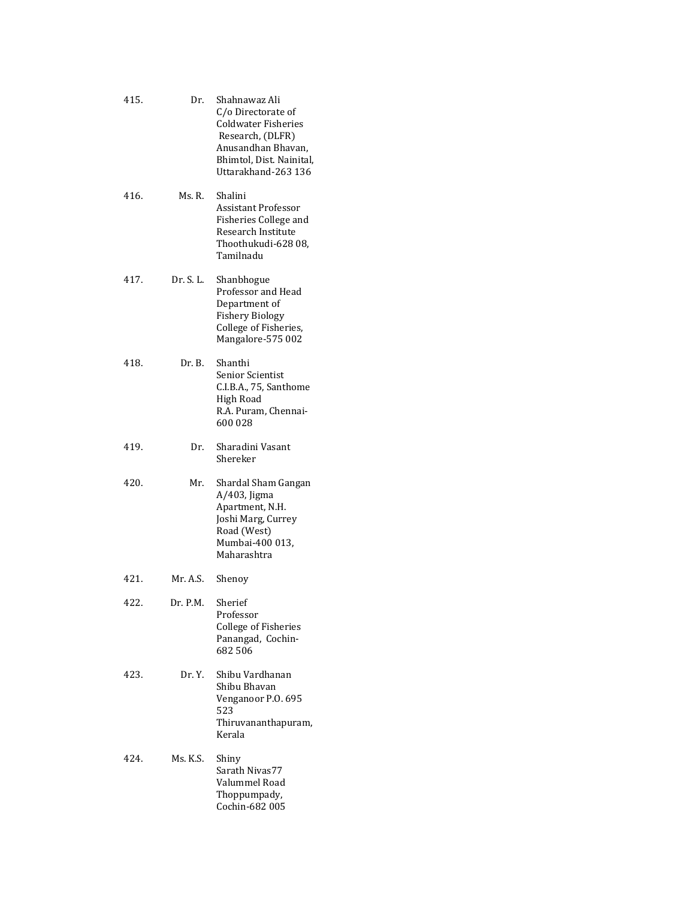| | | |
|---|---|---|
| 415. | Dr. | Shahnawaz Ali<br>C/o Directorate of Coldwater Fisheries Research, (DLFR)<br>Anusandhan Bhavan, Bhimtol, Dist. Nainital, Uttarakhand-263 136 |
| 416. | Ms. R. | Shalini<br>Assistant Professor<br>Fisheries College and Research Institute<br>Thoothukudi-628 08, Tamilnadu |
| 417. | Dr. S. L. | Shanbhogue<br>Professor and Head<br>Department of Fishery Biology<br>College of Fisheries, Mangalore-575 002 |
| 418. | Dr. B. | Shanthi<br>Senior Scientist<br>C.I.B.A., 75, Santhome High Road<br>R.A. Puram, Chennai-600 028 |
| 419. | Dr. | Sharadini Vasant Shereker |
| 420. | Mr. | Shardal Sham Gangan<br>A/403, Jigma Apartment, N.H. Joshi Marg, Currey Road (West)<br>Mumbai-400 013, Maharashtra |
| 421. | Mr. A.S. | Shenoy |
| 422. | Dr. P.M. | Sherief<br>Professor<br>College of Fisheries<br>Panangad, Cochin-682 506 |
| 423. | Dr. Y. | Shibu Vardhanan<br>Shibu Bhavan<br>Venganoor P.O. 695 523<br>Thiruvananthapuram, Kerala |
| 424. | Ms. K.S. | Shiny<br>Sarath Nivas77<br>Valummel Road<br>Thoppumpady, Cochin-682 005 |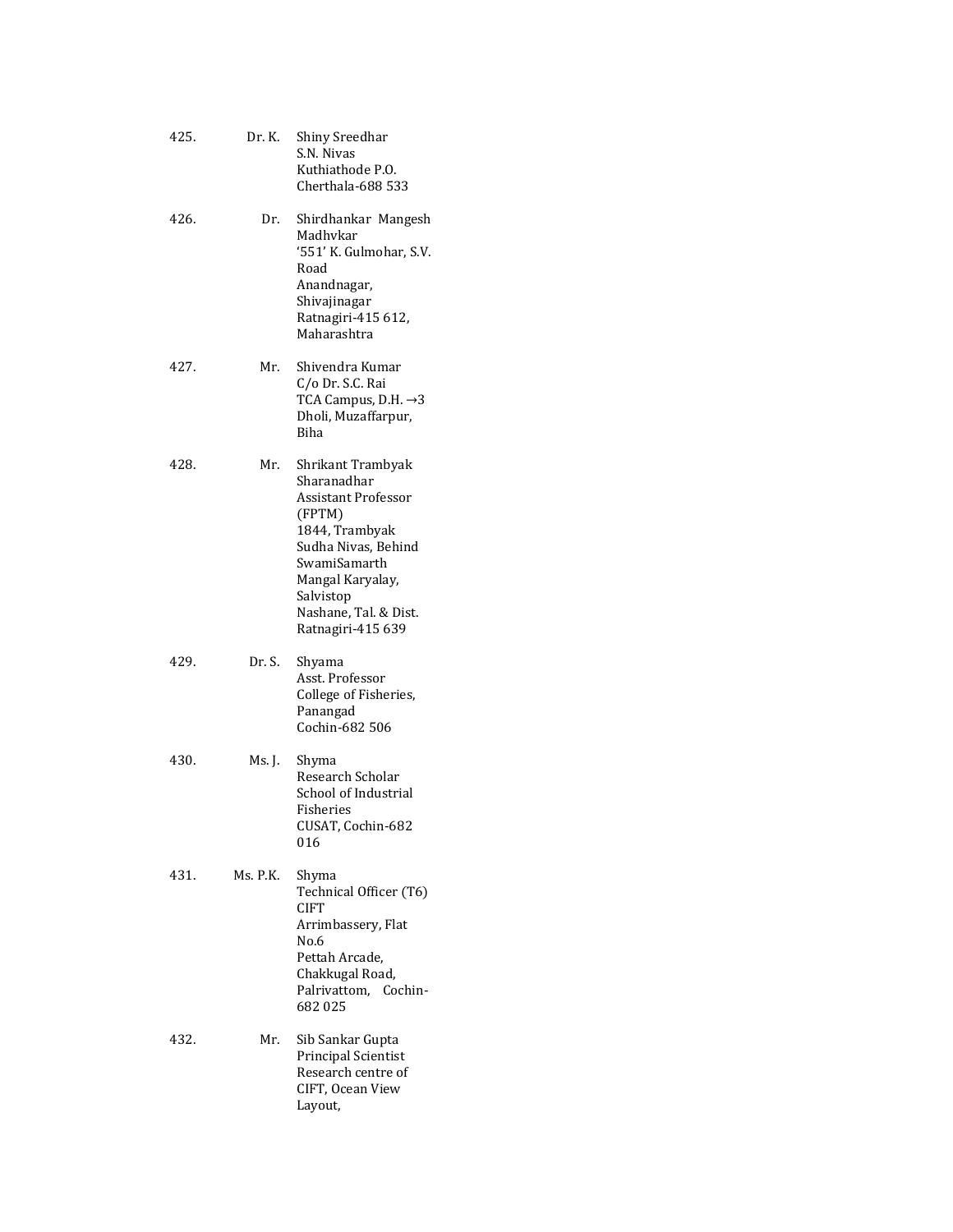425. Dr. K. Shiny Sreedhar  
S.N. Nivas  
Kuthiathode P.O.  
Cherthala-688 533

426. Dr. Shirdhankar Mangesh Madhvkar  
'551' K. Gulmohar, S.V. Road  
Anandnagar, Shivajinagar  
Ratnagiri-415 612, Maharashtra

427. Mr. Shivendra Kumar  
C/o Dr. S.C. Rai  
TCA Campus, D.H. →3  
Dholi, Muzaffarpur, Biha

428. Mr. Shrikant Trambyak Sharanadhar  
Assistant Professor (FPTM)  
1844, Trambyak Sudha Nivas, Behind SwamiSamarth Mangal Karyalay, Salvistop  
Nashane, Tal. & Dist. Ratnagiri-415 639

429. Dr. S. Shyama  
Asst. Professor  
College of Fisheries, Panangad  
Cochin-682 506

430. Ms. J. Shyma  
Research Scholar  
School of Industrial Fisheries  
CUSAT, Cochin-682 016

431. Ms. P.K. Shyma  
Technical Officer (T6)  
CIFT  
Arrimbassery, Flat No.6  
Pettah Arcade, Chakkugal Road, Palrivattom, Cochin-682 025

432. Mr. Sib Sankar Gupta  
Principal Scientist  
Research centre of CIFT, Ocean View Layout,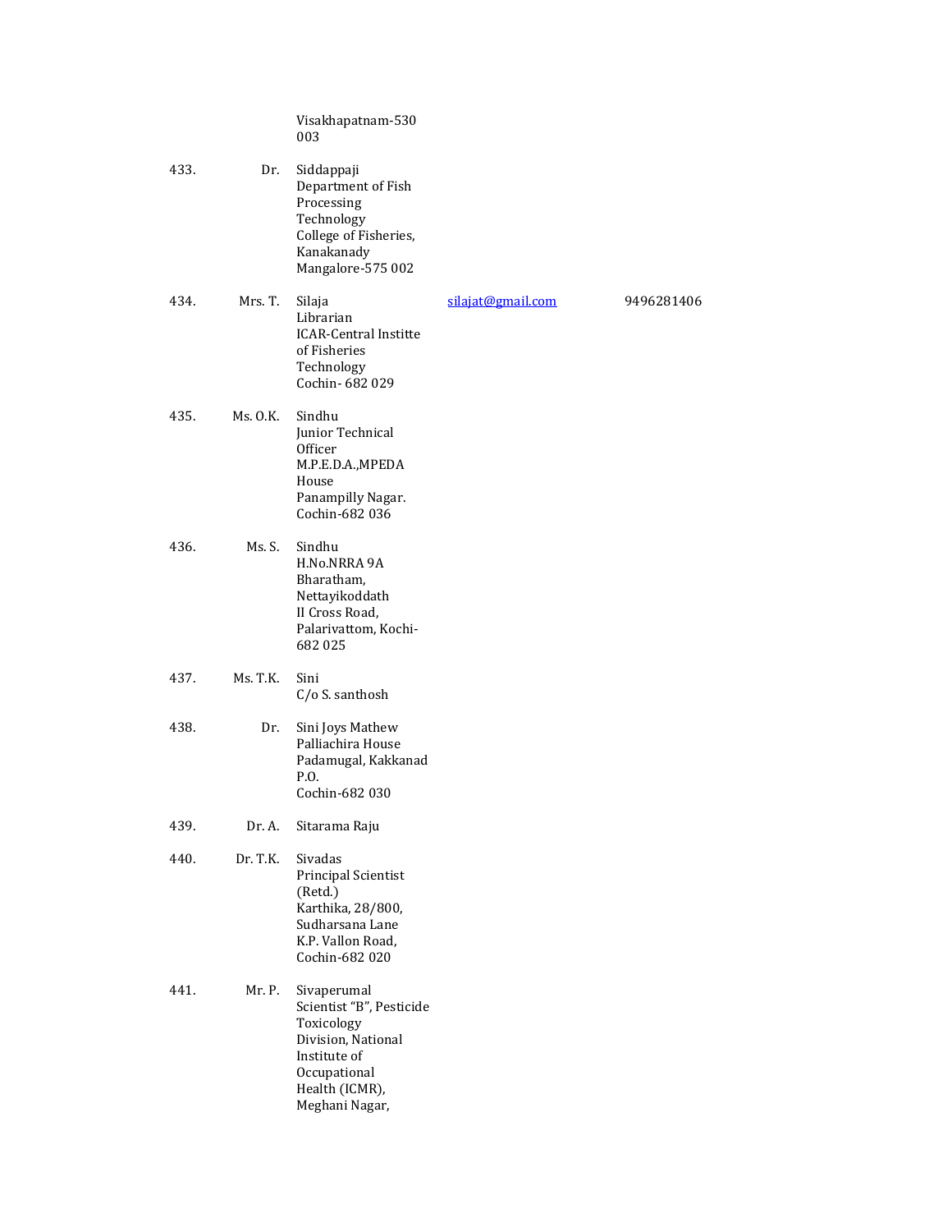| | | | | |
|---|---|---|---|---|
| | | Visakhapatnam-530 003 | | |
| 433. | Dr. | Siddappaji<br>Department of Fish Processing Technology<br>College of Fisheries, Kanakanady<br>Mangalore-575 002 | | |
| 434. | Mrs. T. | Silaja<br>Librarian<br>ICAR-Central Institte of Fisheries Technology<br>Cochin- 682 029 | silajat@gmail.com | 9496281406 |
| 435. | Ms. O.K. | Sindhu<br>Junior Technical Officer<br>M.P.E.D.A.,MPEDA House<br>Panampilly Nagar.<br>Cochin-682 036 | | |
| 436. | Ms. S. | Sindhu<br>H.No.NRRA 9A<br>Bharatham, Nettayikoddath<br>II Cross Road,<br>Palarivattom, Kochi-682 025 | | |
| 437. | Ms. T.K. | Sini<br>C/o S. santhosh | | |
| 438. | Dr. | Sini Joys Mathew<br>Palliachira House<br>Padamugal, Kakkanad P.O.<br>Cochin-682 030 | | |
| 439. | Dr. A. | Sitarama Raju | | |
| 440. | Dr. T.K. | Sivadas<br>Principal Scientist (Retd.)<br>Karthika, 28/800,<br>Sudharsana Lane<br>K.P. Vallon Road,<br>Cochin-682 020 | | |
| 441. | Mr. P. | Sivaperumal<br>Scientist "B", Pesticide Toxicology<br>Division, National Institute of Occupational Health (ICMR),<br>Meghani Nagar, | | |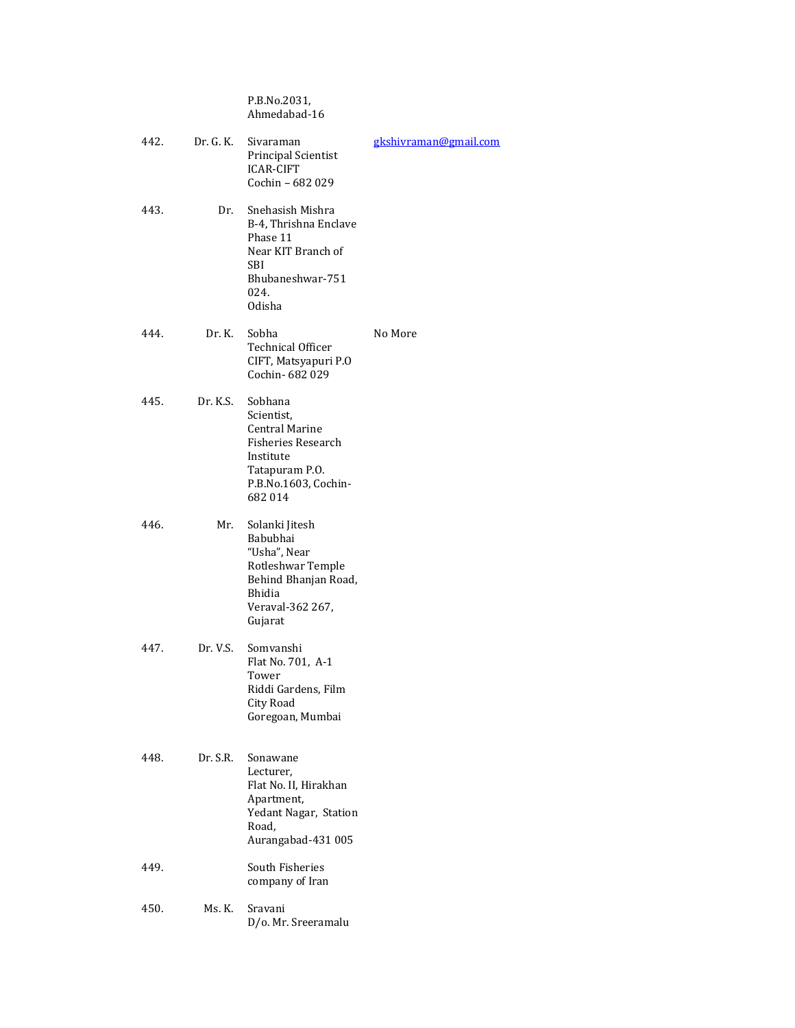| | | | |
|---|---|---|---|
| | | P.B.No.2031,<br>Ahmedabad-16 | |
| 442. | Dr. G. K. | Sivaraman<br>Principal Scientist<br>ICAR-CIFT<br>Cochin – 682 029 | gkshivraman@gmail.com |
| 443. | Dr. | Snehasish Mishra<br>B-4, Thrishna Enclave<br>Phase 11<br>Near KIT Branch of SBI<br>Bhubaneshwar-751 024.<br>Odisha | |
| 444. | Dr. K. | Sobha<br>Technical Officer<br>CIFT, Matsyapuri P.O<br>Cochin- 682 029 | No More |
| 445. | Dr. K.S. | Sobhana<br>Scientist,<br>Central Marine Fisheries Research Institute<br>Tatapuram P.O.<br>P.B.No.1603, Cochin-682 014 | |
| 446. | Mr. | Solanki Jitesh Babubhai<br>"Usha", Near Rotleshwar Temple<br>Behind Bhanjan Road, Bhidia<br>Veraval-362 267,<br>Gujarat | |
| 447. | Dr. V.S. | Somvanshi<br>Flat No. 701, A-1 Tower<br>Riddi Gardens, Film City Road<br>Goregoan, Mumbai | |
| 448. | Dr. S.R. | Sonawane<br>Lecturer,<br>Flat No. II, Hirakhan Apartment,<br>Yedant Nagar, Station Road,<br>Aurangabad-431 005 | |
| 449. | | South Fisheries company of Iran | |
| 450. | Ms. K. | Sravani<br>D/o. Mr. Sreeramalu | |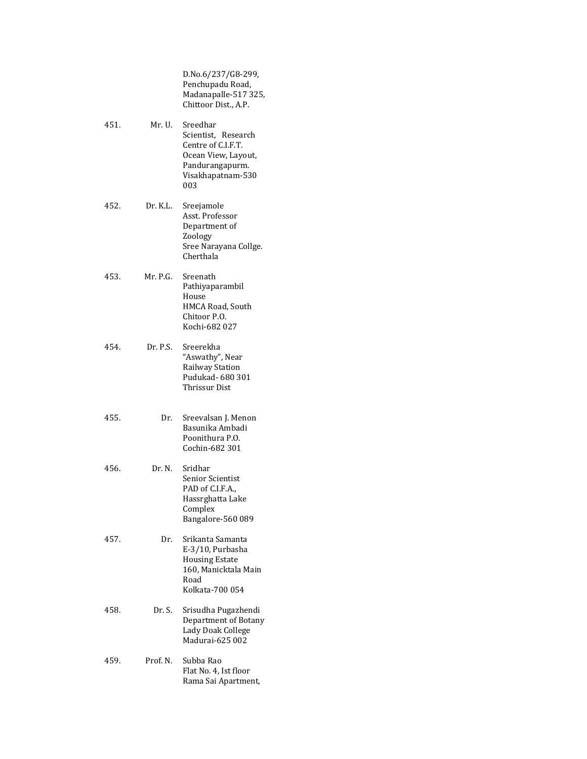D.No.6/237/G8-299,
Penchupadu Road,
Madanapalle-517 325,
Chittoor Dist., A.P.

| No. | Title | Name and Address |
|---|---|---|
| 451. | Mr. U. | Sreedhar<br>Scientist, Research Centre of C.I.F.T.<br>Ocean View, Layout,<br>Pandurangapurm.<br>Visakhapatnam-530 003 |
| 452. | Dr. K.L. | Sreejamole<br>Asst. Professor<br>Department of Zoology<br>Sree Narayana Collge.<br>Cherthala |
| 453. | Mr. P.G. | Sreenath<br>Pathiyaparambil House<br>HMCA Road, South Chitoor P.O.<br>Kochi-682 027 |
| 454. | Dr. P.S. | Sreerekha<br>"Aswathy", Near Railway Station<br>Pudukad- 680 301<br>Thrissur Dist |
| 455. | Dr. | Sreevalsan J. Menon<br>Basunika Ambadi<br>Poonithura P.O.<br>Cochin-682 301 |
| 456. | Dr. N. | Sridhar<br>Senior Scientist<br>PAD of C.I.F.A.,<br>Hassrghatta Lake Complex<br>Bangalore-560 089 |
| 457. | Dr. | Srikanta Samanta<br>E-3/10, Purbasha Housing Estate<br>160, Manicktala Main Road<br>Kolkata-700 054 |
| 458. | Dr. S. | Srisudha Pugazhendi<br>Department of Botany<br>Lady Doak College<br>Madurai-625 002 |
| 459. | Prof. N. | Subba Rao<br>Flat No. 4, Ist floor<br>Rama Sai Apartment, |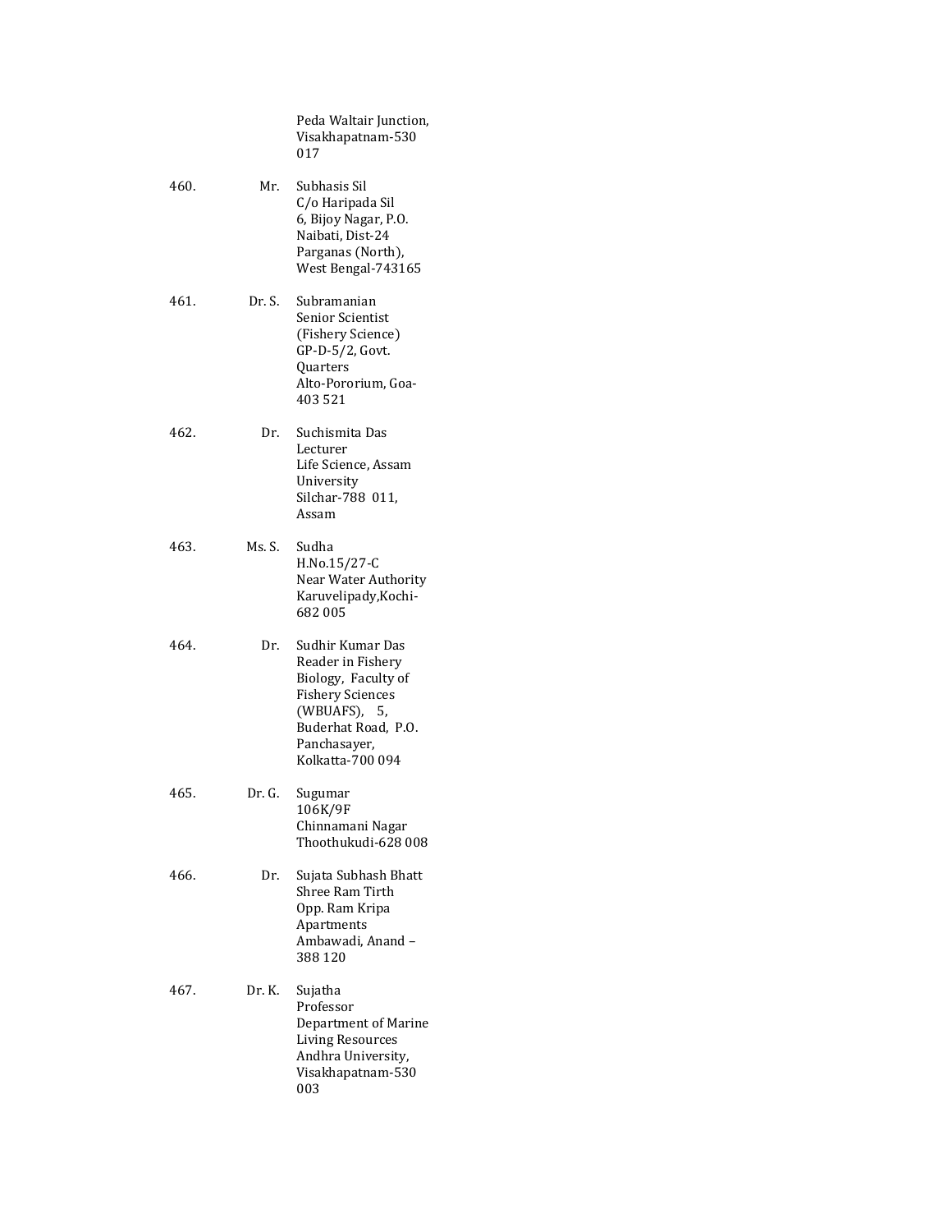Peda Waltair Junction,
Visakhapatnam-530 017

| | | |
|---|---|---|
| 460. | Mr. | Subhasis Sil<br>C/o Haripada Sil<br>6, Bijoy Nagar, P.O. Naibati, Dist-24 Parganas (North),<br>West Bengal-743165 |
| 461. | Dr. S. | Subramanian<br>Senior Scientist (Fishery Science)<br>GP-D-5/2, Govt. Quarters<br>Alto-Pororium, Goa-403 521 |
| 462. | Dr. | Suchismita Das<br>Lecturer<br>Life Science, Assam University<br>Silchar-788 011, Assam |
| 463. | Ms. S. | Sudha<br>H.No.15/27-C<br>Near Water Authority<br>Karuvelipady,Kochi-682 005 |
| 464. | Dr. | Sudhir Kumar Das<br>Reader in Fishery Biology, Faculty of Fishery Sciences (WBUAFS), 5, Buderhat Road, P.O. Panchasayer,<br>Kolkatta-700 094 |
| 465. | Dr. G. | Sugumar<br>106K/9F<br>Chinnamani Nagar<br>Thoothukudi-628 008 |
| 466. | Dr. | Sujata Subhash Bhatt<br>Shree Ram Tirth<br>Opp. Ram Kripa Apartments<br>Ambawadi, Anand – 388 120 |
| 467. | Dr. K. | Sujatha<br>Professor<br>Department of Marine Living Resources<br>Andhra University,<br>Visakhapatnam-530 003 |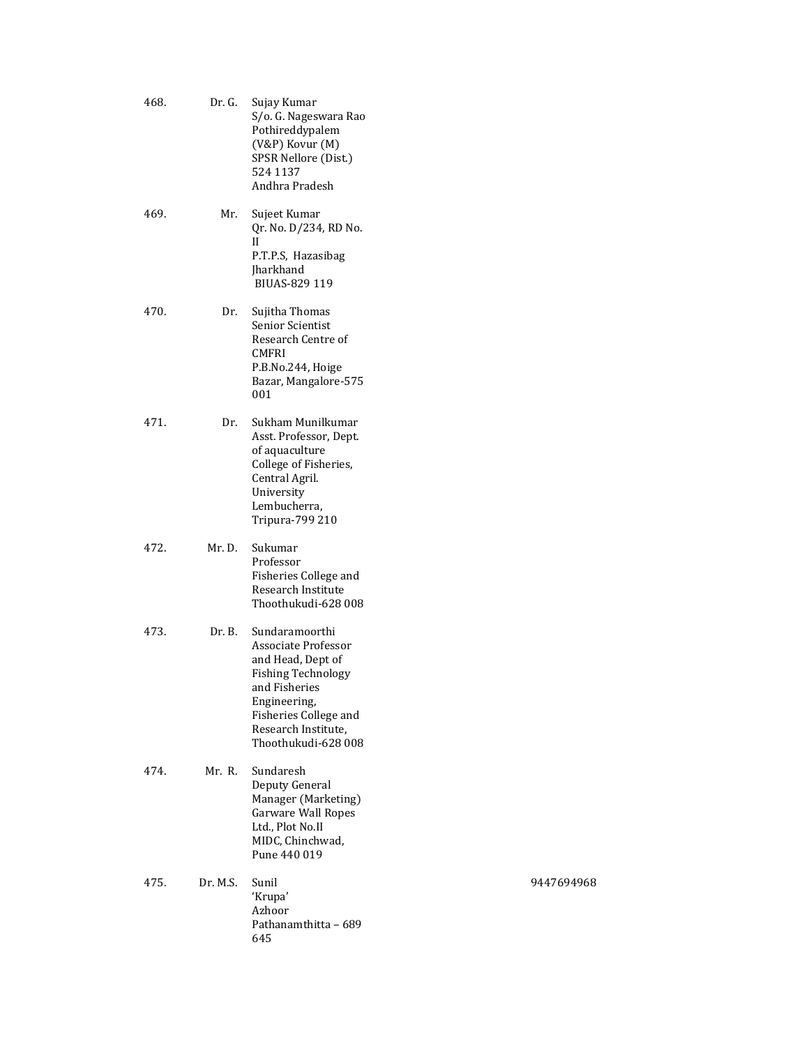| | | | |
|---|---|---|---|
| 468. | Dr. G. | Sujay Kumar<br>S/o. G. Nageswara Rao<br>Pothireddypalem<br>(V&P) Kovur (M)<br>SPSR Nellore (Dist.)<br>524 1137<br>Andhra Pradesh | |
| 469. | Mr. | Sujeet Kumar<br>Qr. No. D/234, RD No.<br>II<br>P.T.P.S, Hazasibag<br>Jharkhand<br>BIUAS-829 119 | |
| 470. | Dr. | Sujitha Thomas<br>Senior Scientist<br>Research Centre of<br>CMFRI<br>P.B.No.244, Hoige<br>Bazar, Mangalore-575<br>001 | |
| 471. | Dr. | Sukham Munilkumar<br>Asst. Professor, Dept.<br>of aquaculture<br>College of Fisheries,<br>Central Agril.<br>University<br>Lembucherra,<br>Tripura-799 210 | |
| 472. | Mr. D. | Sukumar<br>Professor<br>Fisheries College and<br>Research Institute<br>Thoothukudi-628 008 | |
| 473. | Dr. B. | Sundaramoorthi<br>Associate Professor<br>and Head, Dept of<br>Fishing Technology<br>and Fisheries<br>Engineering,<br>Fisheries College and<br>Research Institute,<br>Thoothukudi-628 008 | |
| 474. | Mr. R. | Sundaresh<br>Deputy General<br>Manager (Marketing)<br>Garware Wall Ropes<br>Ltd., Plot No.II<br>MIDC, Chinchwad,<br>Pune 440 019 | |
| 475. | Dr. M.S. | Sunil<br>'Krupa'<br>Azhoor<br>Pathanamthitta – 689<br>645 | 9447694968 |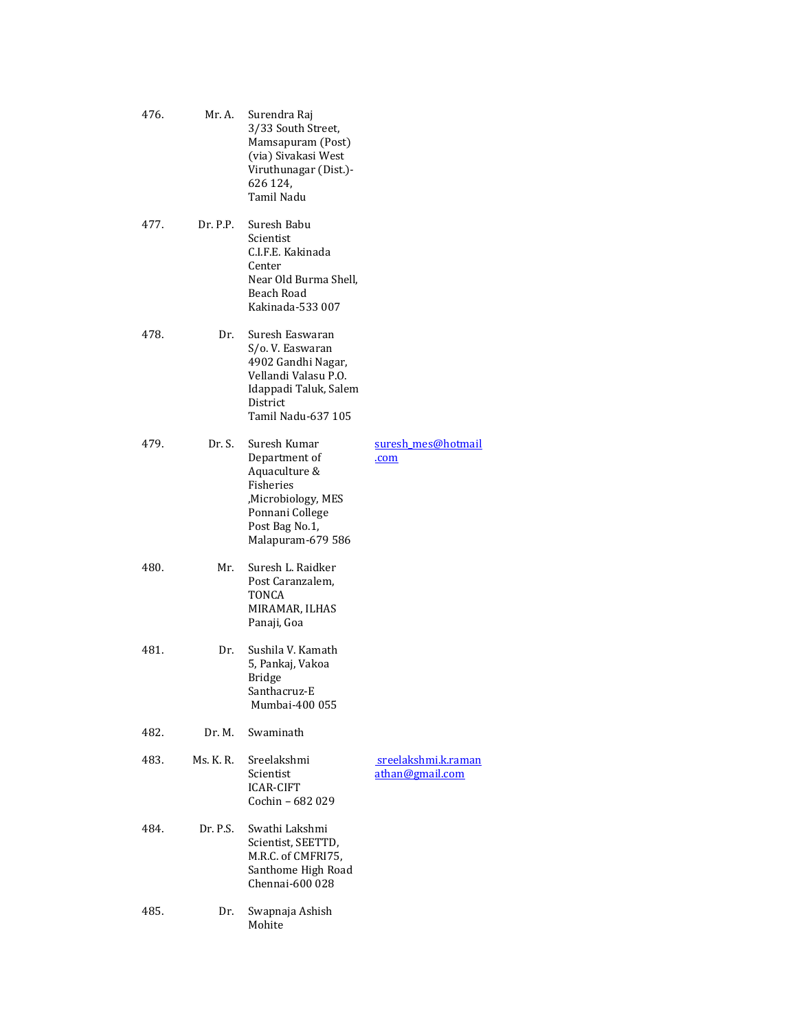| No. | Title | Name & Address | Email |
|---|---|---|---|
| 476. | Mr. A. | Surendra Raj<br>3/33 South Street,<br>Mamsapuram (Post)<br>(via) Sivakasi West<br>Viruthunagar (Dist.)-<br>626 124,<br>Tamil Nadu | |
| 477. | Dr. P.P. | Suresh Babu<br>Scientist<br>C.I.F.E. Kakinada<br>Center<br>Near Old Burma Shell,<br>Beach Road<br>Kakinada-533 007 | |
| 478. | Dr. | Suresh Easwaran<br>S/o. V. Easwaran<br>4902 Gandhi Nagar,<br>Vellandi Valasu P.O.<br>Idappadi Taluk, Salem<br>District<br>Tamil Nadu-637 105 | |
| 479. | Dr. S. | Suresh Kumar<br>Department of<br>Aquaculture &<br>Fisheries<br>,Microbiology, MES<br>Ponnani College<br>Post Bag No.1,<br>Malapuram-679 586 | suresh_mes@hotmail.com |
| 480. | Mr. | Suresh L. Raidker<br>Post Caranzalem,<br>TONCA<br>MIRAMAR, ILHAS<br>Panaji, Goa | |
| 481. | Dr. | Sushila V. Kamath<br>5, Pankaj, Vakoa<br>Bridge<br>Santhacruz-E<br>Mumbai-400 055 | |
| 482. | Dr. M. | Swaminath | |
| 483. | Ms. K. R. | Sreelakshmi<br>Scientist<br>ICAR-CIFT<br>Cochin – 682 029 | sreelakshmi.k.ramanathan@gmail.com |
| 484. | Dr. P.S. | Swathi Lakshmi<br>Scientist, SEETTD,<br>M.R.C. of CMFRI75,<br>Santhome High Road<br>Chennai-600 028 | |
| 485. | Dr. | Swapnaja Ashish<br>Mohite | |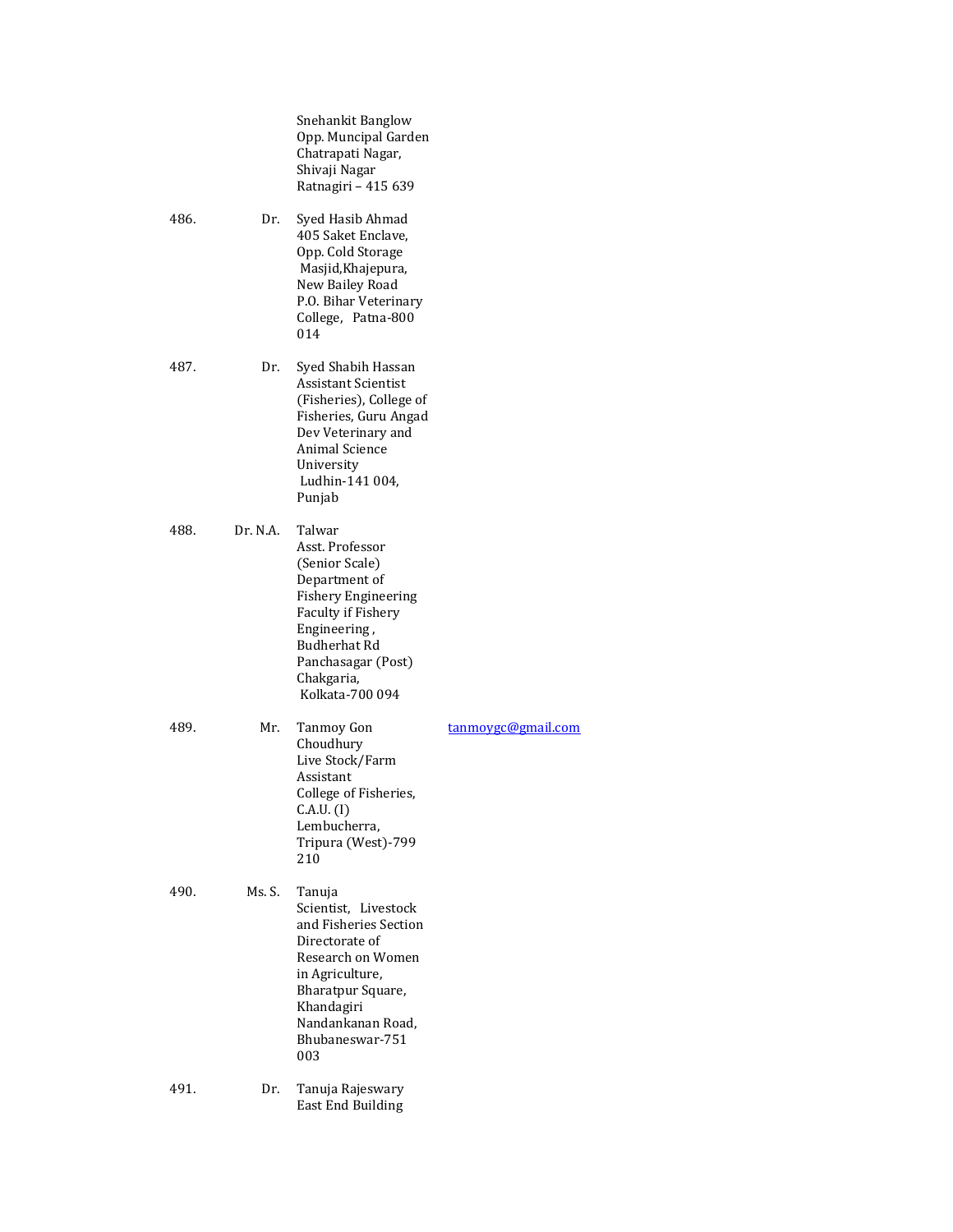| | | | |
|---|---|---|---|
| | | Snehankit Banglow<br>Opp. Muncipal Garden<br>Chatrapati Nagar,<br>Shivaji Nagar<br>Ratnagiri – 415 639 | |
| 486. | Dr. | Syed Hasib Ahmad<br>405 Saket Enclave,<br>Opp. Cold Storage<br>Masjid,Khajepura,<br>New Bailey Road<br>P.O. Bihar Veterinary<br>College, Patna-800<br>014 | |
| 487. | Dr. | Syed Shabih Hassan<br>Assistant Scientist<br>(Fisheries), College of<br>Fisheries, Guru Angad<br>Dev Veterinary and<br>Animal Science<br>University<br>Ludhin-141 004,<br>Punjab | |
| 488. | Dr. N.A. | Talwar<br>Asst. Professor<br>(Senior Scale)<br>Department of<br>Fishery Engineering<br>Faculty if Fishery<br>Engineering ,<br>Budherhat Rd<br>Panchasagar (Post)<br>Chakgaria,<br>Kolkata-700 094 | |
| 489. | Mr. | Tanmoy Gon<br>Choudhury<br>Live Stock/Farm<br>Assistant<br>College of Fisheries,<br>C.A.U. (I)<br>Lembucherra,<br>Tripura (West)-799<br>210 | tanmoygc@gmail.com |
| 490. | Ms. S. | Tanuja<br>Scientist, Livestock<br>and Fisheries Section<br>Directorate of<br>Research on Women<br>in Agriculture,<br>Bharatpur Square,<br>Khandagiri<br>Nandankanan Road,<br>Bhubaneswar-751<br>003 | |
| 491. | Dr. | Tanuja Rajeswary<br>East End Building | |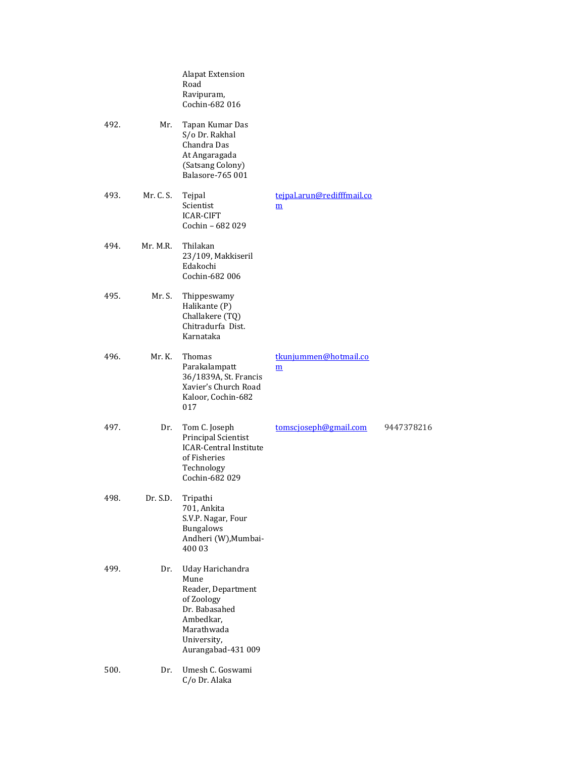| | | | | |
|---|---|---|---|---|
| | | Alapat Extension Road Ravipuram, Cochin-682 016 | | |
| 492. | Mr. | Tapan Kumar Das S/o Dr. Rakhal Chandra Das At Angaragada (Satsang Colony) Balasore-765 001 | | |
| 493. | Mr. C. S. | Tejpal Scientist ICAR-CIFT Cochin – 682 029 | tejpal.arun@redifffmail.com | |
| 494. | Mr. M.R. | Thilakan 23/109, Makkiseril Edakochi Cochin-682 006 | | |
| 495. | Mr. S. | Thippeswamy Halikante (P) Challakere (TQ) Chitradurfa Dist. Karnataka | | |
| 496. | Mr. K. | Thomas Parakalampatt 36/1839A, St. Francis Xavier's Church Road Kaloor, Cochin-682 017 | tkunjummen@hotmail.com | |
| 497. | Dr. | Tom C. Joseph Principal Scientist ICAR-Central Institute of Fisheries Technology Cochin-682 029 | tomscjoseph@gmail.com | 9447378216 |
| 498. | Dr. S.D. | Tripathi 701, Ankita S.V.P. Nagar, Four Bungalows Andheri (W),Mumbai-400 03 | | |
| 499. | Dr. | Uday Harichandra Mune Reader, Department of Zoology Dr. Babasahed Ambedkar, Marathwada University, Aurangabad-431 009 | | |
| 500. | Dr. | Umesh C. Goswami C/o Dr. Alaka | | |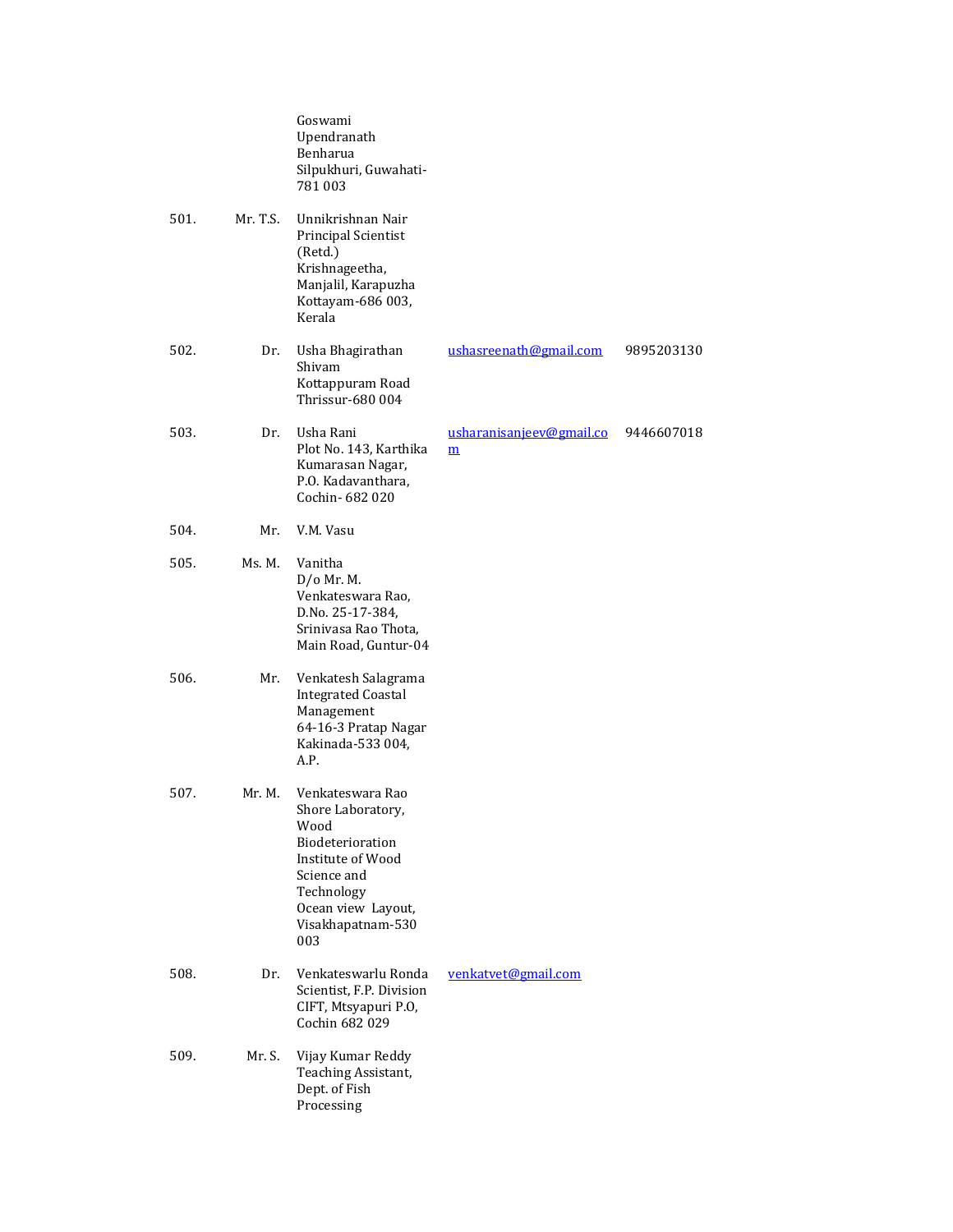| | | | | |
|---|---|---|---|---|
| | | Goswami<br>Upendranath Benharua<br>Silpukhuri, Guwahati-781 003 | | |
| 501. | Mr. T.S. | Unnikrishnan Nair<br>Principal Scientist (Retd.)<br>Krishnageetha, Manjalil, Karapuzha<br>Kottayam-686 003, Kerala | | |
| 502. | Dr. | Usha Bhagirathan<br>Shivam<br>Kottappuram Road<br>Thrissur-680 004 | ushasreenath@gmail.com | 9895203130 |
| 503. | Dr. | Usha Rani<br>Plot No. 143, Karthika Kumarasan Nagar,<br>P.O. Kadavanthara,<br>Cochin- 682 020 | usharanisanjeev@gmail.com | 9446607018 |
| 504. | Mr. | V.M. Vasu | | |
| 505. | Ms. M. | Vanitha<br>D/o Mr. M. Venkateswara Rao,<br>D.No. 25-17-384,<br>Srinivasa Rao Thota,<br>Main Road, Guntur-04 | | |
| 506. | Mr. | Venkatesh Salagrama<br>Integrated Coastal Management<br>64-16-3 Pratap Nagar<br>Kakinada-533 004, A.P. | | |
| 507. | Mr. M. | Venkateswara Rao<br>Shore Laboratory, Wood Biodeterioration<br>Institute of Wood Science and Technology<br>Ocean view Layout,<br>Visakhapatnam-530 003 | | |
| 508. | Dr. | Venkateswarlu Ronda<br>Scientist, F.P. Division<br>CIFT, Mtsyapuri P.O,<br>Cochin 682 029 | venkatvet@gmail.com | |
| 509. | Mr. S. | Vijay Kumar Reddy<br>Teaching Assistant,<br>Dept. of Fish Processing | | |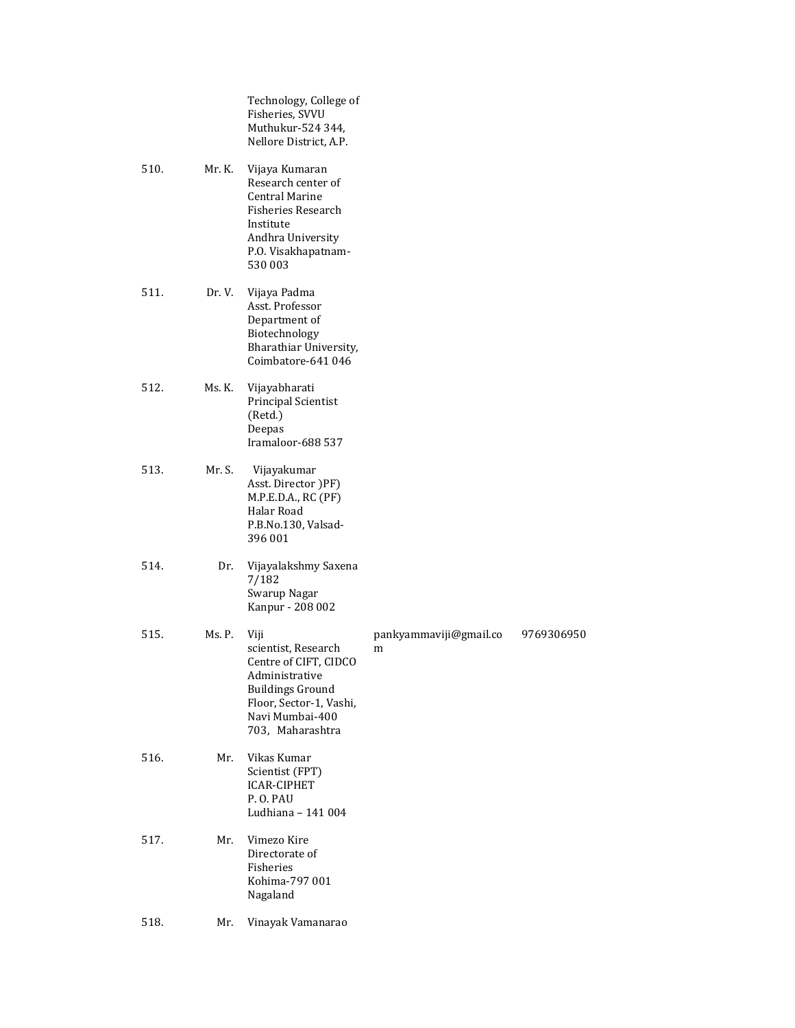| No. | Title | Name & Address | Email | Phone |
|---|---|---|---|---|
| | | Technology, College of Fisheries, SVVU Muthukur-524 344, Nellore District, A.P. | | |
| 510. | Mr. K. | Vijaya Kumaran<br>Research center of Central Marine Fisheries Research Institute<br>Andhra University<br>P.O. Visakhapatnam-530 003 | | |
| 511. | Dr. V. | Vijaya Padma<br>Asst. Professor<br>Department of Biotechnology<br>Bharathiar University, Coimbatore-641 046 | | |
| 512. | Ms. K. | Vijayabharati<br>Principal Scientist (Retd.)<br>Deepas<br>Iramaloor-688 537 | | |
| 513. | Mr. S. | Vijayakumar<br>Asst. Director )PF)<br>M.P.E.D.A., RC (PF)<br>Halar Road<br>P.B.No.130, Valsad-396 001 | | |
| 514. | Dr. | Vijayalakshmy Saxena<br>7/182<br>Swarup Nagar<br>Kanpur - 208 002 | | |
| 515. | Ms. P. | Viji<br>scientist, Research Centre of CIFT, CIDCO Administrative Buildings Ground Floor, Sector-1, Vashi, Navi Mumbai-400 703, Maharashtra | pankyammaviji@gmail.com | 9769306950 |
| 516. | Mr. | Vikas Kumar<br>Scientist (FPT)<br>ICAR-CIPHET<br>P. O. PAU<br>Ludhiana – 141 004 | | |
| 517. | Mr. | Vimezo Kire<br>Directorate of Fisheries<br>Kohima-797 001<br>Nagaland | | |
| 518. | Mr. | Vinayak Vamanarao | | |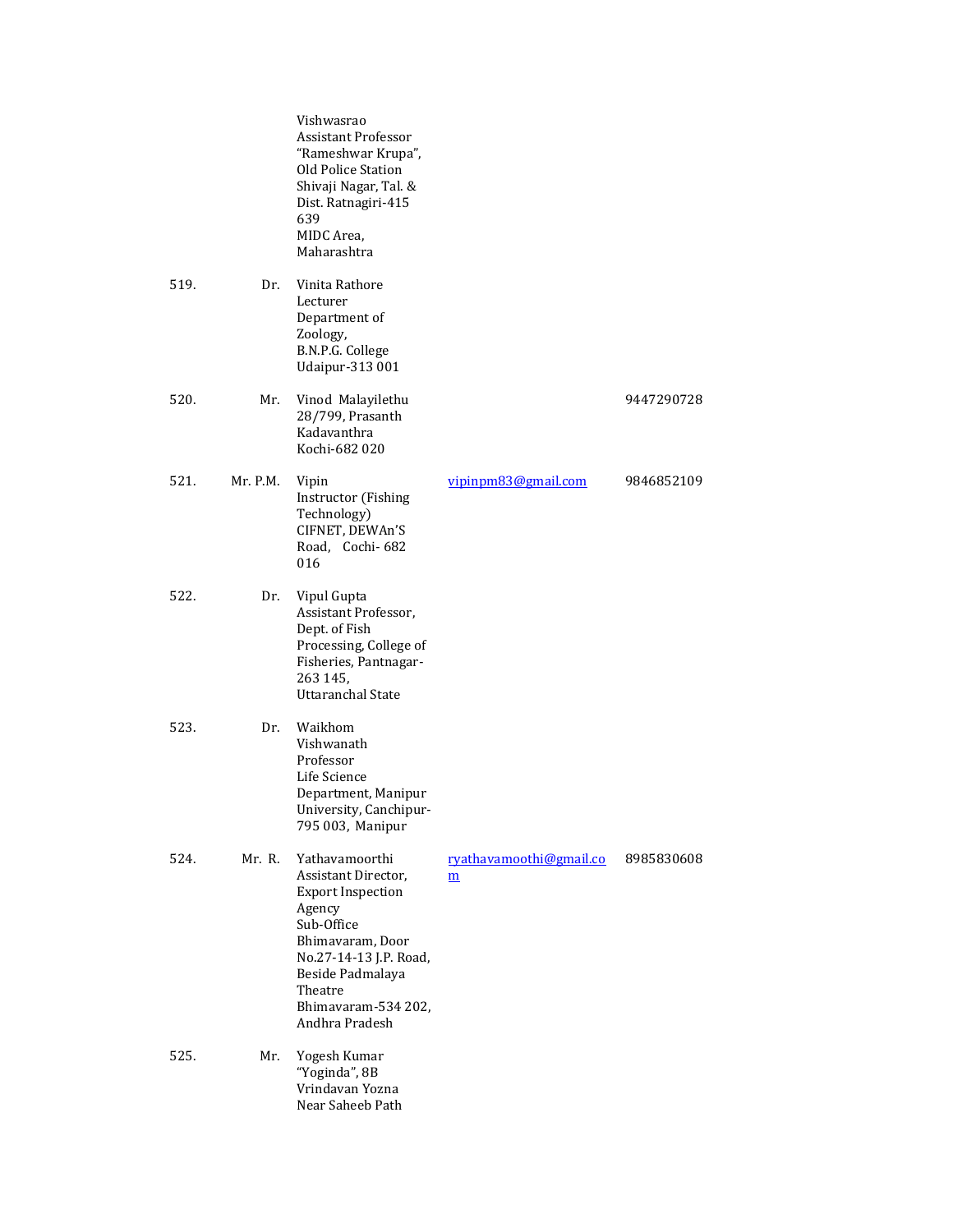| | | | | |
|---|---|---|---|---|
| | | Vishwasrao<br>Assistant Professor<br>"Rameshwar Krupa",<br>Old Police Station<br>Shivaji Nagar, Tal. &<br>Dist. Ratnagiri-415<br>639<br>MIDC Area,<br>Maharashtra | | |
| 519. | Dr. | Vinita Rathore<br>Lecturer<br>Department of<br>Zoology,<br>B.N.P.G. College<br>Udaipur-313 001 | | |
| 520. | Mr. | Vinod Malayilethu<br>28/799, Prasanth<br>Kadavanthra<br>Kochi-682 020 | | 9447290728 |
| 521. | Mr. P.M. | Vipin<br>Instructor (Fishing<br>Technology)<br>CIFNET, DEWAn'S<br>Road, Cochi- 682<br>016 | vipinpm83@gmail.com | 9846852109 |
| 522. | Dr. | Vipul Gupta<br>Assistant Professor,<br>Dept. of Fish<br>Processing, College of<br>Fisheries, Pantnagar-<br>263 145,<br>Uttaranchal State | | |
| 523. | Dr. | Waikhom<br>Vishwanath<br>Professor<br>Life Science<br>Department, Manipur<br>University, Canchipur-<br>795 003, Manipur | | |
| 524. | Mr. R. | Yathavamoorthi<br>Assistant Director,<br>Export Inspection<br>Agency<br>Sub-Office<br>Bhimavaram, Door<br>No.27-14-13 J.P. Road,<br>Beside Padmalaya<br>Theatre<br>Bhimavaram-534 202,<br>Andhra Pradesh | ryathavamoothi@gmail.com | 8985830608 |
| 525. | Mr. | Yogesh Kumar<br>"Yoginda", 8B<br>Vrindavan Yozna<br>Near Saheeb Path | | |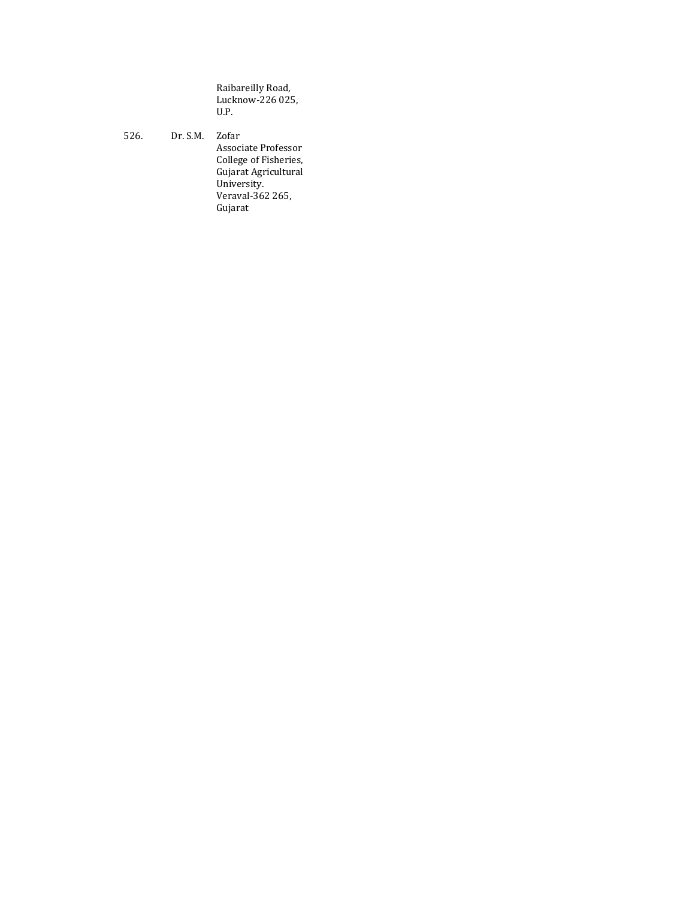| | | |
|---|---|---|
| | | Raibareilly Road,<br>Lucknow-226 025,<br>U.P. |
| 526. | Dr. S.M. | Zofar<br>Associate Professor<br>College of Fisheries,<br>Gujarat Agricultural<br>University.<br>Veraval-362 265,<br>Gujarat |